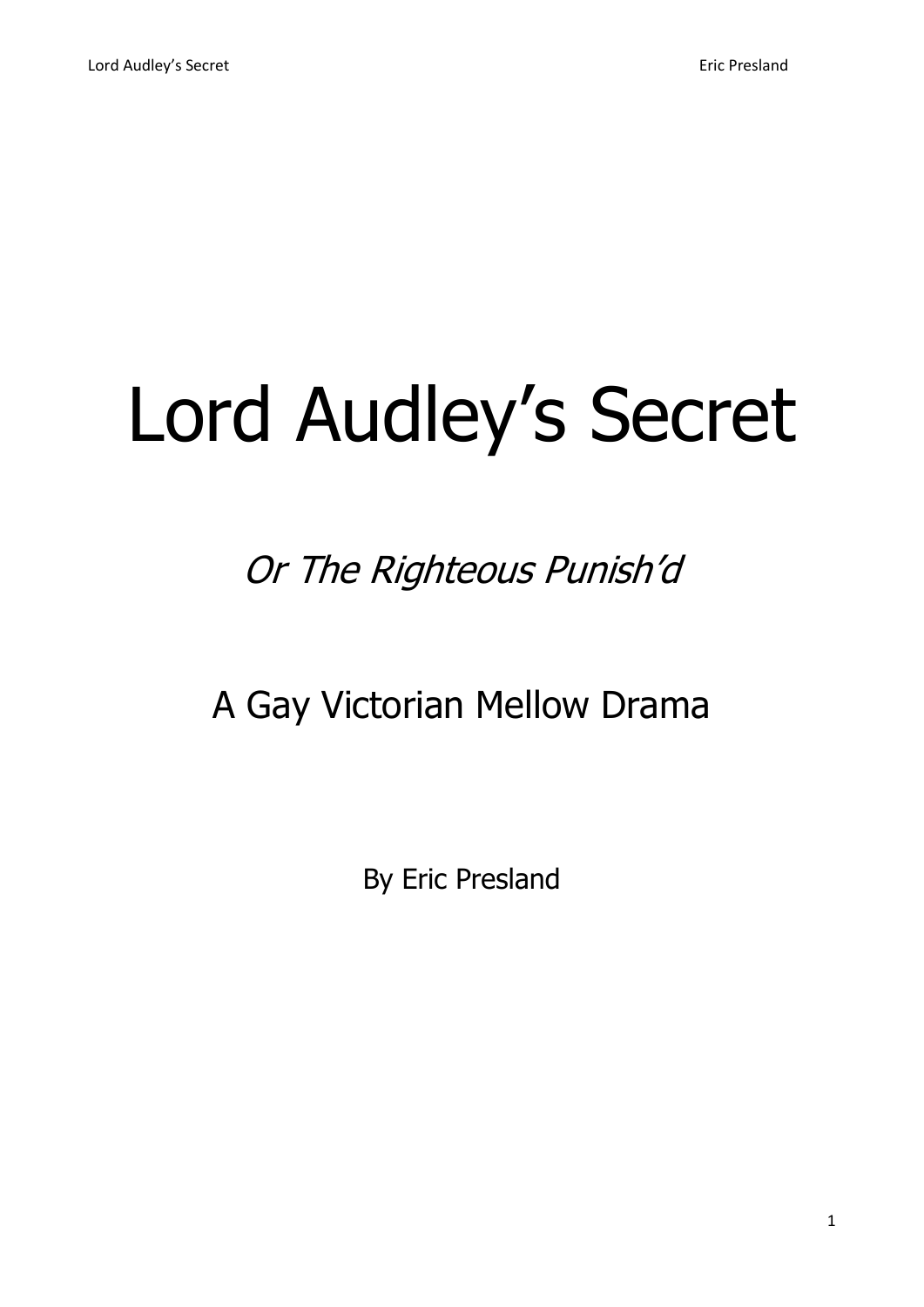# Lord Audley's Secret

*Or The Righteous Punish'd*

## A Gay Victorian Mellow Drama

By Eric Presland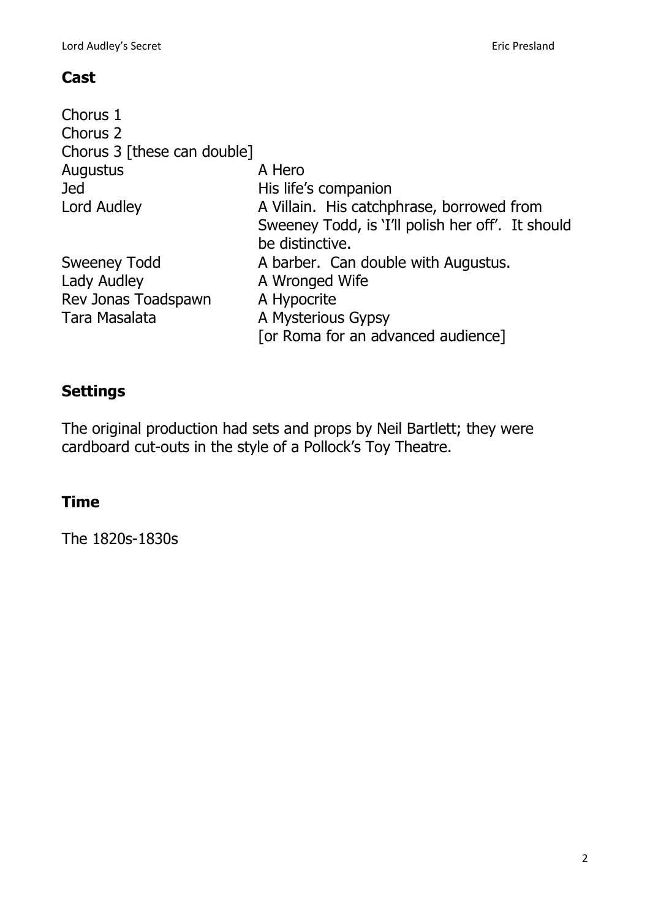## Cast

| | |
|---|---|
| Chorus 1 | |
| Chorus 2 | |
| Chorus 3 [these can double] | |
| Augustus | A Hero |
| Jed | His life's companion |
| Lord Audley | A Villain. His catchphrase, borrowed from Sweeney Todd, is 'I'll polish her off'. It should be distinctive. |
| Sweeney Todd | A barber. Can double with Augustus. |
| Lady Audley | A Wronged Wife |
| Rev Jonas Toadspawn | A Hypocrite |
| Tara Masalata | A Mysterious Gypsy [or Roma for an advanced audience] |

## Settings

The original production had sets and props by Neil Bartlett; they were cardboard cut-outs in the style of a Pollock's Toy Theatre.

## Time

The 1820s-1830s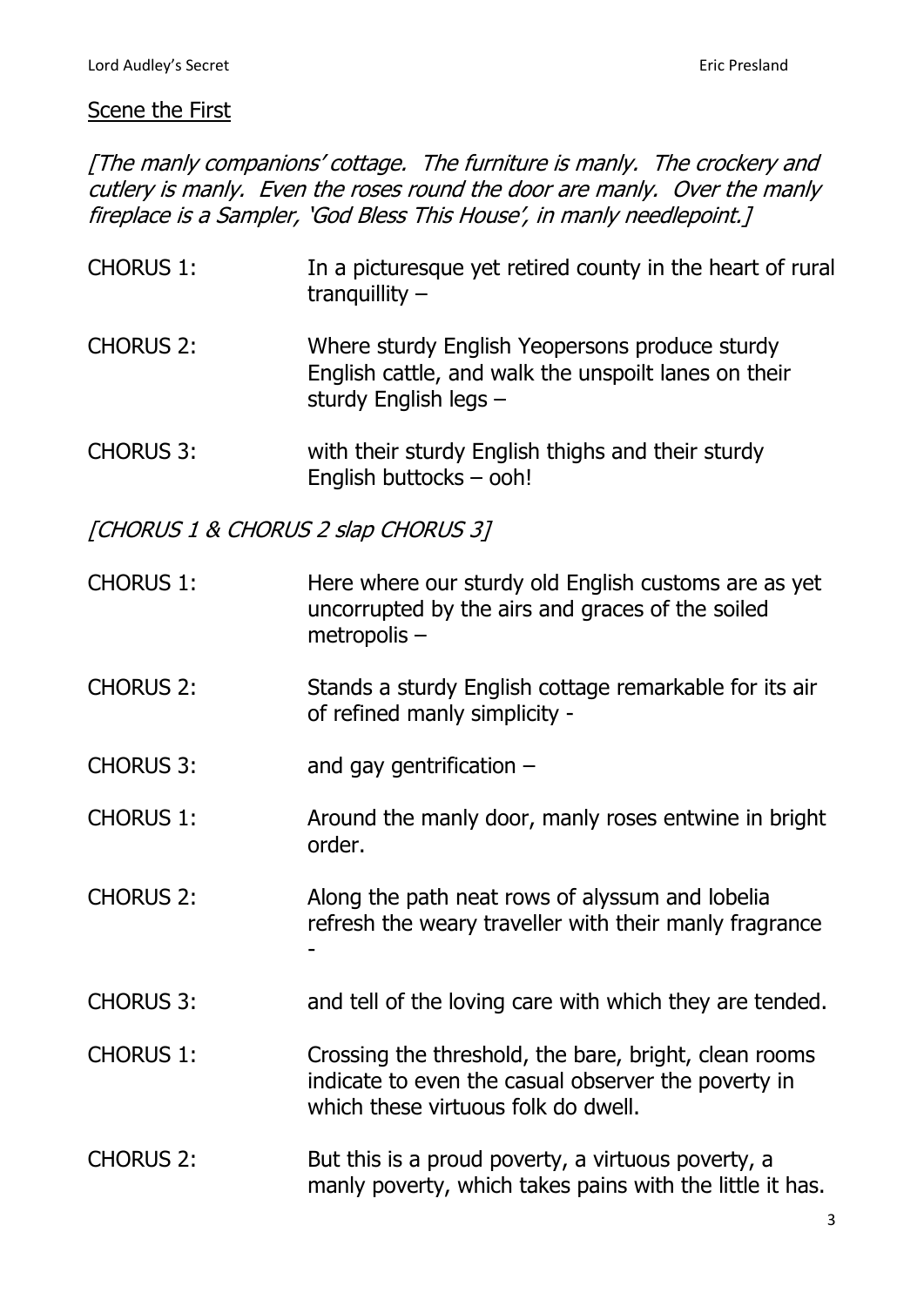Scene the First

*[The manly companions' cottage. The furniture is manly. The crockery and cutlery is manly. Even the roses round the door are manly. Over the manly fireplace is a Sampler, 'God Bless This House', in manly needlepoint.]*

CHORUS 1: In a picturesque yet retired county in the heart of rural tranquillity –

CHORUS 2: Where sturdy English Yeopersons produce sturdy English cattle, and walk the unspoilt lanes on their sturdy English legs –

CHORUS 3: with their sturdy English thighs and their sturdy English buttocks – ooh!

*[CHORUS 1 & CHORUS 2 slap CHORUS 3]*

CHORUS 1: Here where our sturdy old English customs are as yet uncorrupted by the airs and graces of the soiled metropolis –

CHORUS 2: Stands a sturdy English cottage remarkable for its air of refined manly simplicity -

CHORUS 3: and gay gentrification –

CHORUS 1: Around the manly door, manly roses entwine in bright order.

CHORUS 2: Along the path neat rows of alyssum and lobelia refresh the weary traveller with their manly fragrance -

CHORUS 3: and tell of the loving care with which they are tended.

CHORUS 1: Crossing the threshold, the bare, bright, clean rooms indicate to even the casual observer the poverty in which these virtuous folk do dwell.

CHORUS 2: But this is a proud poverty, a virtuous poverty, a manly poverty, which takes pains with the little it has.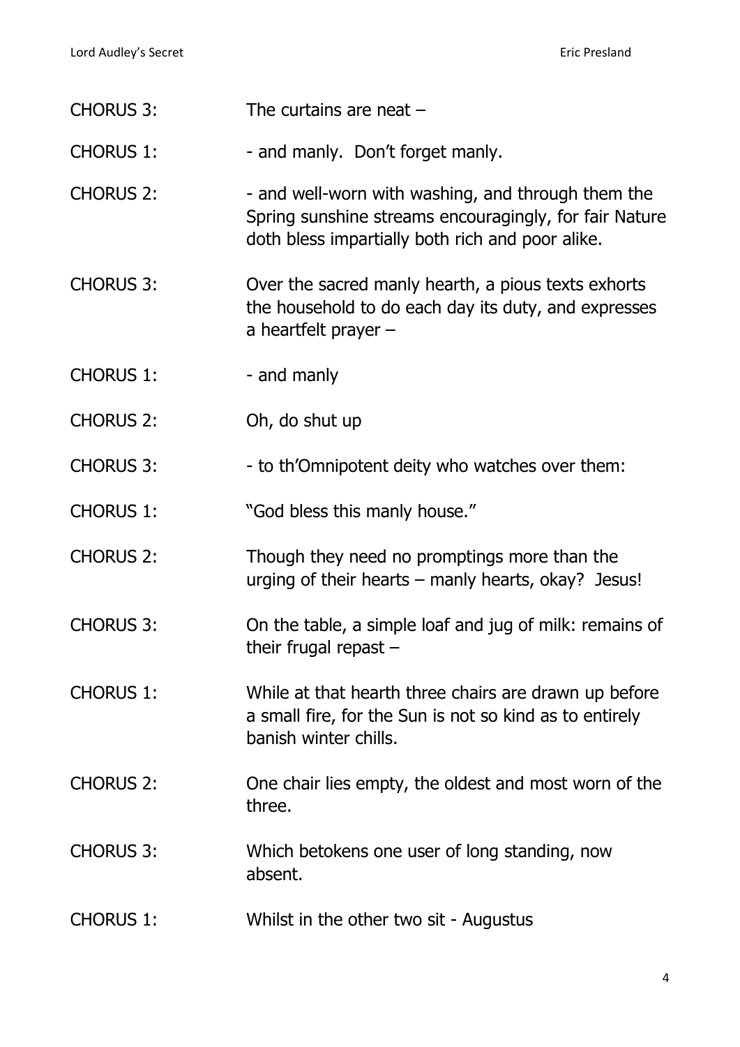CHORUS 3: The curtains are neat –

CHORUS 1: - and manly. Don't forget manly.

CHORUS 2: - and well-worn with washing, and through them the Spring sunshine streams encouragingly, for fair Nature doth bless impartially both rich and poor alike.

CHORUS 3: Over the sacred manly hearth, a pious texts exhorts the household to do each day its duty, and expresses a heartfelt prayer –

CHORUS 1: - and manly

CHORUS 2: Oh, do shut up

CHORUS 3: - to th'Omnipotent deity who watches over them:

CHORUS 1: "God bless this manly house."

CHORUS 2: Though they need no promptings more than the urging of their hearts – manly hearts, okay? Jesus!

CHORUS 3: On the table, a simple loaf and jug of milk: remains of their frugal repast –

CHORUS 1: While at that hearth three chairs are drawn up before a small fire, for the Sun is not so kind as to entirely banish winter chills.

CHORUS 2: One chair lies empty, the oldest and most worn of the three.

CHORUS 3: Which betokens one user of long standing, now absent.

CHORUS 1: Whilst in the other two sit - Augustus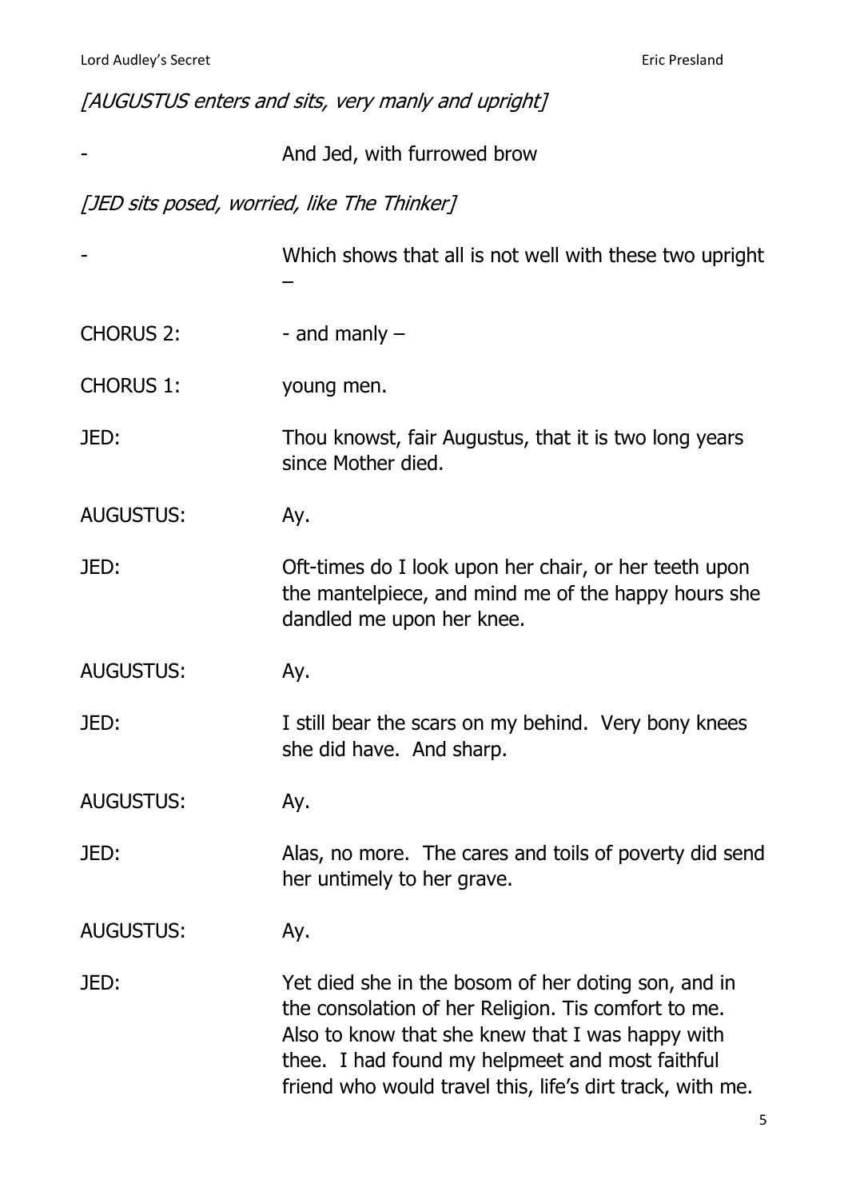*[AUGUSTUS enters and sits, very manly and upright]*

- And Jed, with furrowed brow

*[JED sits posed, worried, like The Thinker]*

- Which shows that all is not well with these two upright –

CHORUS 2: - and manly –

CHORUS 1: young men.

JED: Thou knowst, fair Augustus, that it is two long years since Mother died.

AUGUSTUS: Ay.

JED: Oft-times do I look upon her chair, or her teeth upon the mantelpiece, and mind me of the happy hours she dandled me upon her knee.

AUGUSTUS: Ay.

JED: I still bear the scars on my behind. Very bony knees she did have. And sharp.

AUGUSTUS: Ay.

JED: Alas, no more. The cares and toils of poverty did send her untimely to her grave.

AUGUSTUS: Ay.

JED: Yet died she in the bosom of her doting son, and in the consolation of her Religion. Tis comfort to me. Also to know that she knew that I was happy with thee. I had found my helpmeet and most faithful friend who would travel this, life's dirt track, with me.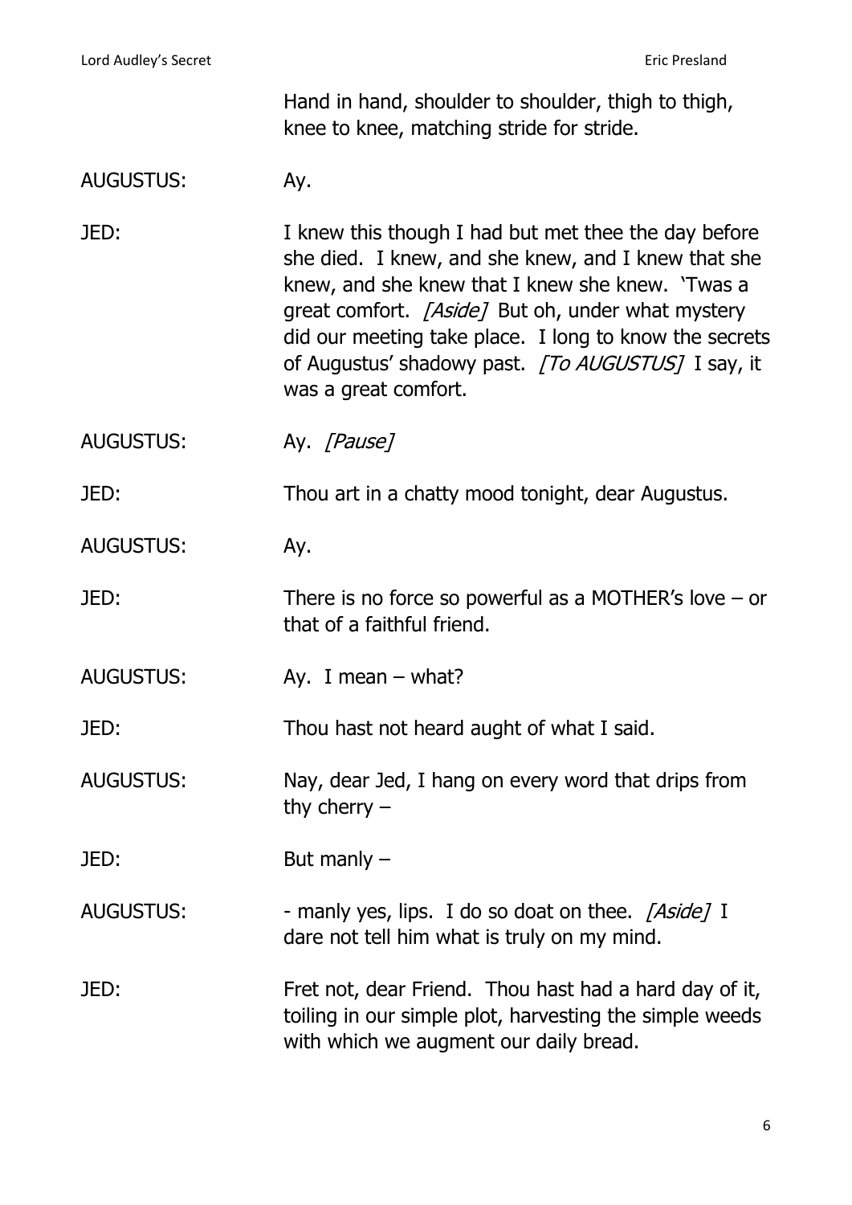Hand in hand, shoulder to shoulder, thigh to thigh, knee to knee, matching stride for stride.

AUGUSTUS: Ay.

JED: I knew this though I had but met thee the day before she died. I knew, and she knew, and I knew that she knew, and she knew that I knew she knew. 'Twas a great comfort. *[Aside]* But oh, under what mystery did our meeting take place. I long to know the secrets of Augustus' shadowy past. *[To AUGUSTUS]* I say, it was a great comfort.

AUGUSTUS: Ay. *[Pause]*

JED: Thou art in a chatty mood tonight, dear Augustus.

AUGUSTUS: Ay.

JED: There is no force so powerful as a MOTHER's love – or that of a faithful friend.

AUGUSTUS: Ay. I mean – what?

JED: Thou hast not heard aught of what I said.

AUGUSTUS: Nay, dear Jed, I hang on every word that drips from thy cherry –

JED: But manly –

AUGUSTUS: - manly yes, lips. I do so doat on thee. *[Aside]* I dare not tell him what is truly on my mind.

JED: Fret not, dear Friend. Thou hast had a hard day of it, toiling in our simple plot, harvesting the simple weeds with which we augment our daily bread.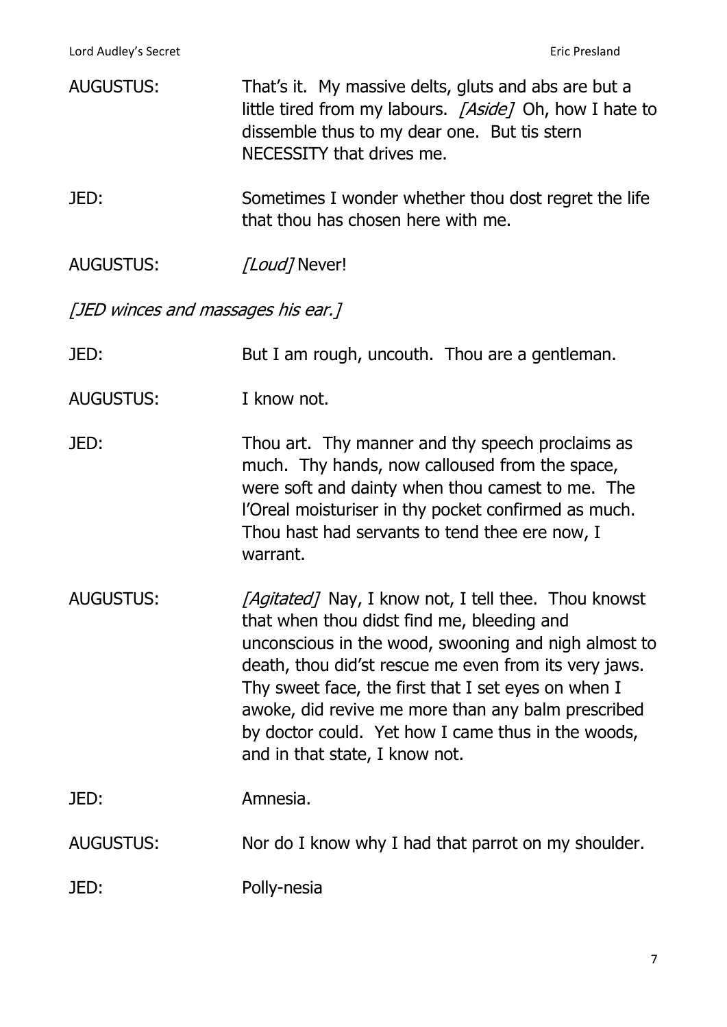AUGUSTUS: That's it. My massive delts, gluts and abs are but a little tired from my labours. *[Aside]* Oh, how I hate to dissemble thus to my dear one. But tis stern NECESSITY that drives me.

JED: Sometimes I wonder whether thou dost regret the life that thou has chosen here with me.

AUGUSTUS: *[Loud]* Never!

*[JED winces and massages his ear.]*

JED: But I am rough, uncouth. Thou are a gentleman.

AUGUSTUS: I know not.

JED: Thou art. Thy manner and thy speech proclaims as much. Thy hands, now calloused from the space, were soft and dainty when thou camest to me. The l'Oreal moisturiser in thy pocket confirmed as much. Thou hast had servants to tend thee ere now, I warrant.

AUGUSTUS: *[Agitated]* Nay, I know not, I tell thee. Thou knowst that when thou didst find me, bleeding and unconscious in the wood, swooning and nigh almost to death, thou did'st rescue me even from its very jaws. Thy sweet face, the first that I set eyes on when I awoke, did revive me more than any balm prescribed by doctor could. Yet how I came thus in the woods, and in that state, I know not.

JED: Amnesia.

AUGUSTUS: Nor do I know why I had that parrot on my shoulder.

JED: Polly-nesia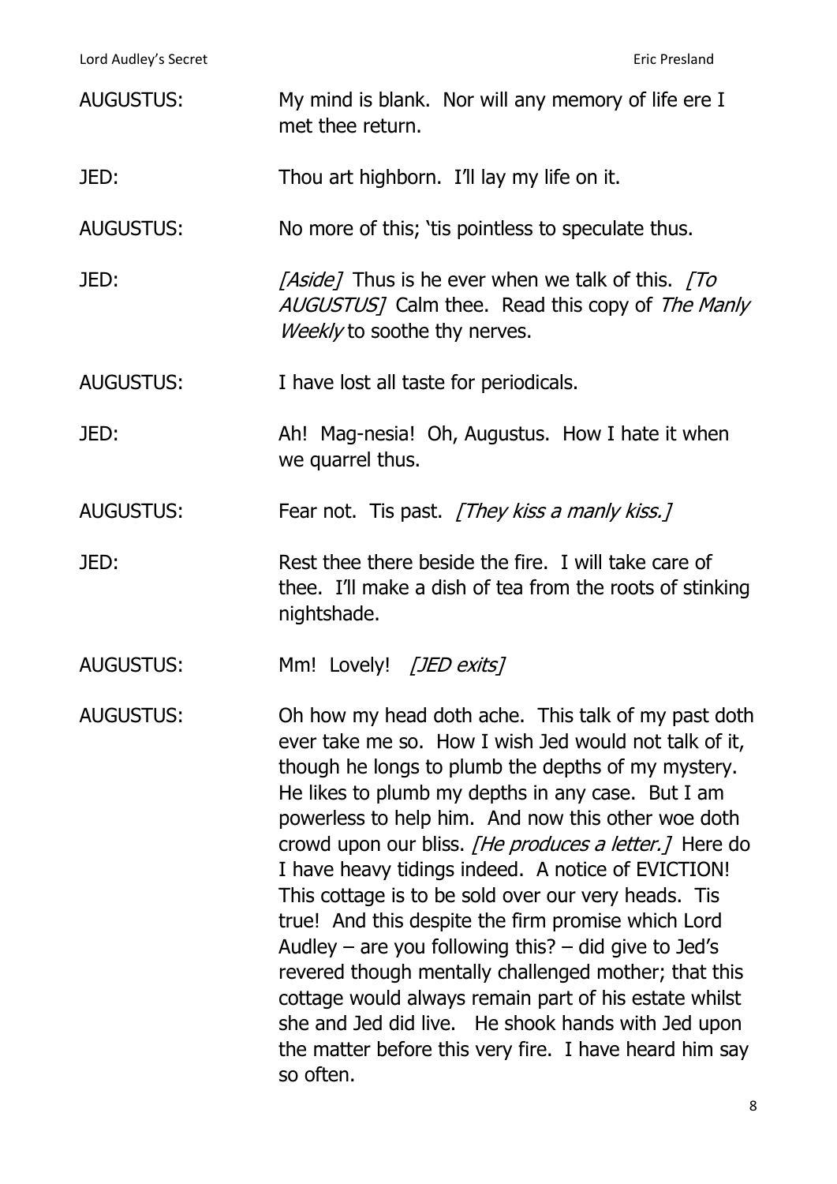AUGUSTUS: My mind is blank. Nor will any memory of life ere I met thee return.

JED: Thou art highborn. I'll lay my life on it.

AUGUSTUS: No more of this; 'tis pointless to speculate thus.

JED: *[Aside]* Thus is he ever when we talk of this. *[To AUGUSTUS]* Calm thee. Read this copy of *The Manly Weekly* to soothe thy nerves.

AUGUSTUS: I have lost all taste for periodicals.

JED: Ah! Mag-nesia! Oh, Augustus. How I hate it when we quarrel thus.

AUGUSTUS: Fear not. Tis past. *[They kiss a manly kiss.]*

JED: Rest thee there beside the fire. I will take care of thee. I'll make a dish of tea from the roots of stinking nightshade.

AUGUSTUS: Mm! Lovely! *[JED exits]*

AUGUSTUS: Oh how my head doth ache. This talk of my past doth ever take me so. How I wish Jed would not talk of it, though he longs to plumb the depths of my mystery. He likes to plumb my depths in any case. But I am powerless to help him. And now this other woe doth crowd upon our bliss. *[He produces a letter.]* Here do I have heavy tidings indeed. A notice of EVICTION! This cottage is to be sold over our very heads. Tis true! And this despite the firm promise which Lord Audley – are you following this? – did give to Jed's revered though mentally challenged mother; that this cottage would always remain part of his estate whilst she and Jed did live. He shook hands with Jed upon the matter before this very fire. I have heard him say so often.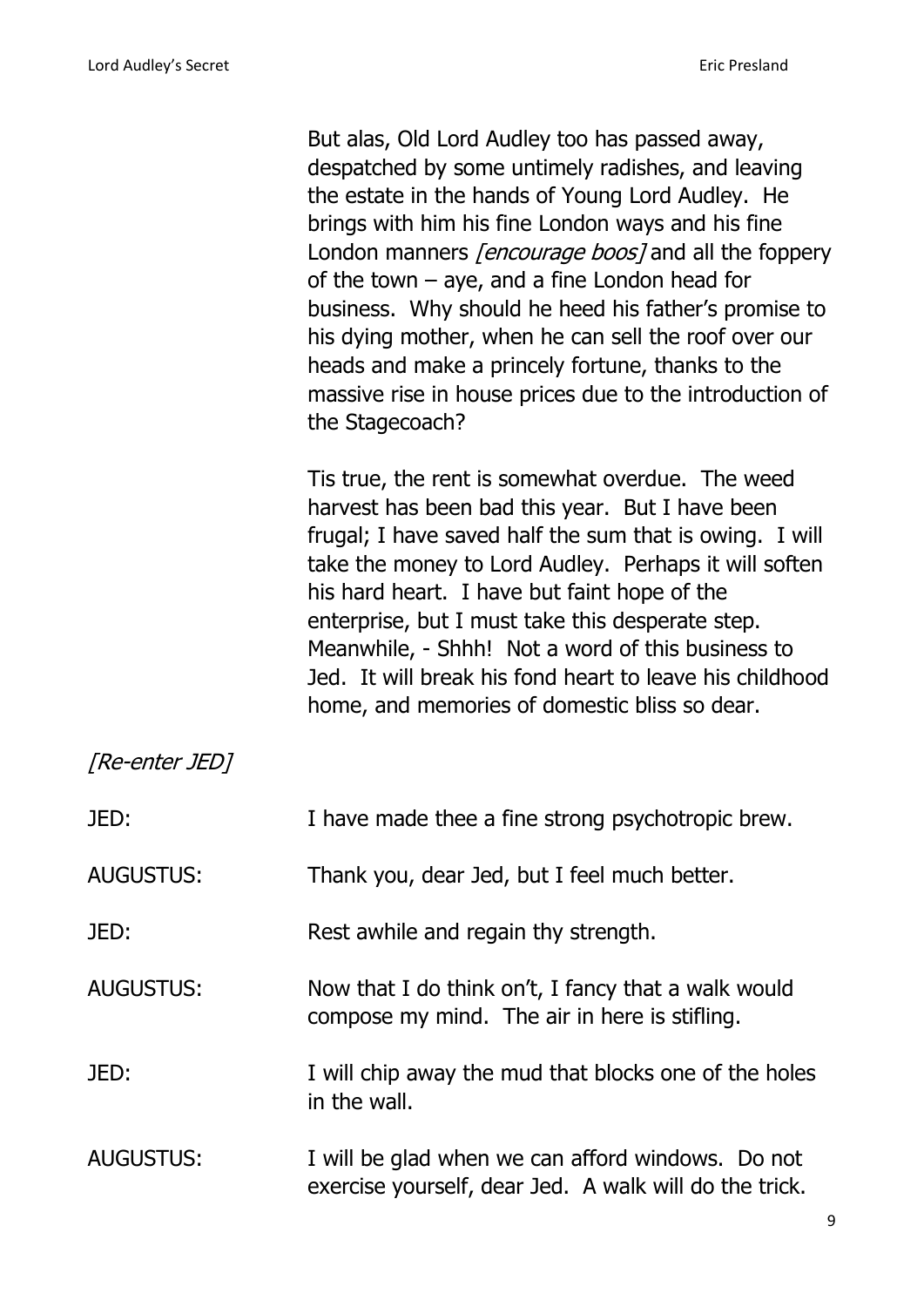But alas, Old Lord Audley too has passed away, despatched by some untimely radishes, and leaving the estate in the hands of Young Lord Audley. He brings with him his fine London ways and his fine London manners *[encourage boos]* and all the foppery of the town – aye, and a fine London head for business. Why should he heed his father's promise to his dying mother, when he can sell the roof over our heads and make a princely fortune, thanks to the massive rise in house prices due to the introduction of the Stagecoach?

Tis true, the rent is somewhat overdue. The weed harvest has been bad this year. But I have been frugal; I have saved half the sum that is owing. I will take the money to Lord Audley. Perhaps it will soften his hard heart. I have but faint hope of the enterprise, but I must take this desperate step. Meanwhile, - Shhh! Not a word of this business to Jed. It will break his fond heart to leave his childhood home, and memories of domestic bliss so dear.

*[Re-enter JED]*

JED: I have made thee a fine strong psychotropic brew.

AUGUSTUS: Thank you, dear Jed, but I feel much better.

JED: Rest awhile and regain thy strength.

AUGUSTUS: Now that I do think on't, I fancy that a walk would compose my mind. The air in here is stifling.

JED: I will chip away the mud that blocks one of the holes in the wall.

AUGUSTUS: I will be glad when we can afford windows. Do not exercise yourself, dear Jed. A walk will do the trick.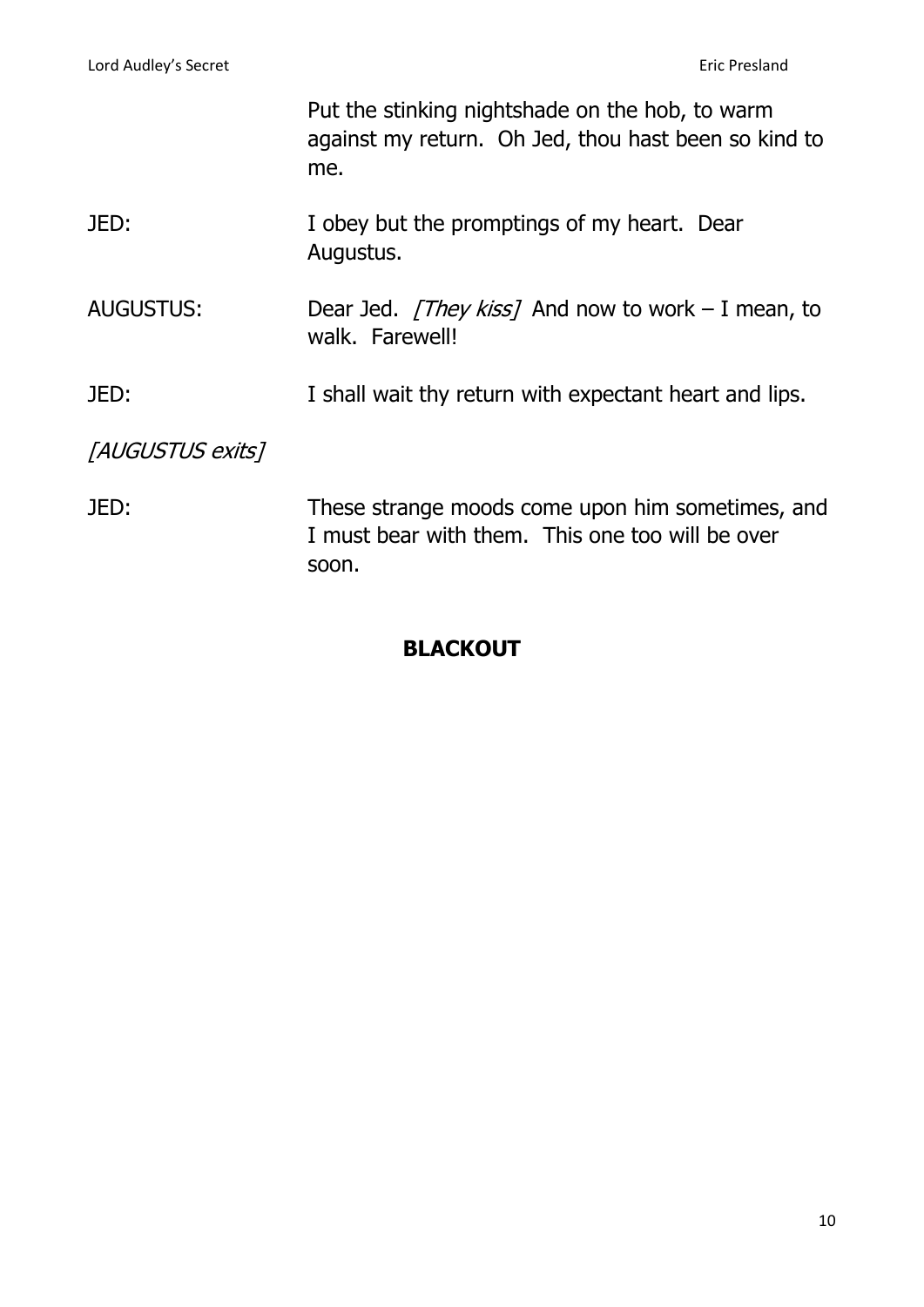Put the stinking nightshade on the hob, to warm against my return. Oh Jed, thou hast been so kind to me.

JED: I obey but the promptings of my heart. Dear Augustus.

AUGUSTUS: Dear Jed. *[They kiss]* And now to work – I mean, to walk. Farewell!

JED: I shall wait thy return with expectant heart and lips.

*[AUGUSTUS exits]*

JED: These strange moods come upon him sometimes, and I must bear with them. This one too will be over soon.

**BLACKOUT**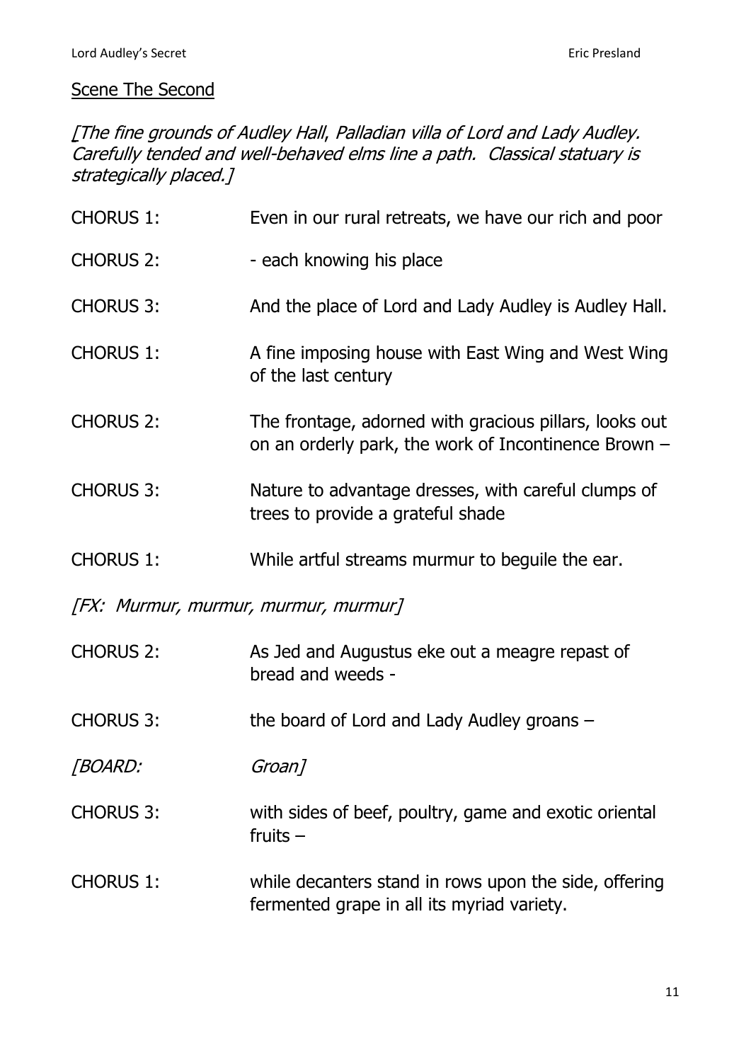<u>Scene The Second</u>

*[The fine grounds of Audley Hall, Palladian villa of Lord and Lady Audley. Carefully tended and well-behaved elms line a path. Classical statuary is strategically placed.]*

CHORUS 1: Even in our rural retreats, we have our rich and poor

CHORUS 2: - each knowing his place

CHORUS 3: And the place of Lord and Lady Audley is Audley Hall.

CHORUS 1: A fine imposing house with East Wing and West Wing of the last century

CHORUS 2: The frontage, adorned with gracious pillars, looks out on an orderly park, the work of Incontinence Brown –

CHORUS 3: Nature to advantage dresses, with careful clumps of trees to provide a grateful shade

CHORUS 1: While artful streams murmur to beguile the ear.

*[FX: Murmur, murmur, murmur, murmur]*

CHORUS 2: As Jed and Augustus eke out a meagre repast of bread and weeds -

CHORUS 3: the board of Lord and Lady Audley groans –

*[BOARD: Groan]*

CHORUS 3: with sides of beef, poultry, game and exotic oriental fruits –

CHORUS 1: while decanters stand in rows upon the side, offering fermented grape in all its myriad variety.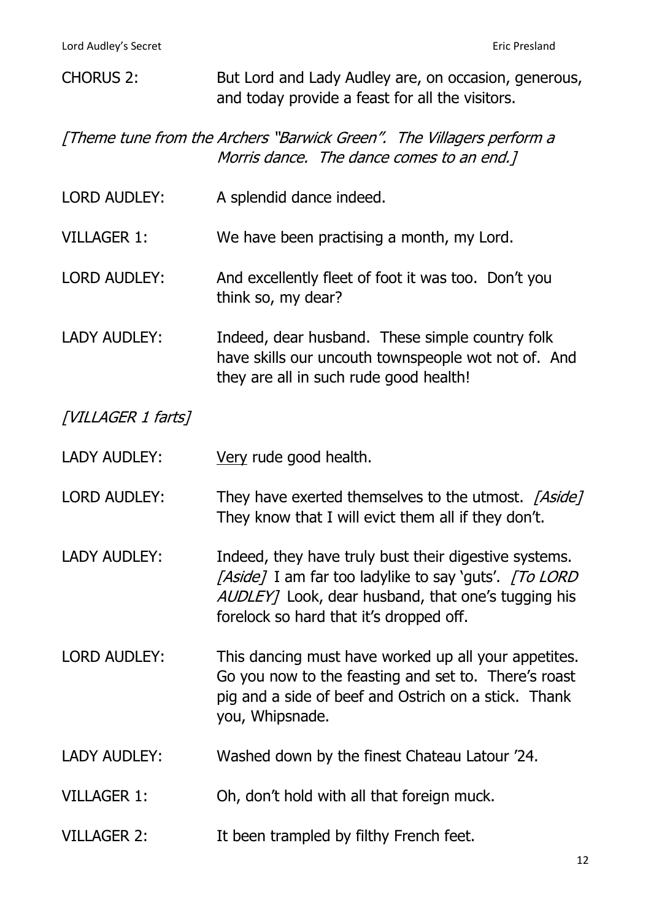CHORUS 2: But Lord and Lady Audley are, on occasion, generous, and today provide a feast for all the visitors.

*[Theme tune from the Archers "Barwick Green". The Villagers perform a Morris dance. The dance comes to an end.]*

LORD AUDLEY: A splendid dance indeed.

VILLAGER 1: We have been practising a month, my Lord.

LORD AUDLEY: And excellently fleet of foot it was too. Don't you think so, my dear?

LADY AUDLEY: Indeed, dear husband. These simple country folk have skills our uncouth townspeople wot not of. And they are all in such rude good health!

*[VILLAGER 1 farts]*

LADY AUDLEY: <u>Very</u> rude good health.

LORD AUDLEY: They have exerted themselves to the utmost. *[Aside]* They know that I will evict them all if they don't.

LADY AUDLEY: Indeed, they have truly bust their digestive systems. *[Aside]* I am far too ladylike to say 'guts'. *[To LORD AUDLEY]* Look, dear husband, that one's tugging his forelock so hard that it's dropped off.

LORD AUDLEY: This dancing must have worked up all your appetites. Go you now to the feasting and set to. There's roast pig and a side of beef and Ostrich on a stick. Thank you, Whipsnade.

LADY AUDLEY: Washed down by the finest Chateau Latour '24.

VILLAGER 1: Oh, don't hold with all that foreign muck.

VILLAGER 2: It been trampled by filthy French feet.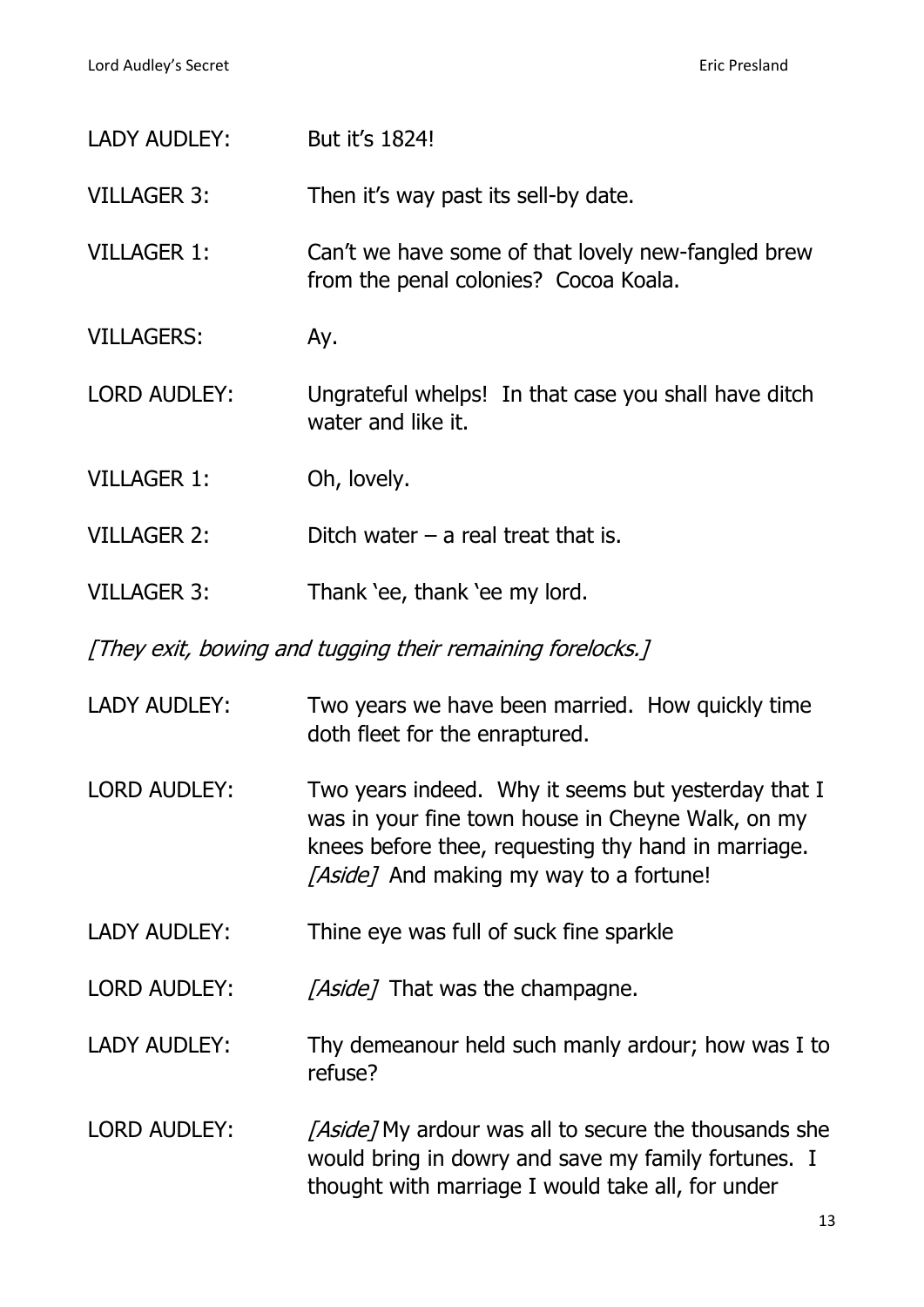LADY AUDLEY: But it's 1824!

VILLAGER 3: Then it's way past its sell-by date.

VILLAGER 1: Can't we have some of that lovely new-fangled brew from the penal colonies? Cocoa Koala.

VILLAGERS: Ay.

LORD AUDLEY: Ungrateful whelps! In that case you shall have ditch water and like it.

VILLAGER 1: Oh, lovely.

VILLAGER 2: Ditch water – a real treat that is.

VILLAGER 3: Thank 'ee, thank 'ee my lord.

*[They exit, bowing and tugging their remaining forelocks.]*

LADY AUDLEY: Two years we have been married. How quickly time doth fleet for the enraptured.

LORD AUDLEY: Two years indeed. Why it seems but yesterday that I was in your fine town house in Cheyne Walk, on my knees before thee, requesting thy hand in marriage. *[Aside]* And making my way to a fortune!

LADY AUDLEY: Thine eye was full of suck fine sparkle

LORD AUDLEY: *[Aside]* That was the champagne.

LADY AUDLEY: Thy demeanour held such manly ardour; how was I to refuse?

LORD AUDLEY: *[Aside]* My ardour was all to secure the thousands she would bring in dowry and save my family fortunes. I thought with marriage I would take all, for under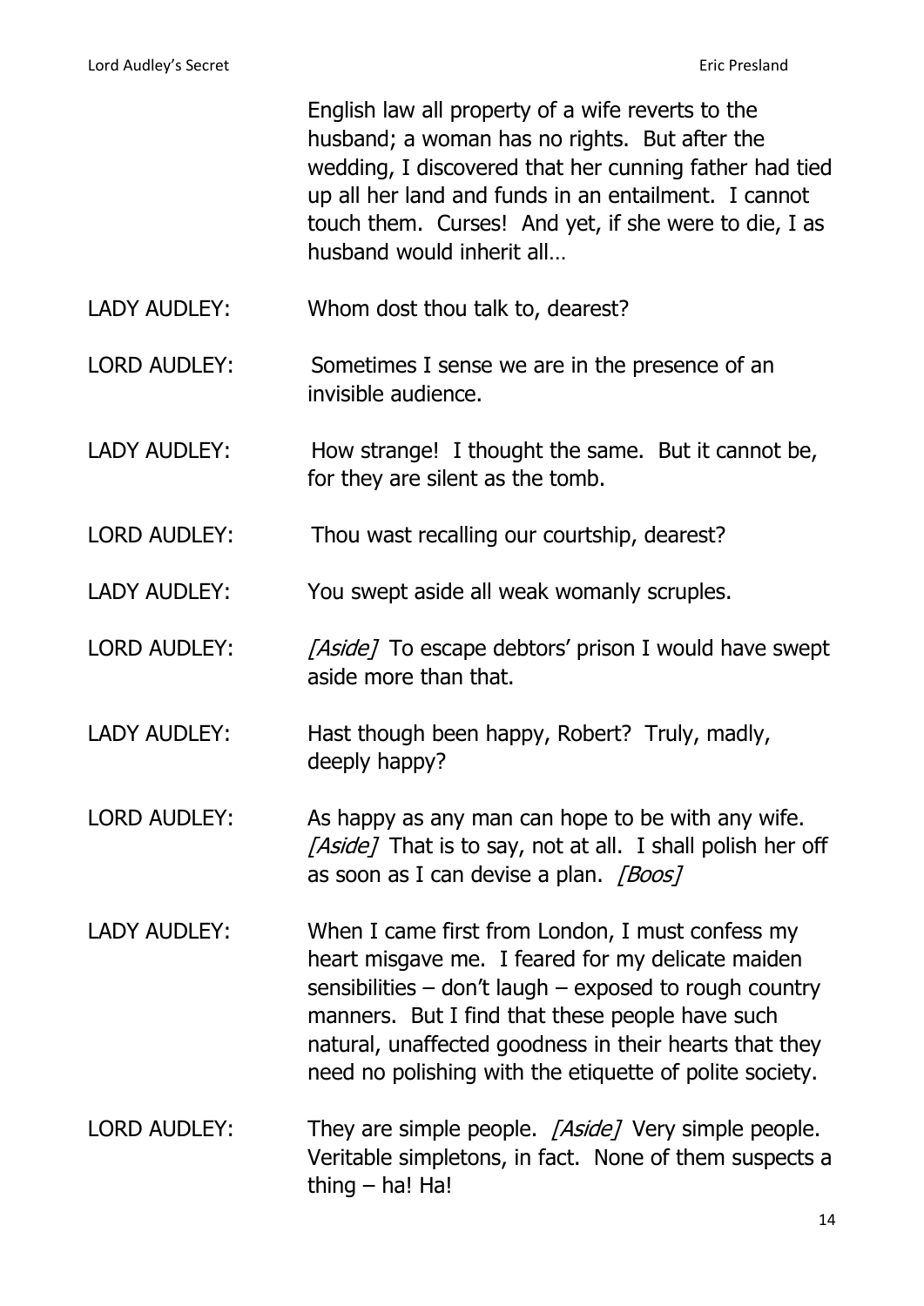English law all property of a wife reverts to the husband; a woman has no rights. But after the wedding, I discovered that her cunning father had tied up all her land and funds in an entailment. I cannot touch them. Curses! And yet, if she were to die, I as husband would inherit all…

LADY AUDLEY: Whom dost thou talk to, dearest?

LORD AUDLEY: Sometimes I sense we are in the presence of an invisible audience.

LADY AUDLEY: How strange! I thought the same. But it cannot be, for they are silent as the tomb.

LORD AUDLEY: Thou wast recalling our courtship, dearest?

LADY AUDLEY: You swept aside all weak womanly scruples.

LORD AUDLEY: *[Aside]* To escape debtors' prison I would have swept aside more than that.

LADY AUDLEY: Hast though been happy, Robert? Truly, madly, deeply happy?

LORD AUDLEY: As happy as any man can hope to be with any wife. *[Aside]* That is to say, not at all. I shall polish her off as soon as I can devise a plan. *[Boos]*

LADY AUDLEY: When I came first from London, I must confess my heart misgave me. I feared for my delicate maiden sensibilities – don't laugh – exposed to rough country manners. But I find that these people have such natural, unaffected goodness in their hearts that they need no polishing with the etiquette of polite society.

LORD AUDLEY: They are simple people. *[Aside]* Very simple people. Veritable simpletons, in fact. None of them suspects a thing – ha! Ha!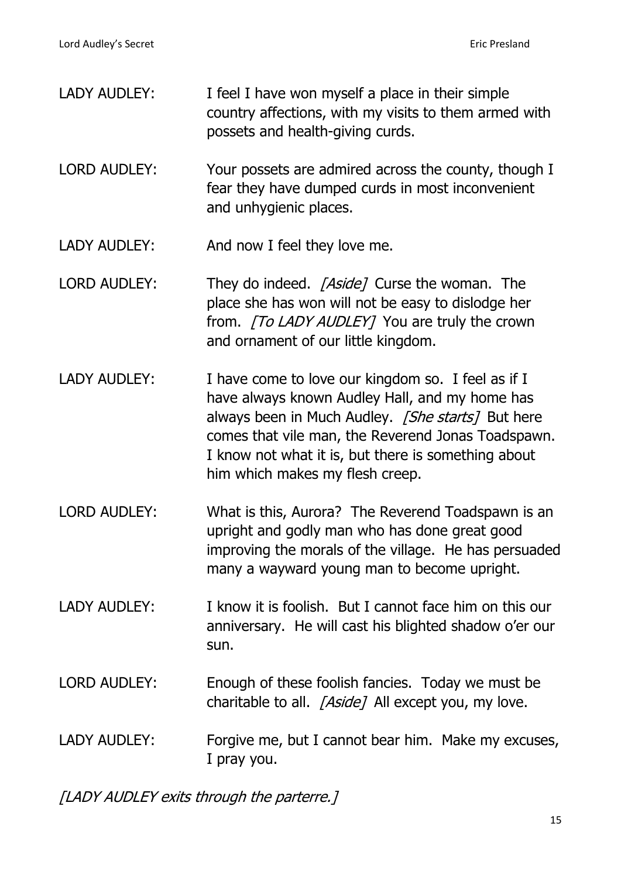LADY AUDLEY: I feel I have won myself a place in their simple country affections, with my visits to them armed with possets and health-giving curds.

LORD AUDLEY: Your possets are admired across the county, though I fear they have dumped curds in most inconvenient and unhygienic places.

LADY AUDLEY: And now I feel they love me.

LORD AUDLEY: They do indeed. *[Aside]* Curse the woman. The place she has won will not be easy to dislodge her from. *[To LADY AUDLEY]* You are truly the crown and ornament of our little kingdom.

LADY AUDLEY: I have come to love our kingdom so. I feel as if I have always known Audley Hall, and my home has always been in Much Audley. *[She starts]* But here comes that vile man, the Reverend Jonas Toadspawn. I know not what it is, but there is something about him which makes my flesh creep.

LORD AUDLEY: What is this, Aurora? The Reverend Toadspawn is an upright and godly man who has done great good improving the morals of the village. He has persuaded many a wayward young man to become upright.

LADY AUDLEY: I know it is foolish. But I cannot face him on this our anniversary. He will cast his blighted shadow o'er our sun.

LORD AUDLEY: Enough of these foolish fancies. Today we must be charitable to all. *[Aside]* All except you, my love.

LADY AUDLEY: Forgive me, but I cannot bear him. Make my excuses, I pray you.

*[LADY AUDLEY exits through the parterre.]*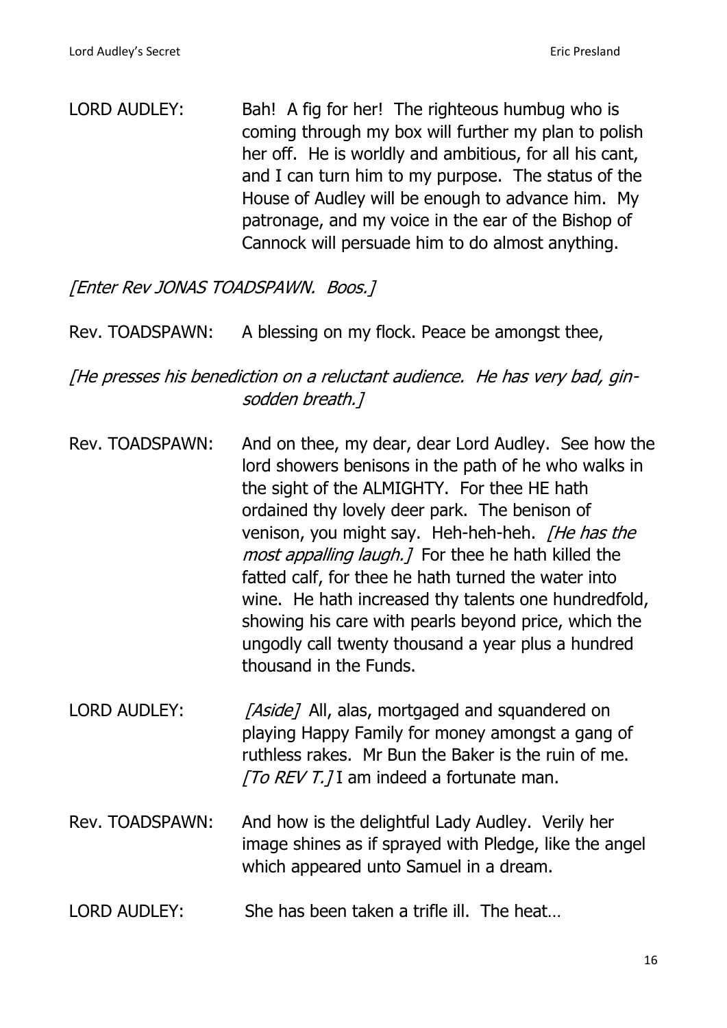LORD AUDLEY: Bah! A fig for her! The righteous humbug who is coming through my box will further my plan to polish her off. He is worldly and ambitious, for all his cant, and I can turn him to my purpose. The status of the House of Audley will be enough to advance him. My patronage, and my voice in the ear of the Bishop of Cannock will persuade him to do almost anything.

*[Enter Rev JONAS TOADSPAWN. Boos.]*

Rev. TOADSPAWN: A blessing on my flock. Peace be amongst thee,

*[He presses his benediction on a reluctant audience. He has very bad, gin-sodden breath.]*

Rev. TOADSPAWN: And on thee, my dear, dear Lord Audley. See how the lord showers benisons in the path of he who walks in the sight of the ALMIGHTY. For thee HE hath ordained thy lovely deer park. The benison of venison, you might say. Heh-heh-heh. *[He has the most appalling laugh.]* For thee he hath killed the fatted calf, for thee he hath turned the water into wine. He hath increased thy talents one hundredfold, showing his care with pearls beyond price, which the ungodly call twenty thousand a year plus a hundred thousand in the Funds.

LORD AUDLEY: *[Aside]* All, alas, mortgaged and squandered on playing Happy Family for money amongst a gang of ruthless rakes. Mr Bun the Baker is the ruin of me. *[To REV T.]* I am indeed a fortunate man.

Rev. TOADSPAWN: And how is the delightful Lady Audley. Verily her image shines as if sprayed with Pledge, like the angel which appeared unto Samuel in a dream.

LORD AUDLEY: She has been taken a trifle ill. The heat…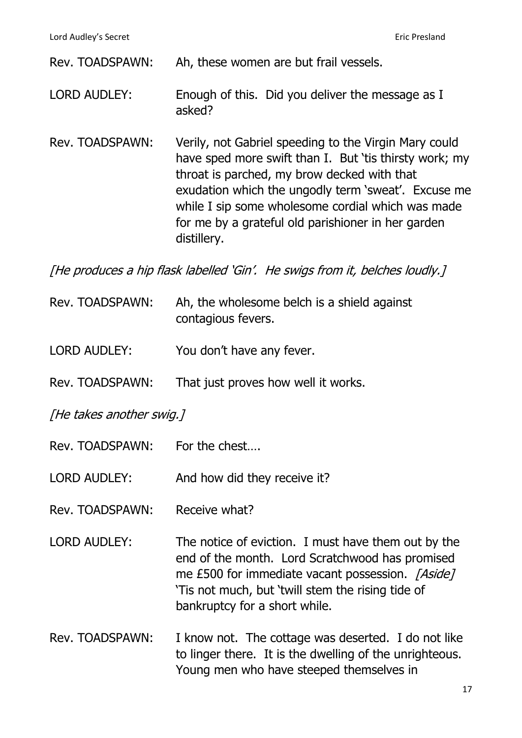Rev. TOADSPAWN: Ah, these women are but frail vessels.

LORD AUDLEY: Enough of this. Did you deliver the message as I asked?

Rev. TOADSPAWN: Verily, not Gabriel speeding to the Virgin Mary could have sped more swift than I. But 'tis thirsty work; my throat is parched, my brow decked with that exudation which the ungodly term 'sweat'. Excuse me while I sip some wholesome cordial which was made for me by a grateful old parishioner in her garden distillery.

*[He produces a hip flask labelled 'Gin'. He swigs from it, belches loudly.]*

Rev. TOADSPAWN: Ah, the wholesome belch is a shield against contagious fevers.

LORD AUDLEY: You don't have any fever.

Rev. TOADSPAWN: That just proves how well it works.

*[He takes another swig.]*

Rev. TOADSPAWN: For the chest….

LORD AUDLEY: And how did they receive it?

Rev. TOADSPAWN: Receive what?

LORD AUDLEY: The notice of eviction. I must have them out by the end of the month. Lord Scratchwood has promised me £500 for immediate vacant possession. *[Aside]* 'Tis not much, but 'twill stem the rising tide of bankruptcy for a short while.

Rev. TOADSPAWN: I know not. The cottage was deserted. I do not like to linger there. It is the dwelling of the unrighteous. Young men who have steeped themselves in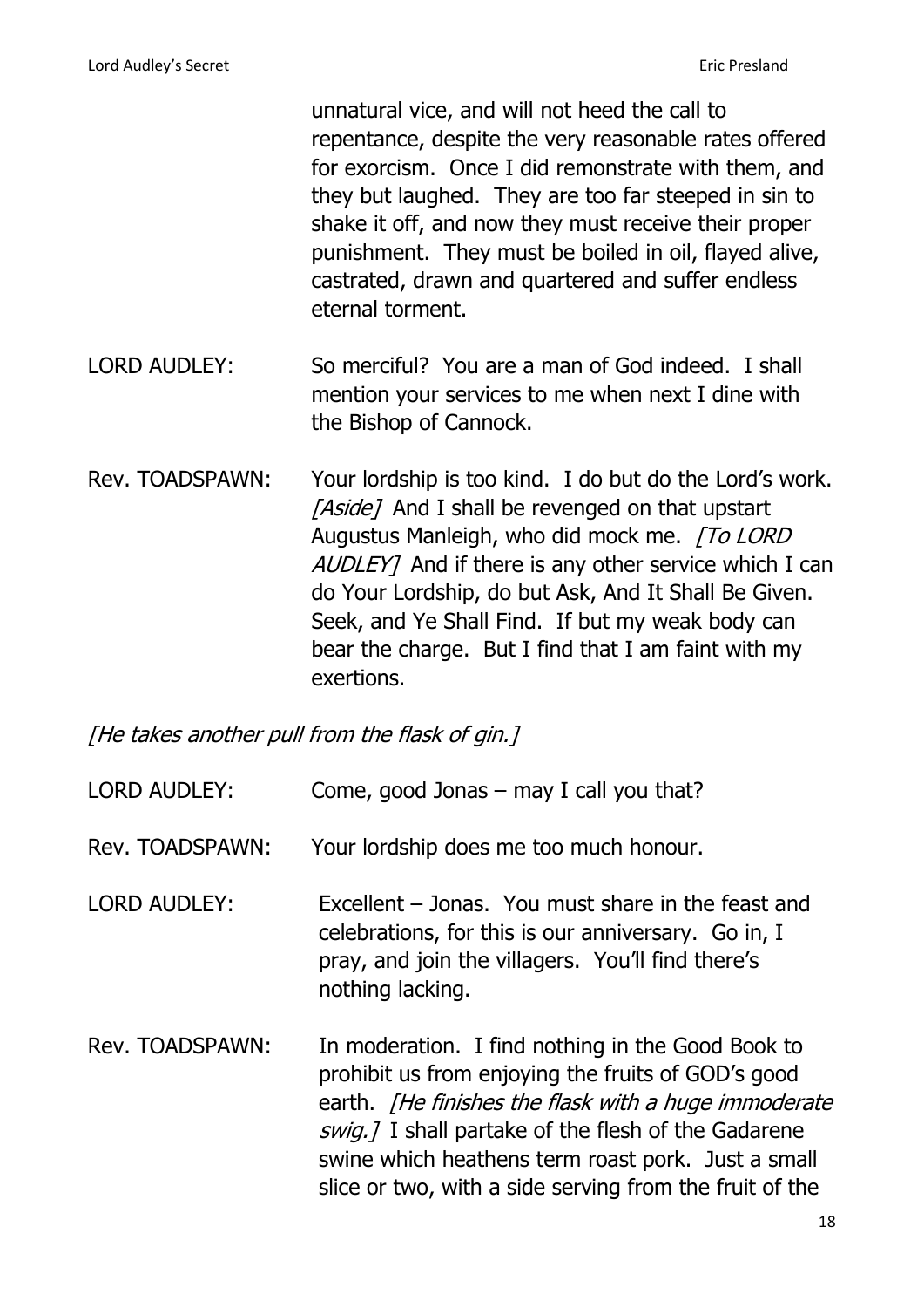unnatural vice, and will not heed the call to repentance, despite the very reasonable rates offered for exorcism. Once I did remonstrate with them, and they but laughed. They are too far steeped in sin to shake it off, and now they must receive their proper punishment. They must be boiled in oil, flayed alive, castrated, drawn and quartered and suffer endless eternal torment.

LORD AUDLEY: So merciful? You are a man of God indeed. I shall mention your services to me when next I dine with the Bishop of Cannock.

Rev. TOADSPAWN: Your lordship is too kind. I do but do the Lord's work. *[Aside]* And I shall be revenged on that upstart Augustus Manleigh, who did mock me. *[To LORD AUDLEY]* And if there is any other service which I can do Your Lordship, do but Ask, And It Shall Be Given. Seek, and Ye Shall Find. If but my weak body can bear the charge. But I find that I am faint with my exertions.

*[He takes another pull from the flask of gin.]*

LORD AUDLEY: Come, good Jonas – may I call you that?

Rev. TOADSPAWN: Your lordship does me too much honour.

LORD AUDLEY: Excellent – Jonas. You must share in the feast and celebrations, for this is our anniversary. Go in, I pray, and join the villagers. You'll find there's nothing lacking.

Rev. TOADSPAWN: In moderation. I find nothing in the Good Book to prohibit us from enjoying the fruits of GOD's good earth. *[He finishes the flask with a huge immoderate swig.]* I shall partake of the flesh of the Gadarene swine which heathens term roast pork. Just a small slice or two, with a side serving from the fruit of the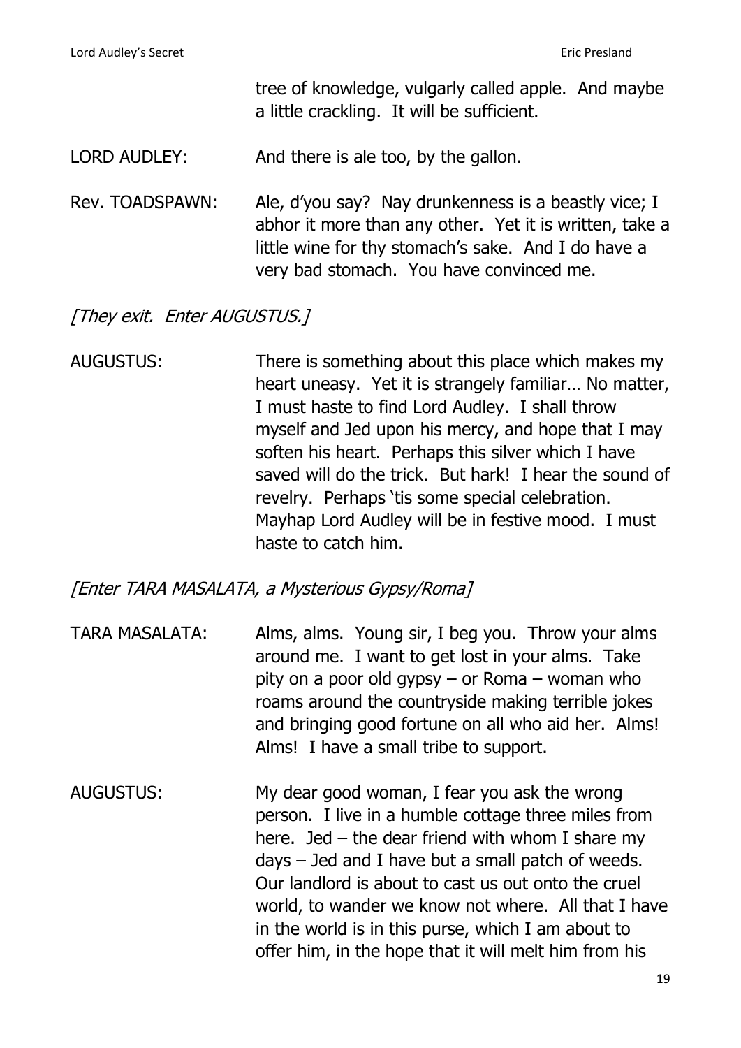tree of knowledge, vulgarly called apple. And maybe a little crackling. It will be sufficient.

LORD AUDLEY: And there is ale too, by the gallon.

Rev. TOADSPAWN: Ale, d'you say? Nay drunkenness is a beastly vice; I abhor it more than any other. Yet it is written, take a little wine for thy stomach's sake. And I do have a very bad stomach. You have convinced me.

*[They exit. Enter AUGUSTUS.]*

AUGUSTUS: There is something about this place which makes my heart uneasy. Yet it is strangely familiar… No matter, I must haste to find Lord Audley. I shall throw myself and Jed upon his mercy, and hope that I may soften his heart. Perhaps this silver which I have saved will do the trick. But hark! I hear the sound of revelry. Perhaps 'tis some special celebration. Mayhap Lord Audley will be in festive mood. I must haste to catch him.

*[Enter TARA MASALATA, a Mysterious Gypsy/Roma]*

TARA MASALATA: Alms, alms. Young sir, I beg you. Throw your alms around me. I want to get lost in your alms. Take pity on a poor old gypsy – or Roma – woman who roams around the countryside making terrible jokes and bringing good fortune on all who aid her. Alms! Alms! I have a small tribe to support.

AUGUSTUS: My dear good woman, I fear you ask the wrong person. I live in a humble cottage three miles from here. Jed – the dear friend with whom I share my days – Jed and I have but a small patch of weeds. Our landlord is about to cast us out onto the cruel world, to wander we know not where. All that I have in the world is in this purse, which I am about to offer him, in the hope that it will melt him from his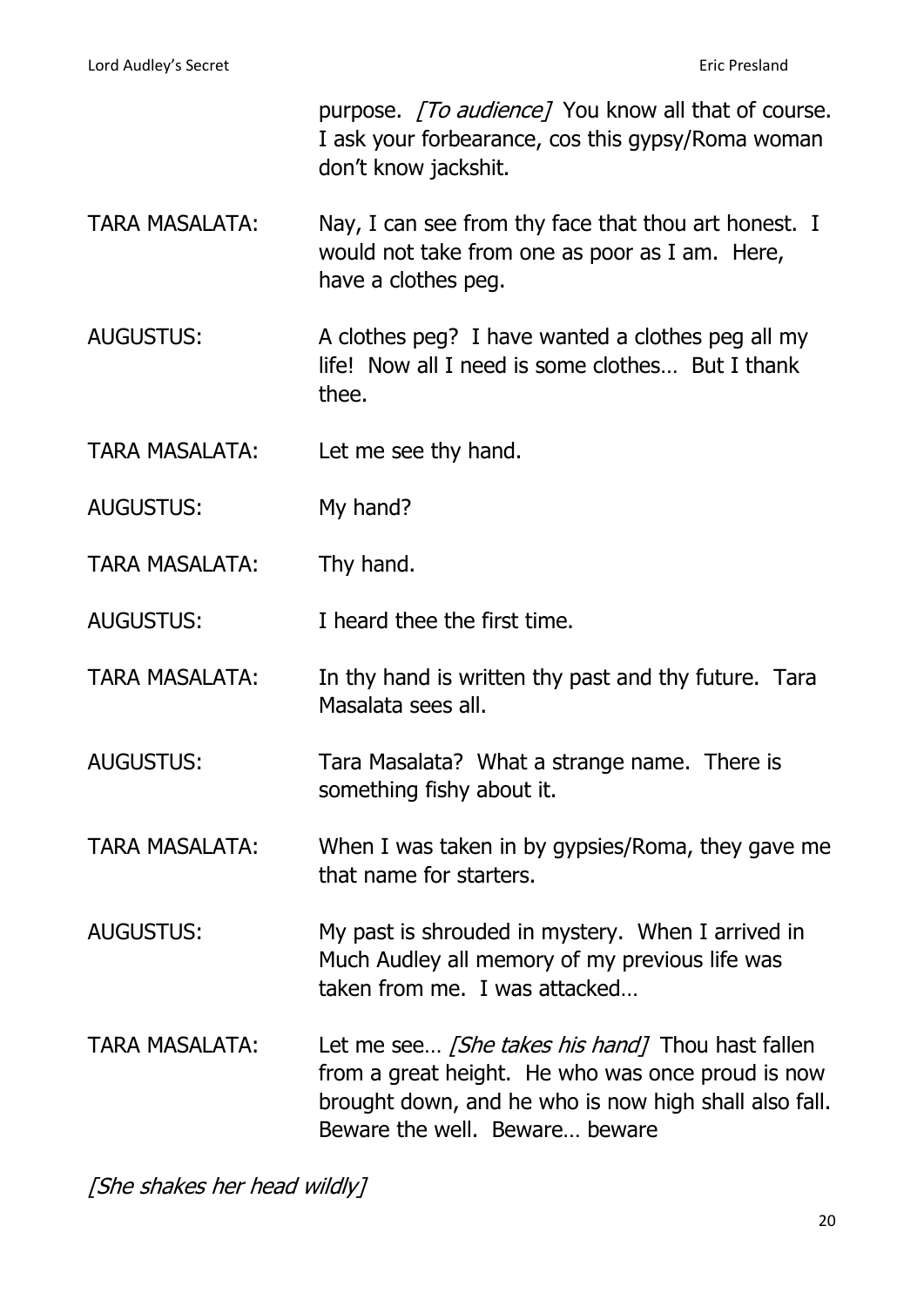purpose. *[To audience]* You know all that of course. I ask your forbearance, cos this gypsy/Roma woman don't know jackshit.

TARA MASALATA: Nay, I can see from thy face that thou art honest. I would not take from one as poor as I am. Here, have a clothes peg.

AUGUSTUS: A clothes peg? I have wanted a clothes peg all my life! Now all I need is some clothes… But I thank thee.

TARA MASALATA: Let me see thy hand.

AUGUSTUS: My hand?

TARA MASALATA: Thy hand.

AUGUSTUS: I heard thee the first time.

TARA MASALATA: In thy hand is written thy past and thy future. Tara Masalata sees all.

AUGUSTUS: Tara Masalata? What a strange name. There is something fishy about it.

TARA MASALATA: When I was taken in by gypsies/Roma, they gave me that name for starters.

AUGUSTUS: My past is shrouded in mystery. When I arrived in Much Audley all memory of my previous life was taken from me. I was attacked…

TARA MASALATA: Let me see… *[She takes his hand]* Thou hast fallen from a great height. He who was once proud is now brought down, and he who is now high shall also fall. Beware the well. Beware… beware

*[She shakes her head wildly]*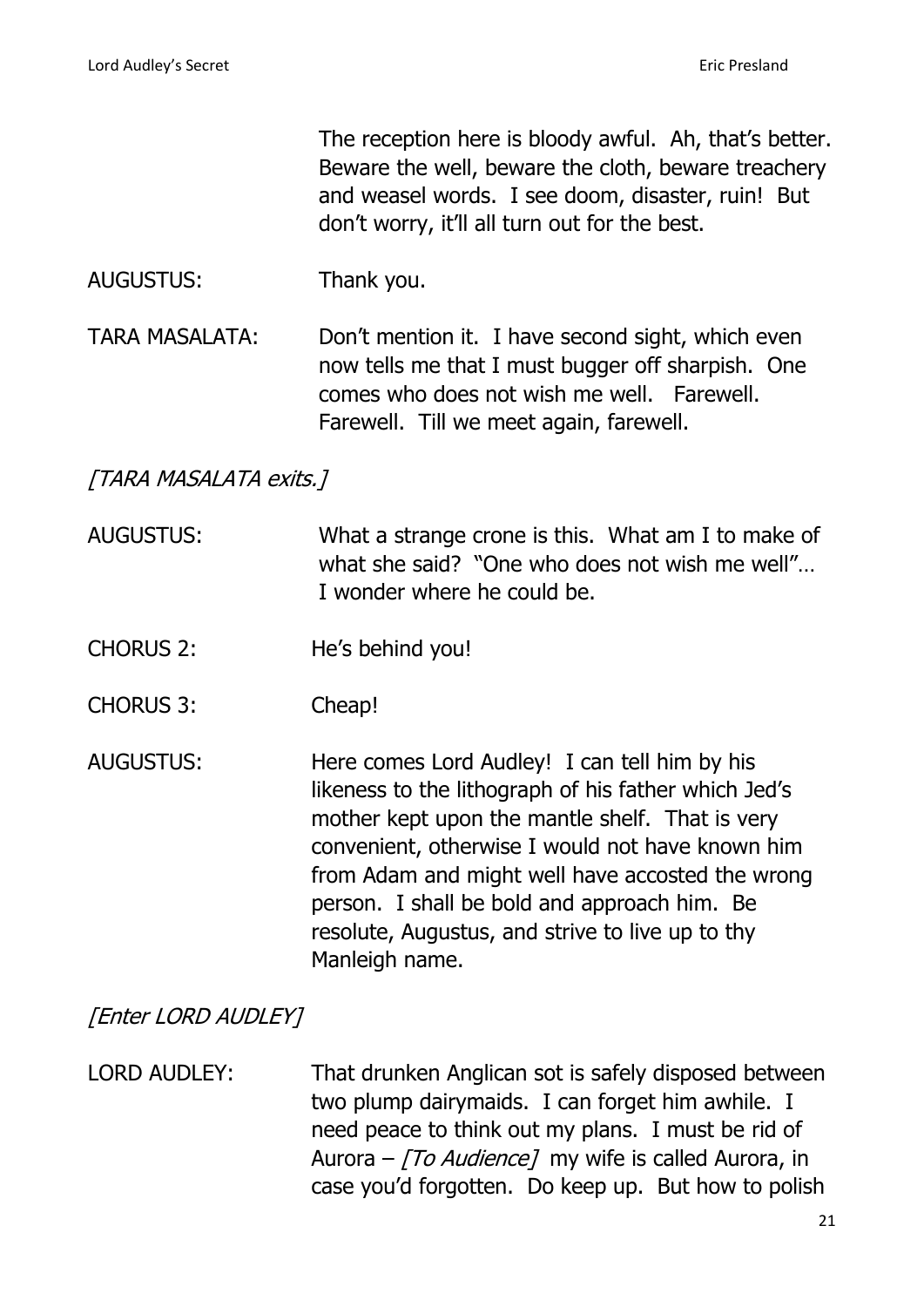The reception here is bloody awful. Ah, that's better. Beware the well, beware the cloth, beware treachery and weasel words. I see doom, disaster, ruin! But don't worry, it'll all turn out for the best.

AUGUSTUS: Thank you.

TARA MASALATA: Don't mention it. I have second sight, which even now tells me that I must bugger off sharpish. One comes who does not wish me well. Farewell. Farewell. Till we meet again, farewell.

*[TARA MASALATA exits.]*

AUGUSTUS: What a strange crone is this. What am I to make of what she said? "One who does not wish me well"… I wonder where he could be.

CHORUS 2: He's behind you!

CHORUS 3: Cheap!

AUGUSTUS: Here comes Lord Audley! I can tell him by his likeness to the lithograph of his father which Jed's mother kept upon the mantle shelf. That is very convenient, otherwise I would not have known him from Adam and might well have accosted the wrong person. I shall be bold and approach him. Be resolute, Augustus, and strive to live up to thy Manleigh name.

*[Enter LORD AUDLEY]*

LORD AUDLEY: That drunken Anglican sot is safely disposed between two plump dairymaids. I can forget him awhile. I need peace to think out my plans. I must be rid of Aurora – *[To Audience]* my wife is called Aurora, in case you'd forgotten. Do keep up. But how to polish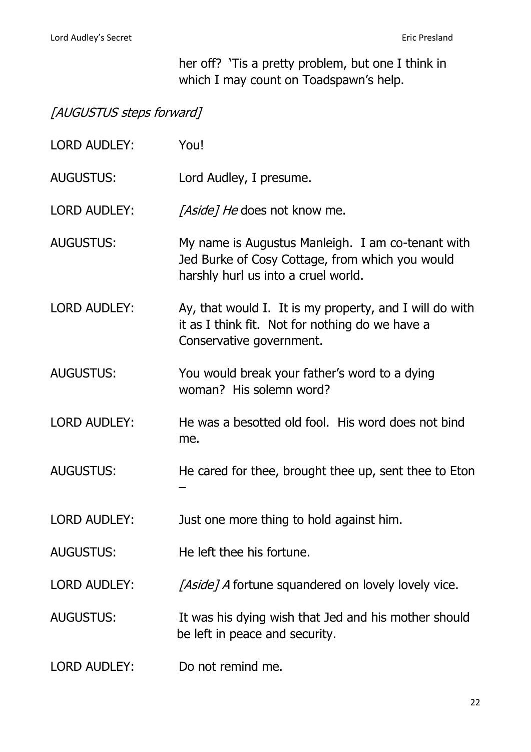her off? 'Tis a pretty problem, but one I think in which I may count on Toadspawn's help.

*[AUGUSTUS steps forward]*

LORD AUDLEY: You!

AUGUSTUS: Lord Audley, I presume.

LORD AUDLEY: *[Aside] He* does not know me.

AUGUSTUS: My name is Augustus Manleigh. I am co-tenant with Jed Burke of Cosy Cottage, from which you would harshly hurl us into a cruel world.

LORD AUDLEY: Ay, that would I. It is my property, and I will do with it as I think fit. Not for nothing do we have a Conservative government.

AUGUSTUS: You would break your father's word to a dying woman? His solemn word?

LORD AUDLEY: He was a besotted old fool. His word does not bind me.

AUGUSTUS: He cared for thee, brought thee up, sent thee to Eton –

LORD AUDLEY: Just one more thing to hold against him.

AUGUSTUS: He left thee his fortune.

LORD AUDLEY: *[Aside] A* fortune squandered on lovely lovely vice.

AUGUSTUS: It was his dying wish that Jed and his mother should be left in peace and security.

LORD AUDLEY: Do not remind me.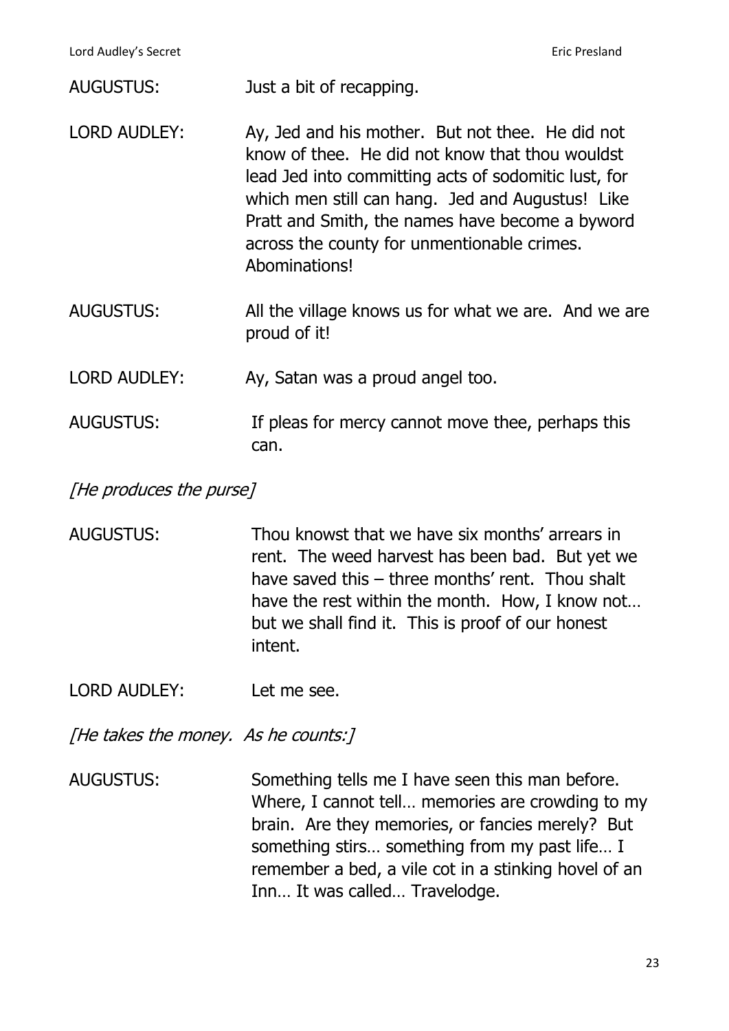AUGUSTUS: Just a bit of recapping.

LORD AUDLEY: Ay, Jed and his mother. But not thee. He did not know of thee. He did not know that thou wouldst lead Jed into committing acts of sodomitic lust, for which men still can hang. Jed and Augustus! Like Pratt and Smith, the names have become a byword across the county for unmentionable crimes. Abominations!

AUGUSTUS: All the village knows us for what we are. And we are proud of it!

LORD AUDLEY: Ay, Satan was a proud angel too.

AUGUSTUS: If pleas for mercy cannot move thee, perhaps this can.

*[He produces the purse]*

AUGUSTUS: Thou knowst that we have six months' arrears in rent. The weed harvest has been bad. But yet we have saved this – three months' rent. Thou shalt have the rest within the month. How, I know not… but we shall find it. This is proof of our honest intent.

LORD AUDLEY: Let me see.

*[He takes the money. As he counts:]*

AUGUSTUS: Something tells me I have seen this man before. Where, I cannot tell… memories are crowding to my brain. Are they memories, or fancies merely? But something stirs… something from my past life… I remember a bed, a vile cot in a stinking hovel of an Inn… It was called… Travelodge.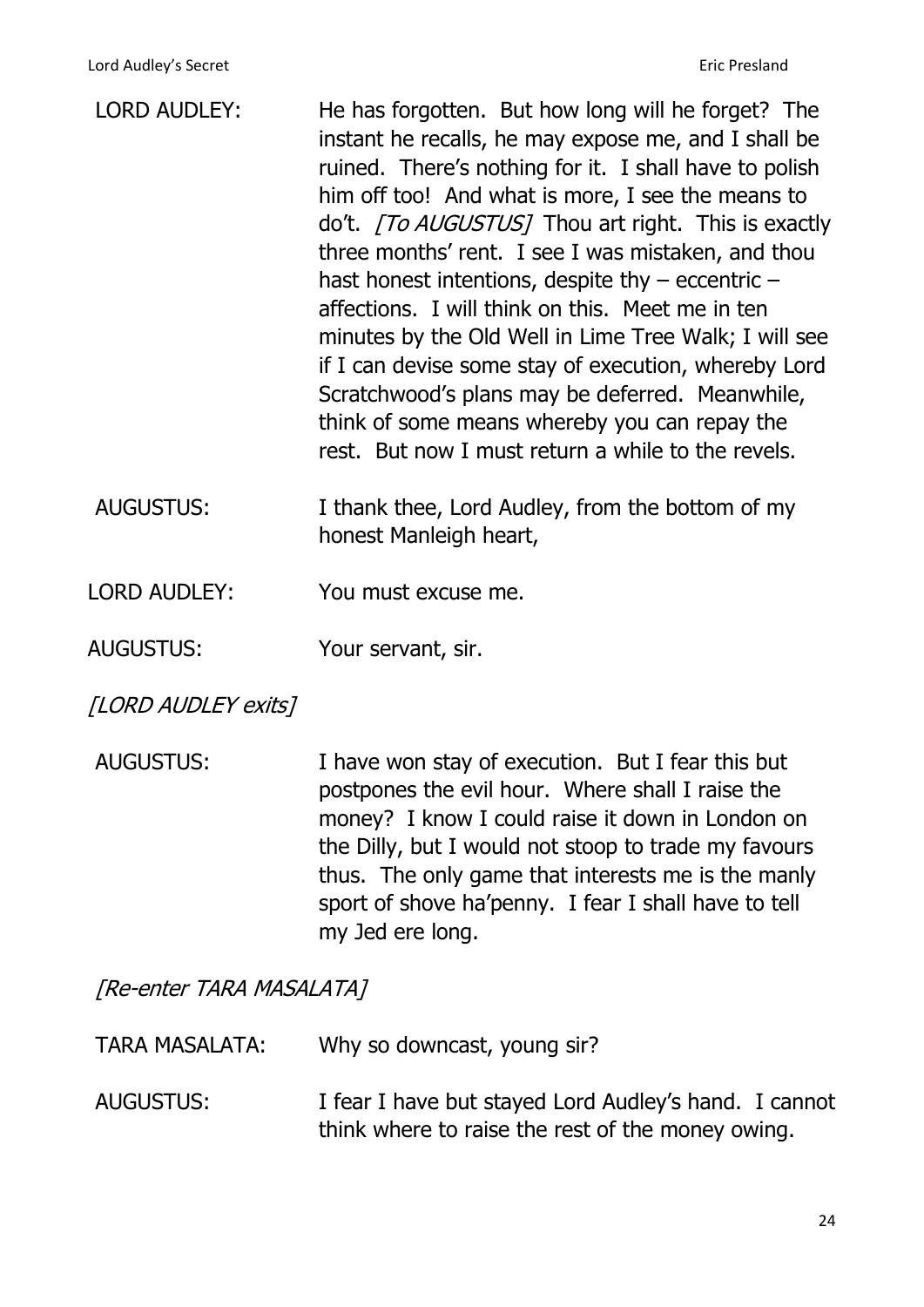LORD AUDLEY: He has forgotten. But how long will he forget? The instant he recalls, he may expose me, and I shall be ruined. There's nothing for it. I shall have to polish him off too! And what is more, I see the means to do't. *[To AUGUSTUS]* Thou art right. This is exactly three months' rent. I see I was mistaken, and thou hast honest intentions, despite thy – eccentric – affections. I will think on this. Meet me in ten minutes by the Old Well in Lime Tree Walk; I will see if I can devise some stay of execution, whereby Lord Scratchwood's plans may be deferred. Meanwhile, think of some means whereby you can repay the rest. But now I must return a while to the revels.

AUGUSTUS: I thank thee, Lord Audley, from the bottom of my honest Manleigh heart,

LORD AUDLEY: You must excuse me.

AUGUSTUS: Your servant, sir.

*[LORD AUDLEY exits]*

AUGUSTUS: I have won stay of execution. But I fear this but postpones the evil hour. Where shall I raise the money? I know I could raise it down in London on the Dilly, but I would not stoop to trade my favours thus. The only game that interests me is the manly sport of shove ha'penny. I fear I shall have to tell my Jed ere long.

*[Re-enter TARA MASALATA]*

TARA MASALATA: Why so downcast, young sir?

AUGUSTUS: I fear I have but stayed Lord Audley's hand. I cannot think where to raise the rest of the money owing.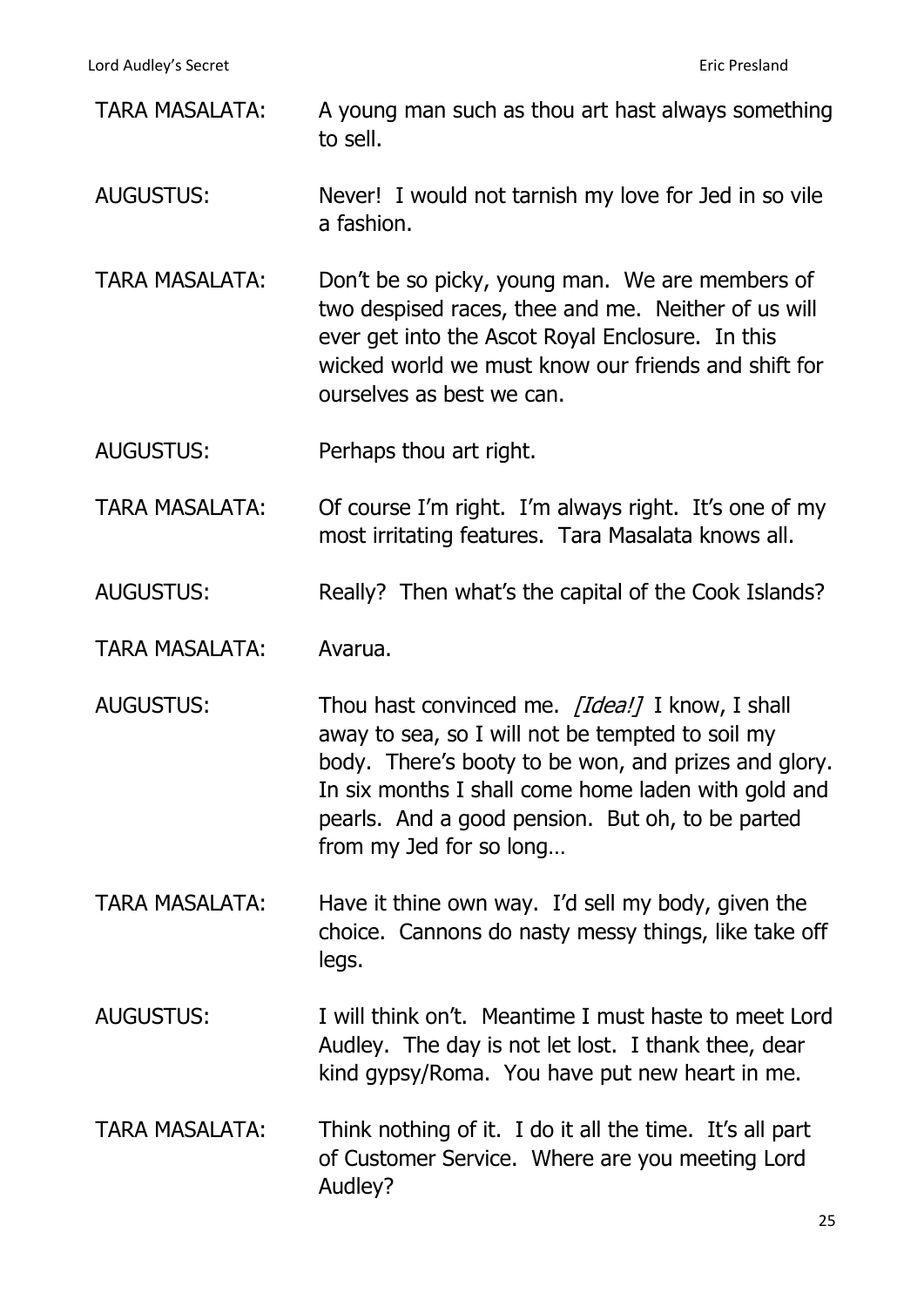TARA MASALATA: A young man such as thou art hast always something to sell.

AUGUSTUS: Never! I would not tarnish my love for Jed in so vile a fashion.

TARA MASALATA: Don't be so picky, young man. We are members of two despised races, thee and me. Neither of us will ever get into the Ascot Royal Enclosure. In this wicked world we must know our friends and shift for ourselves as best we can.

AUGUSTUS: Perhaps thou art right.

TARA MASALATA: Of course I'm right. I'm always right. It's one of my most irritating features. Tara Masalata knows all.

AUGUSTUS: Really? Then what's the capital of the Cook Islands?

TARA MASALATA: Avarua.

AUGUSTUS: Thou hast convinced me. *[Idea!]* I know, I shall away to sea, so I will not be tempted to soil my body. There's booty to be won, and prizes and glory. In six months I shall come home laden with gold and pearls. And a good pension. But oh, to be parted from my Jed for so long…

TARA MASALATA: Have it thine own way. I'd sell my body, given the choice. Cannons do nasty messy things, like take off legs.

AUGUSTUS: I will think on't. Meantime I must haste to meet Lord Audley. The day is not let lost. I thank thee, dear kind gypsy/Roma. You have put new heart in me.

TARA MASALATA: Think nothing of it. I do it all the time. It's all part of Customer Service. Where are you meeting Lord Audley?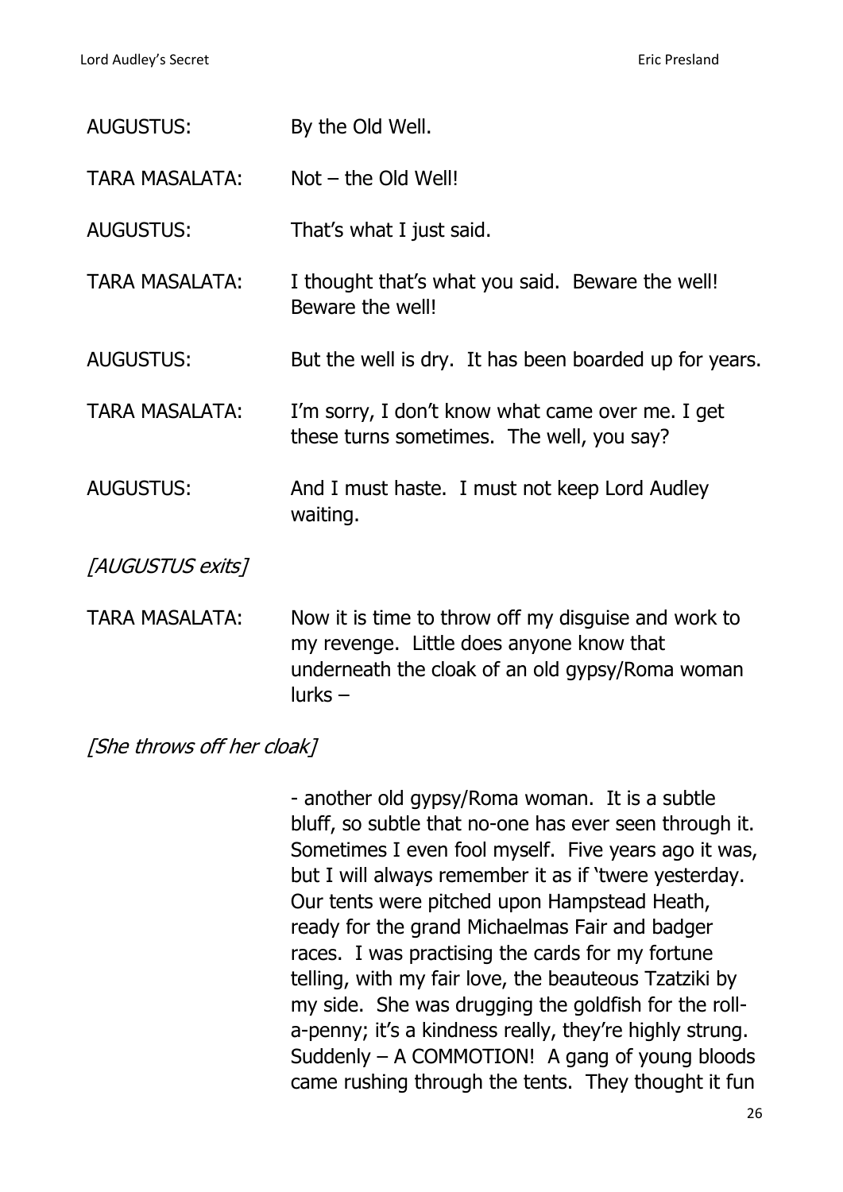AUGUSTUS: By the Old Well.

TARA MASALATA: Not – the Old Well!

AUGUSTUS: That's what I just said.

TARA MASALATA: I thought that's what you said. Beware the well! Beware the well!

AUGUSTUS: But the well is dry. It has been boarded up for years.

TARA MASALATA: I'm sorry, I don't know what came over me. I get these turns sometimes. The well, you say?

AUGUSTUS: And I must haste. I must not keep Lord Audley waiting.

*[AUGUSTUS exits]*

TARA MASALATA: Now it is time to throw off my disguise and work to my revenge. Little does anyone know that underneath the cloak of an old gypsy/Roma woman lurks –

*[She throws off her cloak]*

- another old gypsy/Roma woman. It is a subtle bluff, so subtle that no-one has ever seen through it. Sometimes I even fool myself. Five years ago it was, but I will always remember it as if 'twere yesterday. Our tents were pitched upon Hampstead Heath, ready for the grand Michaelmas Fair and badger races. I was practising the cards for my fortune telling, with my fair love, the beauteous Tzatziki by my side. She was drugging the goldfish for the roll-a-penny; it's a kindness really, they're highly strung. Suddenly – A COMMOTION! A gang of young bloods came rushing through the tents. They thought it fun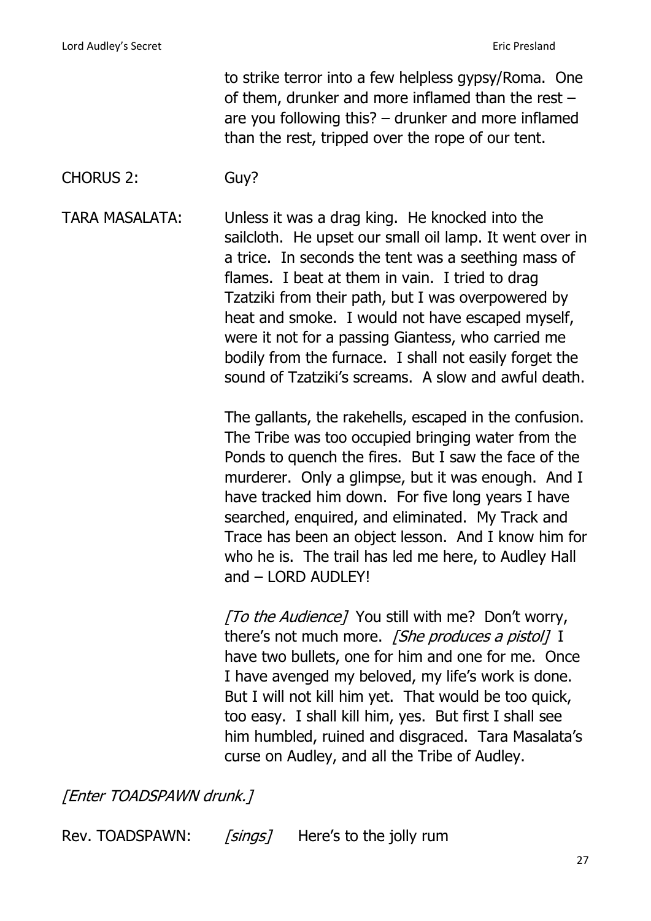to strike terror into a few helpless gypsy/Roma. One of them, drunker and more inflamed than the rest – are you following this? – drunker and more inflamed than the rest, tripped over the rope of our tent.

CHORUS 2: Guy?

TARA MASALATA: Unless it was a drag king. He knocked into the sailcloth. He upset our small oil lamp. It went over in a trice. In seconds the tent was a seething mass of flames. I beat at them in vain. I tried to drag Tzatziki from their path, but I was overpowered by heat and smoke. I would not have escaped myself, were it not for a passing Giantess, who carried me bodily from the furnace. I shall not easily forget the sound of Tzatziki's screams. A slow and awful death.

The gallants, the rakehells, escaped in the confusion. The Tribe was too occupied bringing water from the Ponds to quench the fires. But I saw the face of the murderer. Only a glimpse, but it was enough. And I have tracked him down. For five long years I have searched, enquired, and eliminated. My Track and Trace has been an object lesson. And I know him for who he is. The trail has led me here, to Audley Hall and – LORD AUDLEY!

*[To the Audience]* You still with me? Don't worry, there's not much more. *[She produces a pistol]* I have two bullets, one for him and one for me. Once I have avenged my beloved, my life's work is done. But I will not kill him yet. That would be too quick, too easy. I shall kill him, yes. But first I shall see him humbled, ruined and disgraced. Tara Masalata's curse on Audley, and all the Tribe of Audley.

*[Enter TOADSPAWN drunk.]*

Rev. TOADSPAWN: *[sings]* Here's to the jolly rum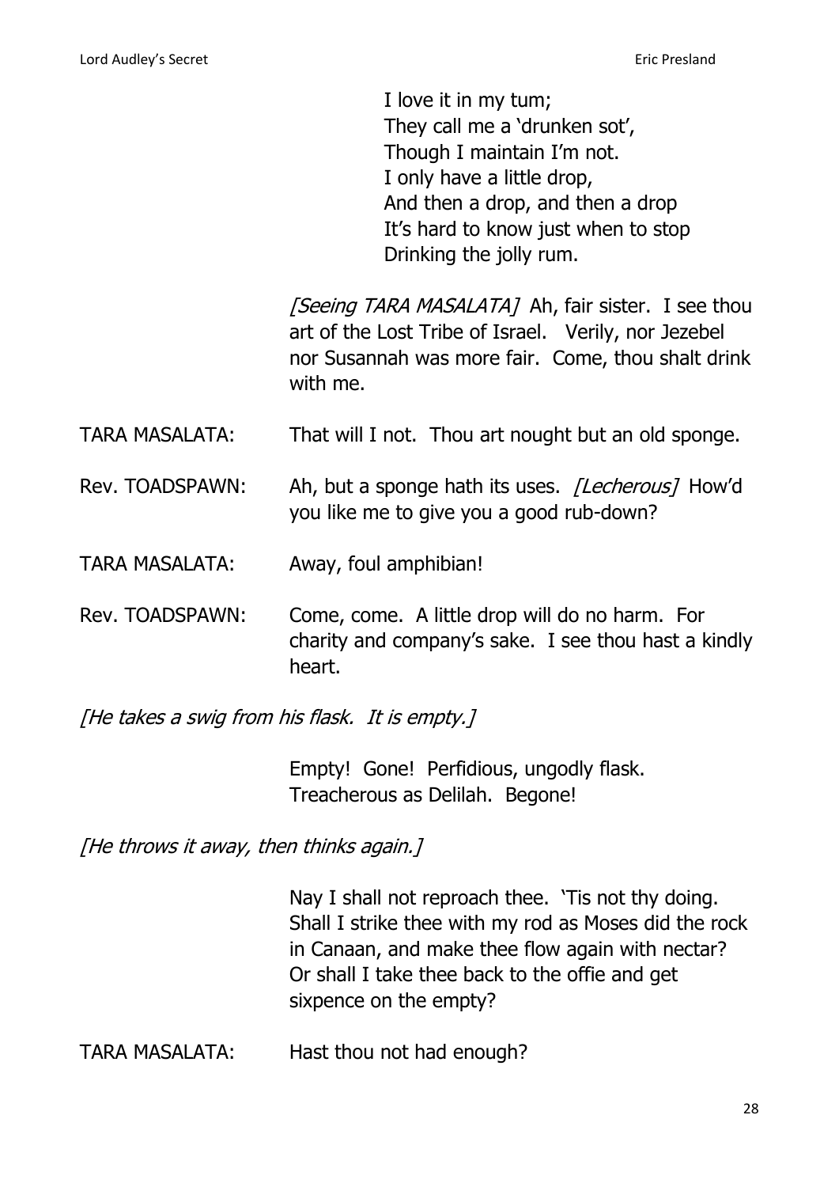I love it in my tum;
They call me a 'drunken sot',
Though I maintain I'm not.
I only have a little drop,
And then a drop, and then a drop
It's hard to know just when to stop
Drinking the jolly rum.

*[Seeing TARA MASALATA]* Ah, fair sister. I see thou art of the Lost Tribe of Israel. Verily, nor Jezebel nor Susannah was more fair. Come, thou shalt drink with me.

TARA MASALATA: That will I not. Thou art nought but an old sponge.

Rev. TOADSPAWN: Ah, but a sponge hath its uses. *[Lecherous]* How'd you like me to give you a good rub-down?

TARA MASALATA: Away, foul amphibian!

Rev. TOADSPAWN: Come, come. A little drop will do no harm. For charity and company's sake. I see thou hast a kindly heart.

*[He takes a swig from his flask. It is empty.]*

Empty! Gone! Perfidious, ungodly flask. Treacherous as Delilah. Begone!

*[He throws it away, then thinks again.]*

Nay I shall not reproach thee. 'Tis not thy doing. Shall I strike thee with my rod as Moses did the rock in Canaan, and make thee flow again with nectar? Or shall I take thee back to the offie and get sixpence on the empty?

TARA MASALATA: Hast thou not had enough?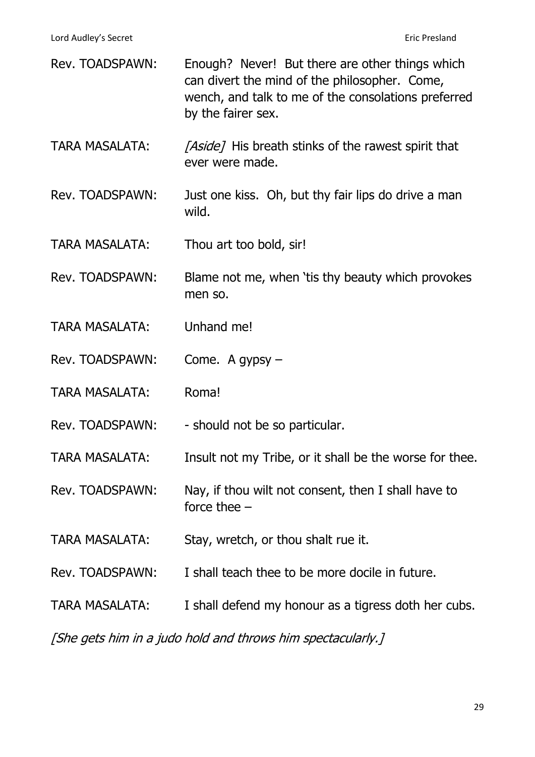Rev. TOADSPAWN: Enough? Never! But there are other things which can divert the mind of the philosopher. Come, wench, and talk to me of the consolations preferred by the fairer sex.

TARA MASALATA: *[Aside]* His breath stinks of the rawest spirit that ever were made.

Rev. TOADSPAWN: Just one kiss. Oh, but thy fair lips do drive a man wild.

TARA MASALATA: Thou art too bold, sir!

Rev. TOADSPAWN: Blame not me, when 'tis thy beauty which provokes men so.

TARA MASALATA: Unhand me!

Rev. TOADSPAWN: Come. A gypsy –

TARA MASALATA: Roma!

Rev. TOADSPAWN: - should not be so particular.

TARA MASALATA: Insult not my Tribe, or it shall be the worse for thee.

Rev. TOADSPAWN: Nay, if thou wilt not consent, then I shall have to force thee –

TARA MASALATA: Stay, wretch, or thou shalt rue it.

Rev. TOADSPAWN: I shall teach thee to be more docile in future.

TARA MASALATA: I shall defend my honour as a tigress doth her cubs.

*[She gets him in a judo hold and throws him spectacularly.]*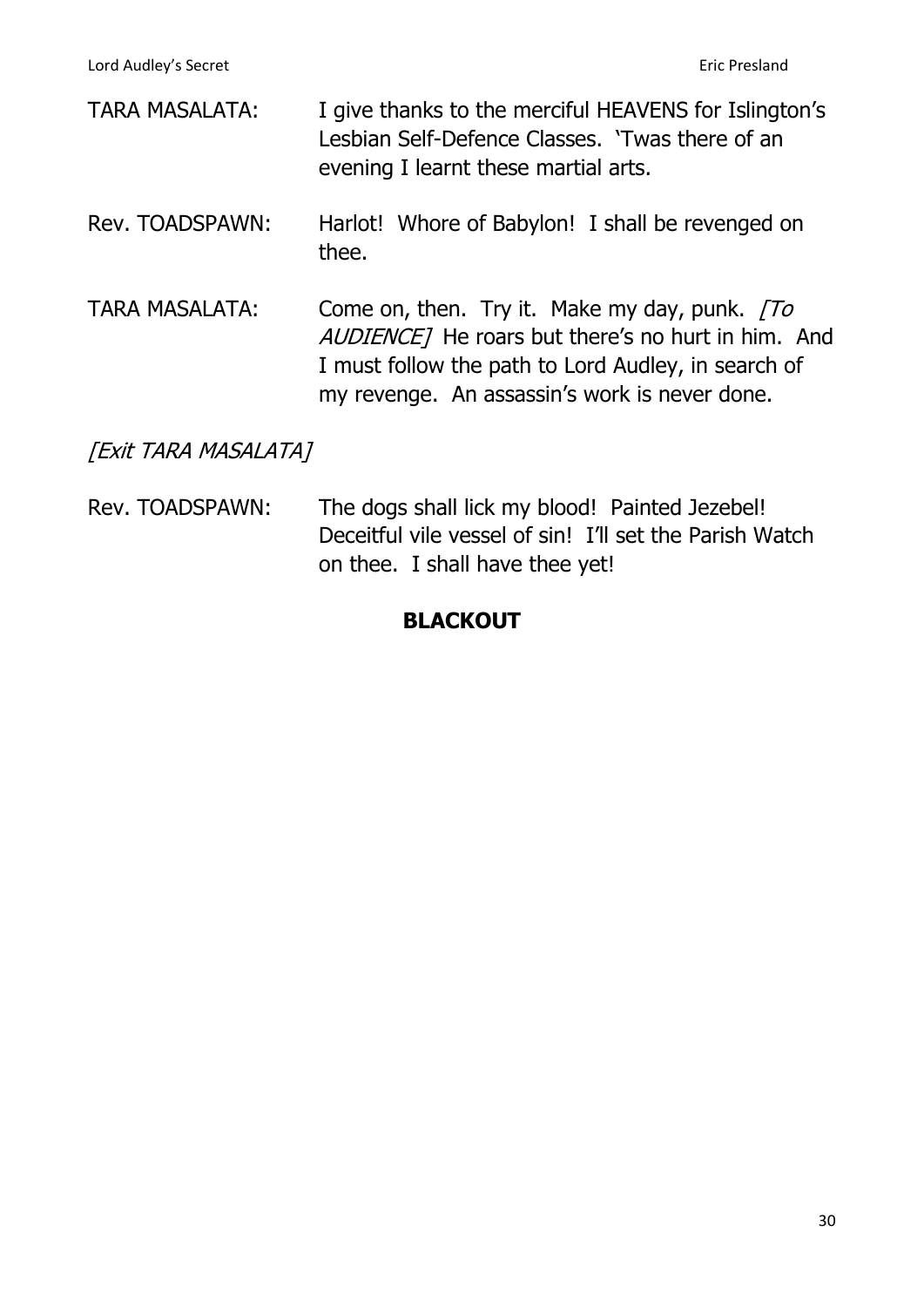TARA MASALATA: I give thanks to the merciful HEAVENS for Islington's Lesbian Self-Defence Classes. 'Twas there of an evening I learnt these martial arts.

Rev. TOADSPAWN: Harlot! Whore of Babylon! I shall be revenged on thee.

TARA MASALATA: Come on, then. Try it. Make my day, punk. *[To AUDIENCE]* He roars but there's no hurt in him. And I must follow the path to Lord Audley, in search of my revenge. An assassin's work is never done.

*[Exit TARA MASALATA]*

Rev. TOADSPAWN: The dogs shall lick my blood! Painted Jezebel! Deceitful vile vessel of sin! I'll set the Parish Watch on thee. I shall have thee yet!

**BLACKOUT**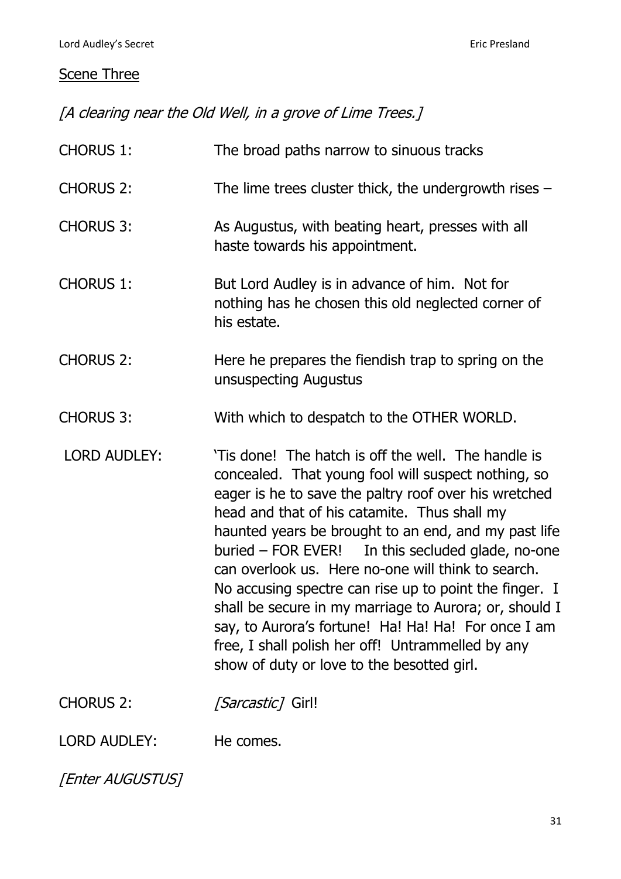## Scene Three

*[A clearing near the Old Well, in a grove of Lime Trees.]*

CHORUS 1: The broad paths narrow to sinuous tracks

CHORUS 2: The lime trees cluster thick, the undergrowth rises –

CHORUS 3: As Augustus, with beating heart, presses with all haste towards his appointment.

CHORUS 1: But Lord Audley is in advance of him. Not for nothing has he chosen this old neglected corner of his estate.

CHORUS 2: Here he prepares the fiendish trap to spring on the unsuspecting Augustus

CHORUS 3: With which to despatch to the OTHER WORLD.

LORD AUDLEY: 'Tis done! The hatch is off the well. The handle is concealed. That young fool will suspect nothing, so eager is he to save the paltry roof over his wretched head and that of his catamite. Thus shall my haunted years be brought to an end, and my past life buried – FOR EVER! In this secluded glade, no-one can overlook us. Here no-one will think to search. No accusing spectre can rise up to point the finger. I shall be secure in my marriage to Aurora; or, should I say, to Aurora's fortune! Ha! Ha! Ha! For once I am free, I shall polish her off! Untrammelled by any show of duty or love to the besotted girl.

CHORUS 2: *[Sarcastic]* Girl!

LORD AUDLEY: He comes.

*[Enter AUGUSTUS]*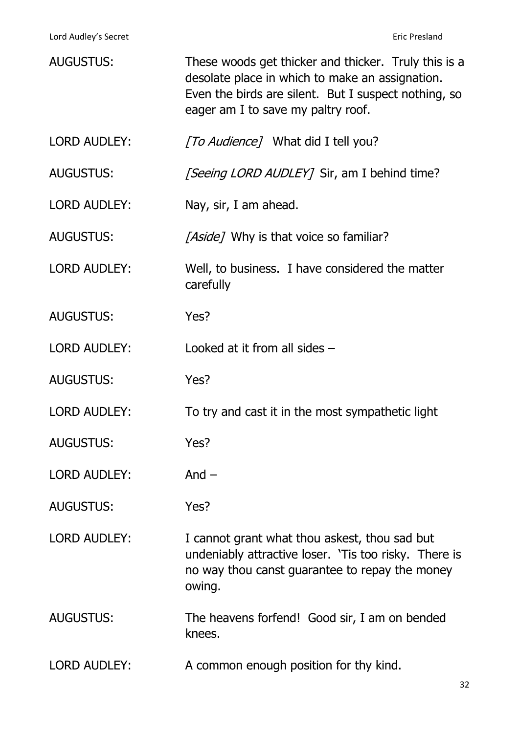AUGUSTUS: These woods get thicker and thicker. Truly this is a desolate place in which to make an assignation. Even the birds are silent. But I suspect nothing, so eager am I to save my paltry roof.

LORD AUDLEY: *[To Audience]* What did I tell you?

AUGUSTUS: *[Seeing LORD AUDLEY]* Sir, am I behind time?

LORD AUDLEY: Nay, sir, I am ahead.

AUGUSTUS: *[Aside]* Why is that voice so familiar?

LORD AUDLEY: Well, to business. I have considered the matter carefully

AUGUSTUS: Yes?

LORD AUDLEY: Looked at it from all sides –

AUGUSTUS: Yes?

LORD AUDLEY: To try and cast it in the most sympathetic light

AUGUSTUS: Yes?

LORD AUDLEY: And –

AUGUSTUS: Yes?

LORD AUDLEY: I cannot grant what thou askest, thou sad but undeniably attractive loser. 'Tis too risky. There is no way thou canst guarantee to repay the money owing.

AUGUSTUS: The heavens forfend! Good sir, I am on bended knees.

LORD AUDLEY: A common enough position for thy kind.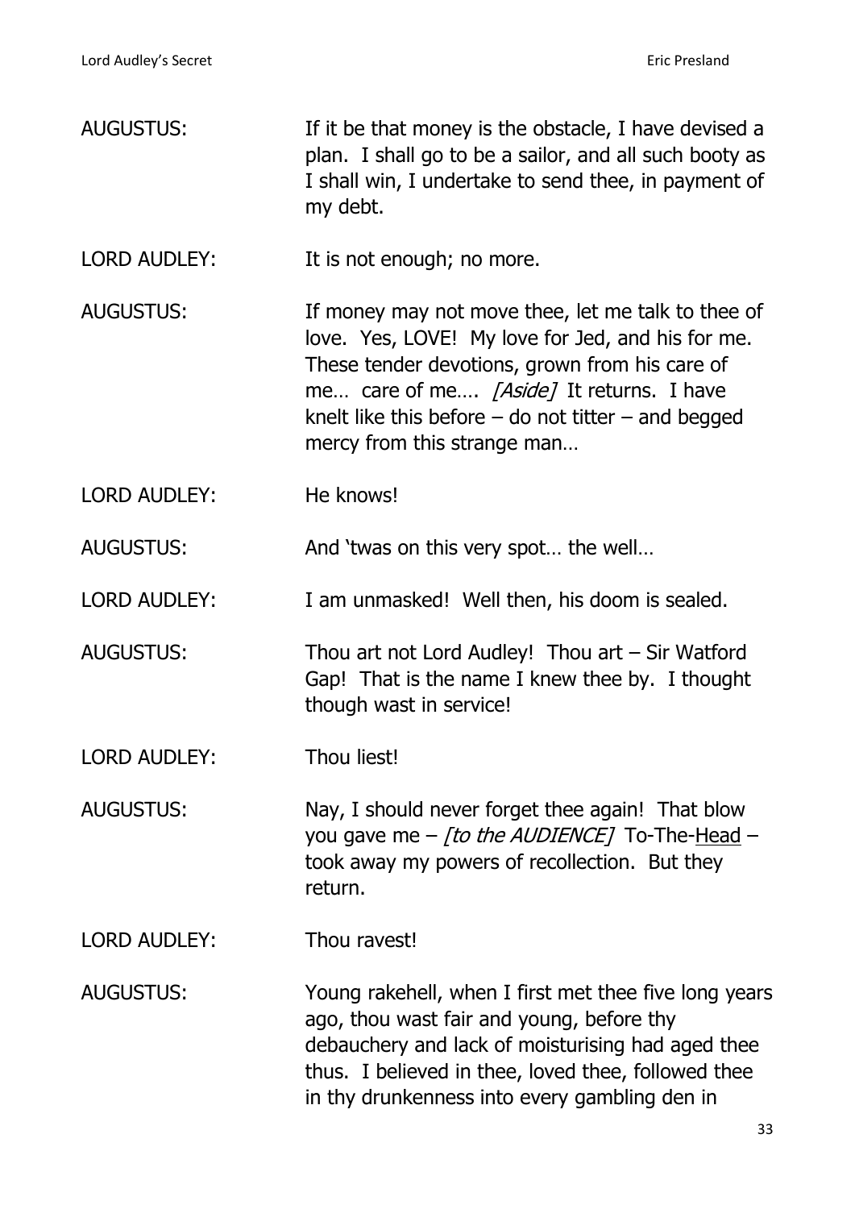AUGUSTUS: If it be that money is the obstacle, I have devised a plan. I shall go to be a sailor, and all such booty as I shall win, I undertake to send thee, in payment of my debt.

LORD AUDLEY: It is not enough; no more.

AUGUSTUS: If money may not move thee, let me talk to thee of love. Yes, LOVE! My love for Jed, and his for me. These tender devotions, grown from his care of me… care of me…. *[Aside]* It returns. I have knelt like this before – do not titter – and begged mercy from this strange man…

LORD AUDLEY: He knows!

AUGUSTUS: And 'twas on this very spot… the well…

LORD AUDLEY: I am unmasked! Well then, his doom is sealed.

AUGUSTUS: Thou art not Lord Audley! Thou art – Sir Watford Gap! That is the name I knew thee by. I thought though wast in service!

LORD AUDLEY: Thou liest!

AUGUSTUS: Nay, I should never forget thee again! That blow you gave me – *[to the AUDIENCE]* To-The-<u>Head</u> – took away my powers of recollection. But they return.

LORD AUDLEY: Thou ravest!

AUGUSTUS: Young rakehell, when I first met thee five long years ago, thou wast fair and young, before thy debauchery and lack of moisturising had aged thee thus. I believed in thee, loved thee, followed thee in thy drunkenness into every gambling den in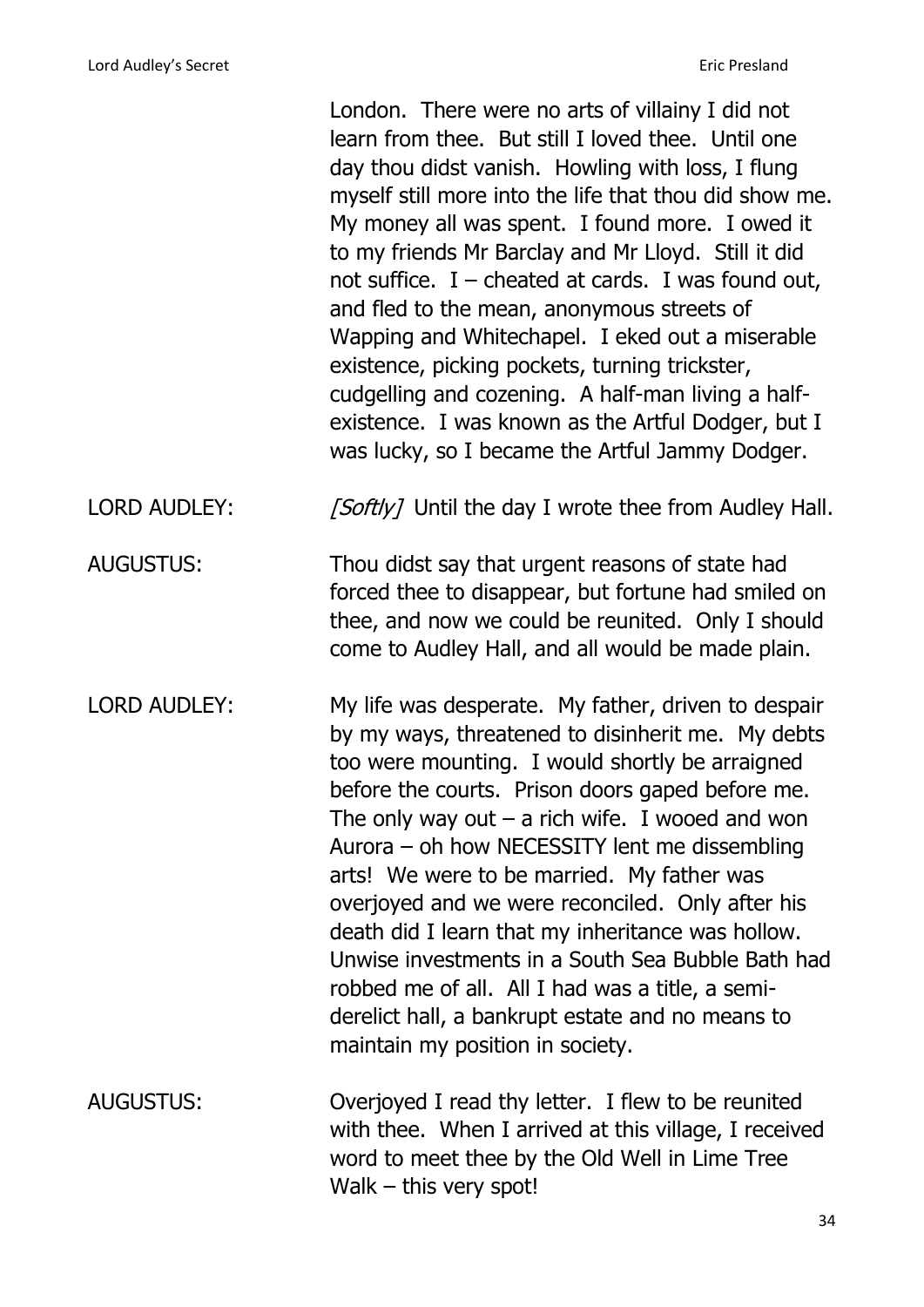London. There were no arts of villainy I did not learn from thee. But still I loved thee. Until one day thou didst vanish. Howling with loss, I flung myself still more into the life that thou did show me. My money all was spent. I found more. I owed it to my friends Mr Barclay and Mr Lloyd. Still it did not suffice. I – cheated at cards. I was found out, and fled to the mean, anonymous streets of Wapping and Whitechapel. I eked out a miserable existence, picking pockets, turning trickster, cudgelling and cozening. A half-man living a half-existence. I was known as the Artful Dodger, but I was lucky, so I became the Artful Jammy Dodger.

LORD AUDLEY: *[Softly]* Until the day I wrote thee from Audley Hall.

AUGUSTUS: Thou didst say that urgent reasons of state had forced thee to disappear, but fortune had smiled on thee, and now we could be reunited. Only I should come to Audley Hall, and all would be made plain.

LORD AUDLEY: My life was desperate. My father, driven to despair by my ways, threatened to disinherit me. My debts too were mounting. I would shortly be arraigned before the courts. Prison doors gaped before me. The only way out – a rich wife. I wooed and won Aurora – oh how NECESSITY lent me dissembling arts! We were to be married. My father was overjoyed and we were reconciled. Only after his death did I learn that my inheritance was hollow. Unwise investments in a South Sea Bubble Bath had robbed me of all. All I had was a title, a semi-derelict hall, a bankrupt estate and no means to maintain my position in society.

AUGUSTUS: Overjoyed I read thy letter. I flew to be reunited with thee. When I arrived at this village, I received word to meet thee by the Old Well in Lime Tree Walk – this very spot!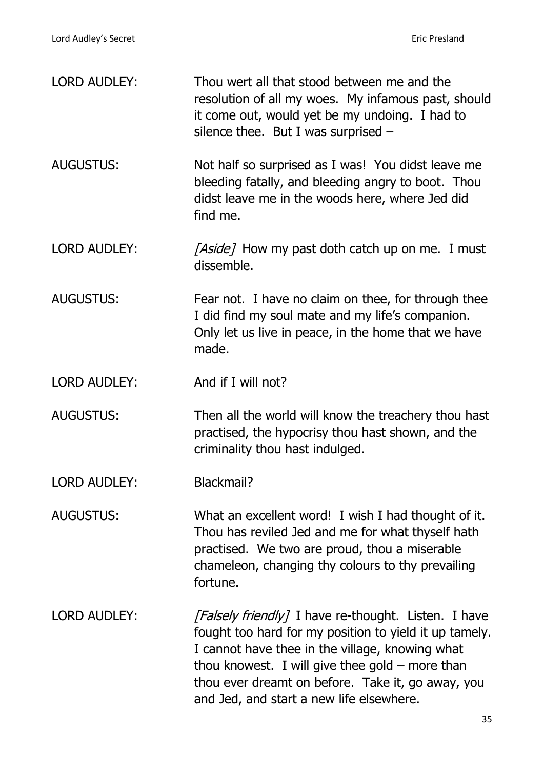LORD AUDLEY: Thou wert all that stood between me and the resolution of all my woes. My infamous past, should it come out, would yet be my undoing. I had to silence thee. But I was surprised –

AUGUSTUS: Not half so surprised as I was! You didst leave me bleeding fatally, and bleeding angry to boot. Thou didst leave me in the woods here, where Jed did find me.

LORD AUDLEY: *[Aside]* How my past doth catch up on me. I must dissemble.

AUGUSTUS: Fear not. I have no claim on thee, for through thee I did find my soul mate and my life's companion. Only let us live in peace, in the home that we have made.

LORD AUDLEY: And if I will not?

AUGUSTUS: Then all the world will know the treachery thou hast practised, the hypocrisy thou hast shown, and the criminality thou hast indulged.

LORD AUDLEY: Blackmail?

AUGUSTUS: What an excellent word! I wish I had thought of it. Thou has reviled Jed and me for what thyself hath practised. We two are proud, thou a miserable chameleon, changing thy colours to thy prevailing fortune.

LORD AUDLEY: *[Falsely friendly]* I have re-thought. Listen. I have fought too hard for my position to yield it up tamely. I cannot have thee in the village, knowing what thou knowest. I will give thee gold – more than thou ever dreamt on before. Take it, go away, you and Jed, and start a new life elsewhere.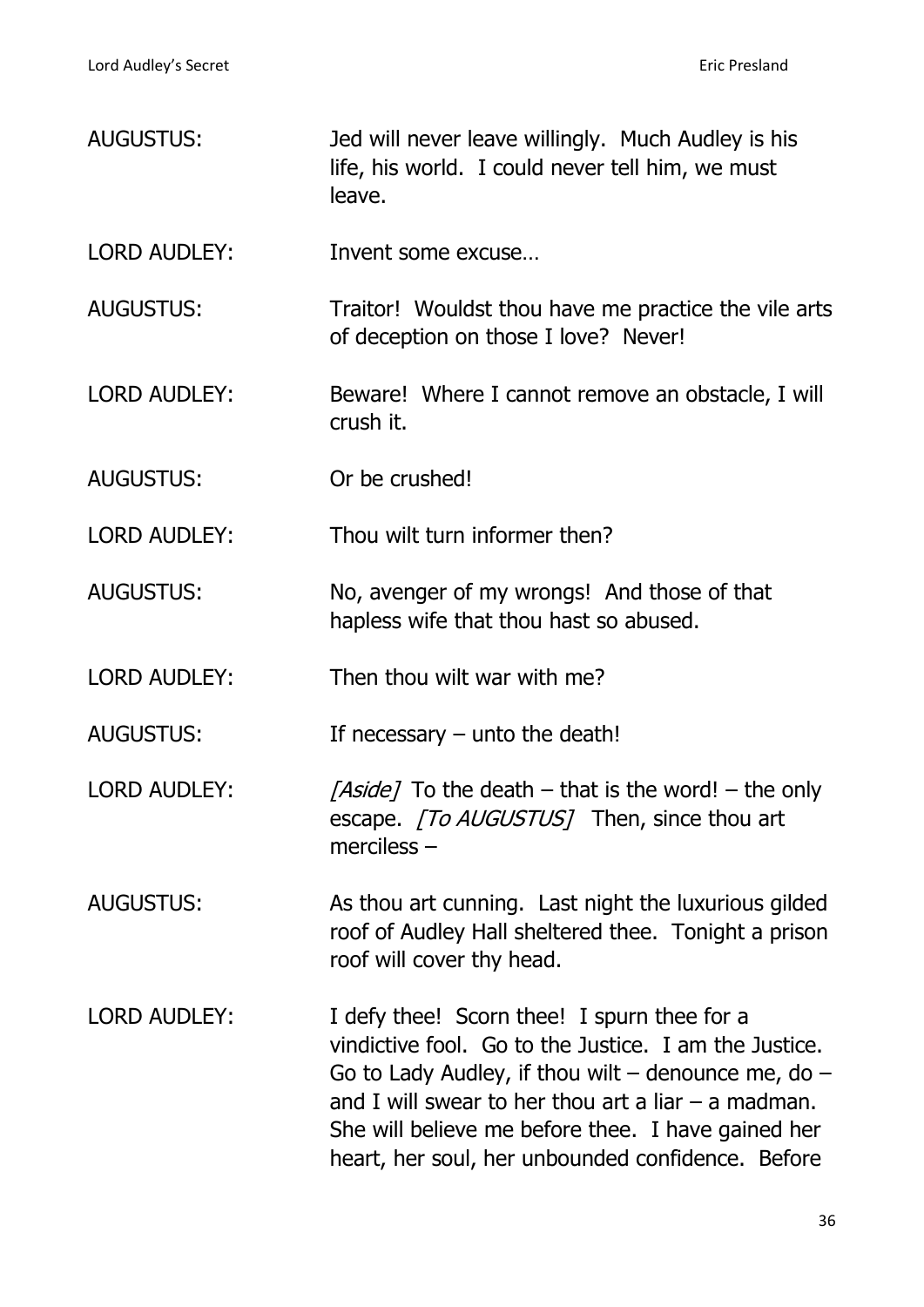AUGUSTUS: Jed will never leave willingly. Much Audley is his life, his world. I could never tell him, we must leave.

LORD AUDLEY: Invent some excuse…

AUGUSTUS: Traitor! Wouldst thou have me practice the vile arts of deception on those I love? Never!

LORD AUDLEY: Beware! Where I cannot remove an obstacle, I will crush it.

AUGUSTUS: Or be crushed!

LORD AUDLEY: Thou wilt turn informer then?

AUGUSTUS: No, avenger of my wrongs! And those of that hapless wife that thou hast so abused.

LORD AUDLEY: Then thou wilt war with me?

AUGUSTUS: If necessary – unto the death!

LORD AUDLEY: *[Aside]* To the death – that is the word! – the only escape. *[To AUGUSTUS]* Then, since thou art merciless –

AUGUSTUS: As thou art cunning. Last night the luxurious gilded roof of Audley Hall sheltered thee. Tonight a prison roof will cover thy head.

LORD AUDLEY: I defy thee! Scorn thee! I spurn thee for a vindictive fool. Go to the Justice. I am the Justice. Go to Lady Audley, if thou wilt – denounce me, do – and I will swear to her thou art a liar – a madman. She will believe me before thee. I have gained her heart, her soul, her unbounded confidence. Before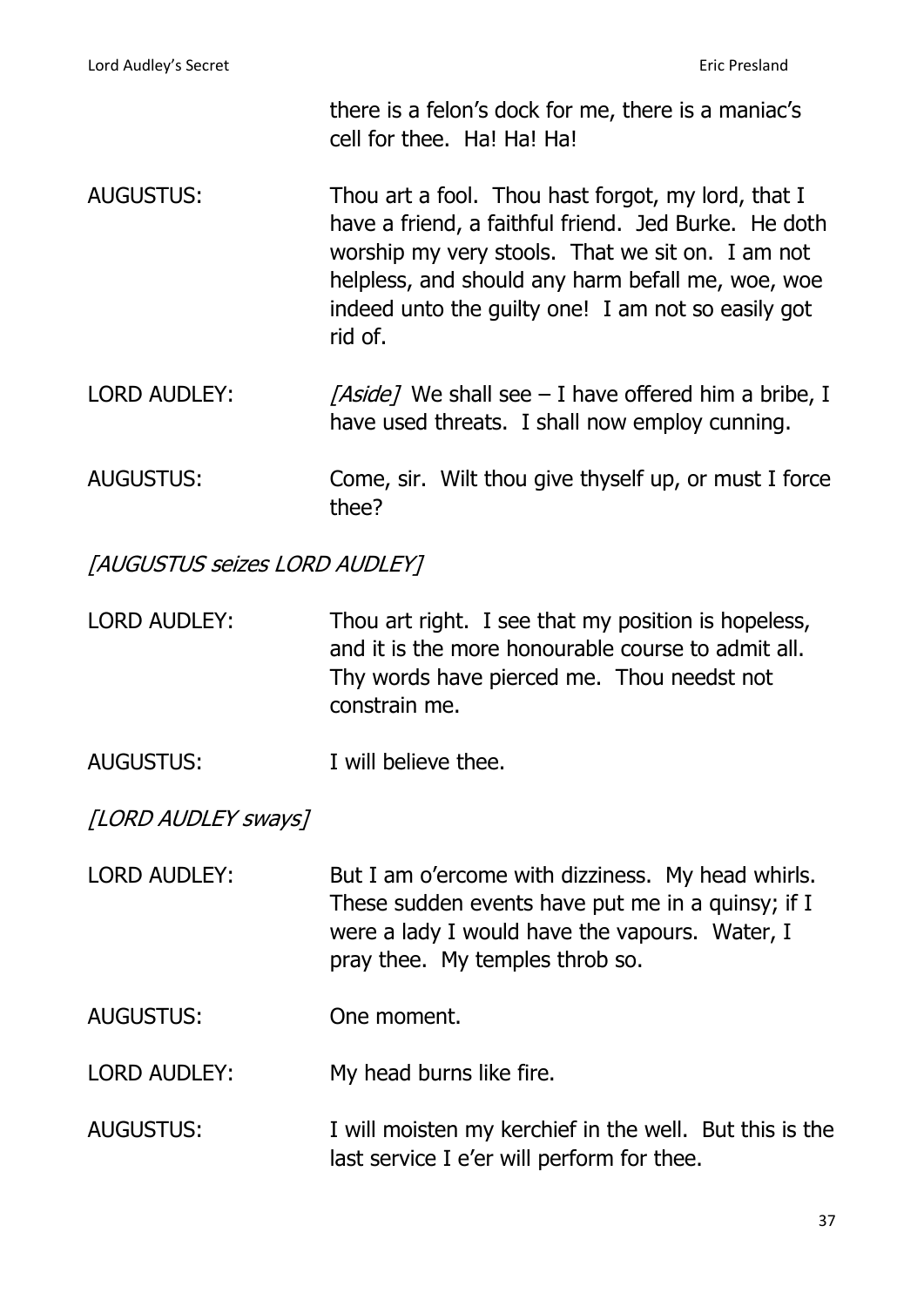there is a felon's dock for me, there is a maniac's cell for thee. Ha! Ha! Ha!

AUGUSTUS: Thou art a fool. Thou hast forgot, my lord, that I have a friend, a faithful friend. Jed Burke. He doth worship my very stools. That we sit on. I am not helpless, and should any harm befall me, woe, woe indeed unto the guilty one! I am not so easily got rid of.

LORD AUDLEY: *[Aside]* We shall see – I have offered him a bribe, I have used threats. I shall now employ cunning.

AUGUSTUS: Come, sir. Wilt thou give thyself up, or must I force thee?

*[AUGUSTUS seizes LORD AUDLEY]*

LORD AUDLEY: Thou art right. I see that my position is hopeless, and it is the more honourable course to admit all. Thy words have pierced me. Thou needst not constrain me.

AUGUSTUS: I will believe thee.

*[LORD AUDLEY sways]*

LORD AUDLEY: But I am o'ercome with dizziness. My head whirls. These sudden events have put me in a quinsy; if I were a lady I would have the vapours. Water, I pray thee. My temples throb so.

AUGUSTUS: One moment.

LORD AUDLEY: My head burns like fire.

AUGUSTUS: I will moisten my kerchief in the well. But this is the last service I e'er will perform for thee.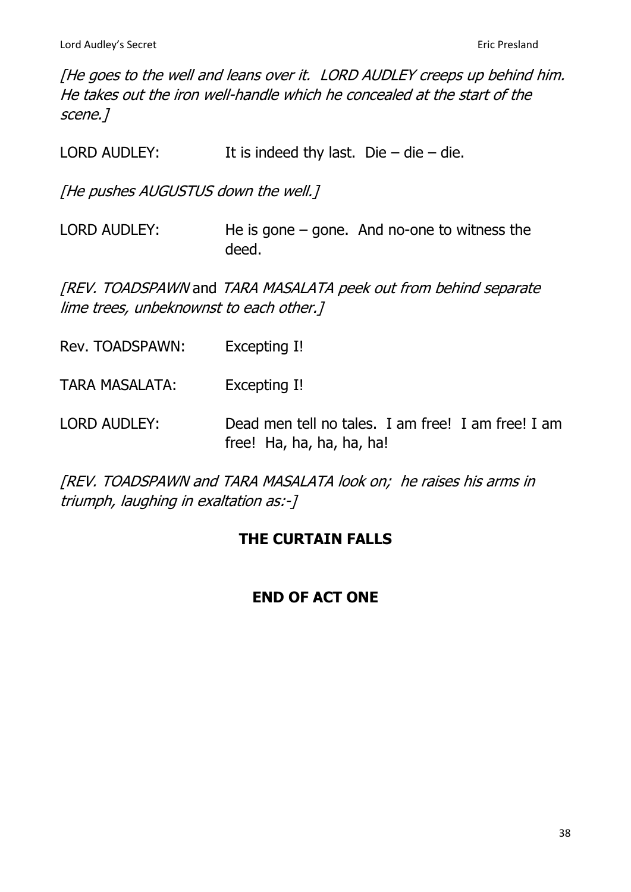*[He goes to the well and leans over it. LORD AUDLEY creeps up behind him. He takes out the iron well-handle which he concealed at the start of the scene.]*

LORD AUDLEY: It is indeed thy last. Die – die – die.

*[He pushes AUGUSTUS down the well.]*

LORD AUDLEY: He is gone – gone. And no-one to witness the deed.

*[REV. TOADSPAWN* and *TARA MASALATA peek out from behind separate lime trees, unbeknownst to each other.]*

Rev. TOADSPAWN: Excepting I!

TARA MASALATA: Excepting I!

LORD AUDLEY: Dead men tell no tales. I am free! I am free! I am free! Ha, ha, ha, ha, ha!

*[REV. TOADSPAWN and TARA MASALATA look on; he raises his arms in triumph, laughing in exaltation as:-]*

**THE CURTAIN FALLS**

**END OF ACT ONE**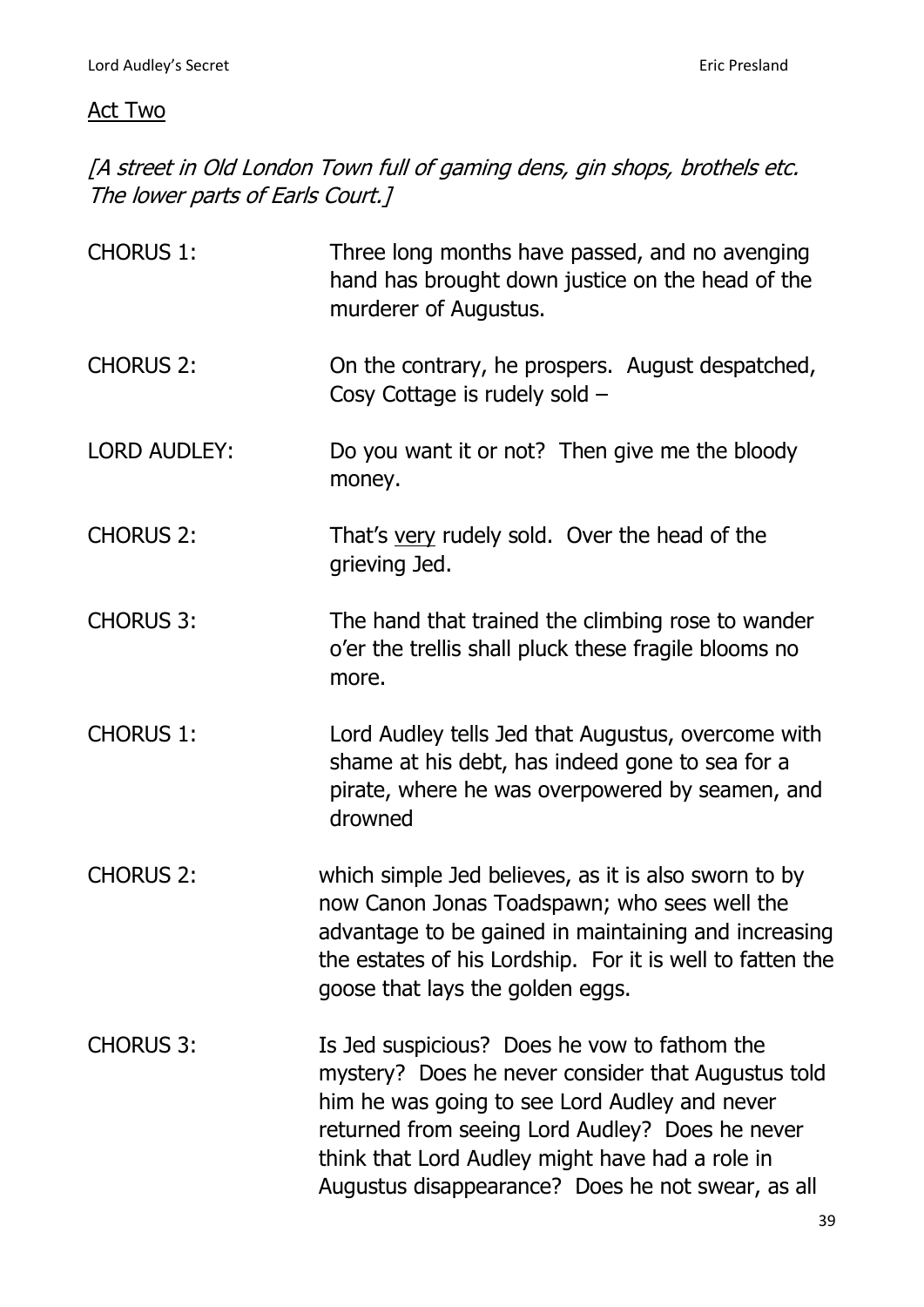<u>Act Two</u>

*[A street in Old London Town full of gaming dens, gin shops, brothels etc. The lower parts of Earls Court.]*

CHORUS 1: Three long months have passed, and no avenging hand has brought down justice on the head of the murderer of Augustus.

CHORUS 2: On the contrary, he prospers. August despatched, Cosy Cottage is rudely sold –

LORD AUDLEY: Do you want it or not? Then give me the bloody money.

CHORUS 2: That's <u>very</u> rudely sold. Over the head of the grieving Jed.

CHORUS 3: The hand that trained the climbing rose to wander o'er the trellis shall pluck these fragile blooms no more.

CHORUS 1: Lord Audley tells Jed that Augustus, overcome with shame at his debt, has indeed gone to sea for a pirate, where he was overpowered by seamen, and drowned

CHORUS 2: which simple Jed believes, as it is also sworn to by now Canon Jonas Toadspawn; who sees well the advantage to be gained in maintaining and increasing the estates of his Lordship. For it is well to fatten the goose that lays the golden eggs.

CHORUS 3: Is Jed suspicious? Does he vow to fathom the mystery? Does he never consider that Augustus told him he was going to see Lord Audley and never returned from seeing Lord Audley? Does he never think that Lord Audley might have had a role in Augustus disappearance? Does he not swear, as all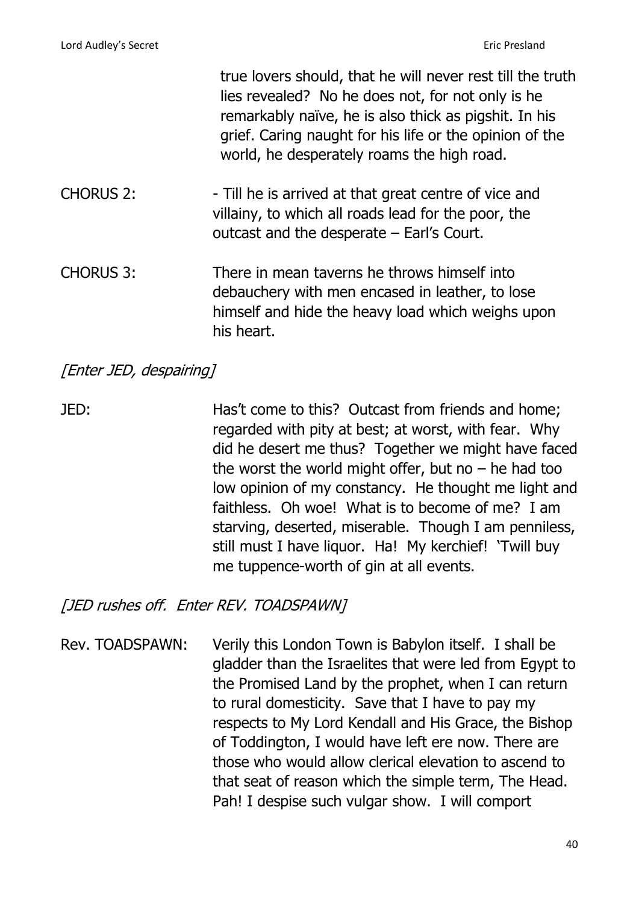true lovers should, that he will never rest till the truth lies revealed? No he does not, for not only is he remarkably naïve, he is also thick as pigshit. In his grief. Caring naught for his life or the opinion of the world, he desperately roams the high road.

CHORUS 2: - Till he is arrived at that great centre of vice and villainy, to which all roads lead for the poor, the outcast and the desperate – Earl's Court.

CHORUS 3: There in mean taverns he throws himself into debauchery with men encased in leather, to lose himself and hide the heavy load which weighs upon his heart.

*[Enter JED, despairing]*

JED: Has't come to this? Outcast from friends and home; regarded with pity at best; at worst, with fear. Why did he desert me thus? Together we might have faced the worst the world might offer, but no – he had too low opinion of my constancy. He thought me light and faithless. Oh woe! What is to become of me? I am starving, deserted, miserable. Though I am penniless, still must I have liquor. Ha! My kerchief! 'Twill buy me tuppence-worth of gin at all events.

*[JED rushes off. Enter REV. TOADSPAWN]*

Rev. TOADSPAWN: Verily this London Town is Babylon itself. I shall be gladder than the Israelites that were led from Egypt to the Promised Land by the prophet, when I can return to rural domesticity. Save that I have to pay my respects to My Lord Kendall and His Grace, the Bishop of Toddington, I would have left ere now. There are those who would allow clerical elevation to ascend to that seat of reason which the simple term, The Head. Pah! I despise such vulgar show. I will comport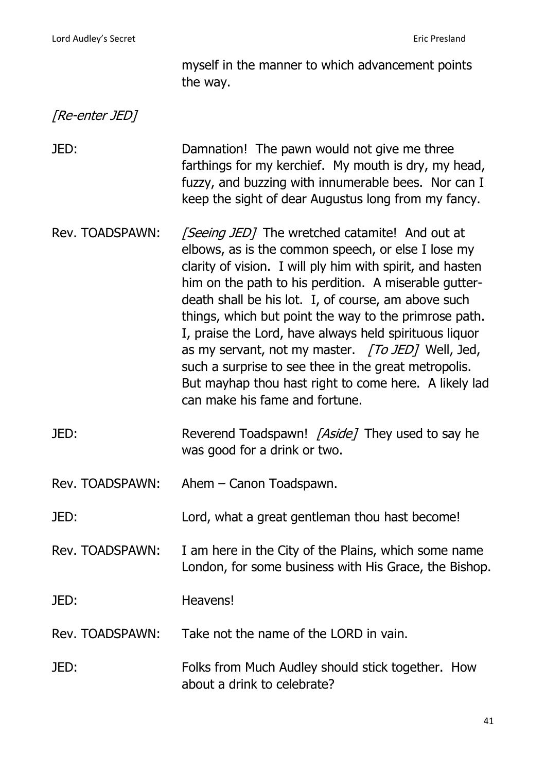myself in the manner to which advancement points the way.

*[Re-enter JED]*

JED: Damnation! The pawn would not give me three farthings for my kerchief. My mouth is dry, my head, fuzzy, and buzzing with innumerable bees. Nor can I keep the sight of dear Augustus long from my fancy.

Rev. TOADSPAWN: *[Seeing JED]* The wretched catamite! And out at elbows, as is the common speech, or else I lose my clarity of vision. I will ply him with spirit, and hasten him on the path to his perdition. A miserable gutter-death shall be his lot. I, of course, am above such things, which but point the way to the primrose path. I, praise the Lord, have always held spirituous liquor as my servant, not my master. *[To JED]* Well, Jed, such a surprise to see thee in the great metropolis. But mayhap thou hast right to come here. A likely lad can make his fame and fortune.

JED: Reverend Toadspawn! *[Aside]* They used to say he was good for a drink or two.

Rev. TOADSPAWN: Ahem – Canon Toadspawn.

JED: Lord, what a great gentleman thou hast become!

Rev. TOADSPAWN: I am here in the City of the Plains, which some name London, for some business with His Grace, the Bishop.

JED: Heavens!

Rev. TOADSPAWN: Take not the name of the LORD in vain.

JED: Folks from Much Audley should stick together. How about a drink to celebrate?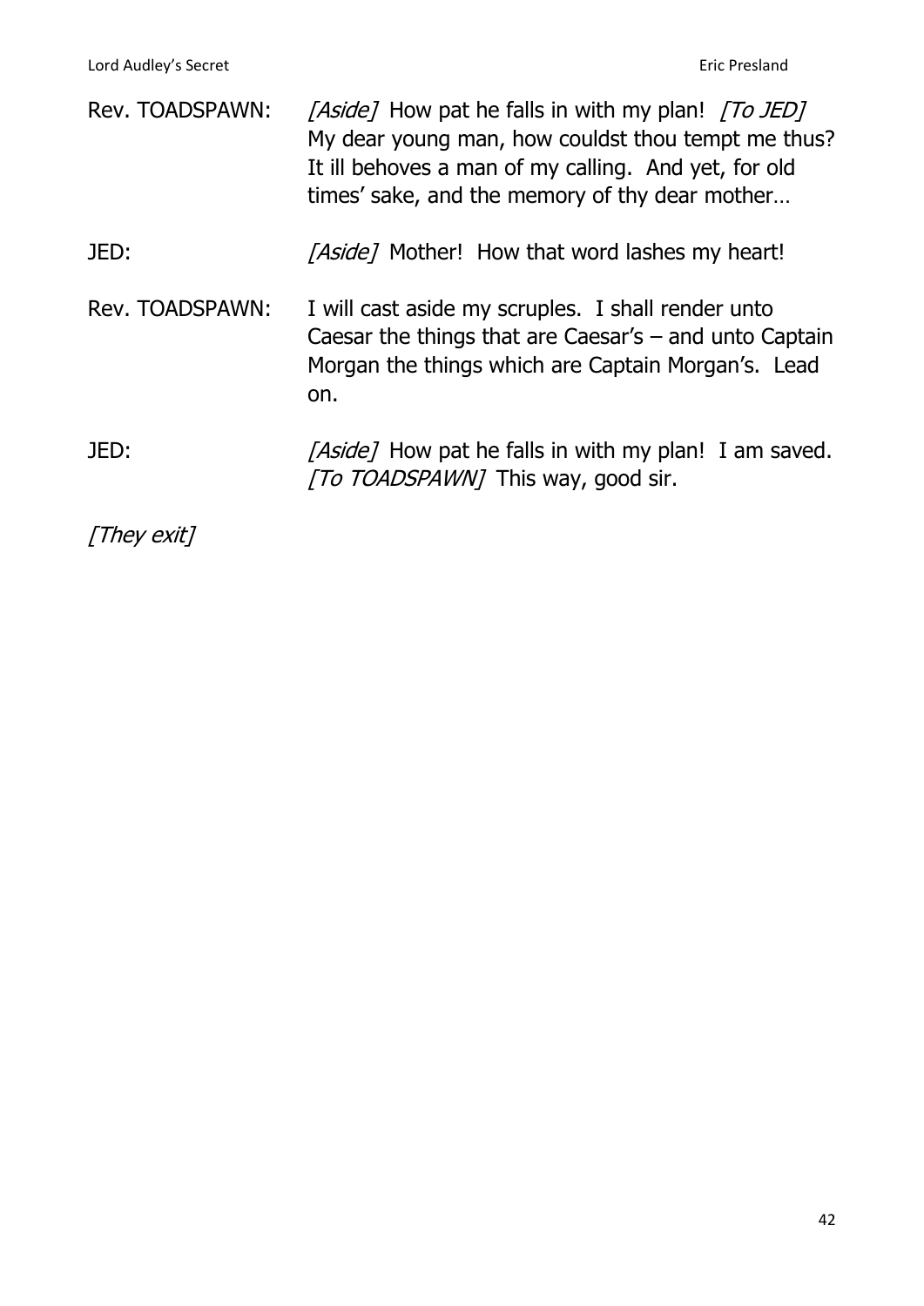Rev. TOADSPAWN: *[Aside]* How pat he falls in with my plan! *[To JED]* My dear young man, how couldst thou tempt me thus? It ill behoves a man of my calling. And yet, for old times' sake, and the memory of thy dear mother…

JED: *[Aside]* Mother! How that word lashes my heart!

Rev. TOADSPAWN: I will cast aside my scruples. I shall render unto Caesar the things that are Caesar's – and unto Captain Morgan the things which are Captain Morgan's. Lead on.

JED: *[Aside]* How pat he falls in with my plan! I am saved. *[To TOADSPAWN]* This way, good sir.

*[They exit]*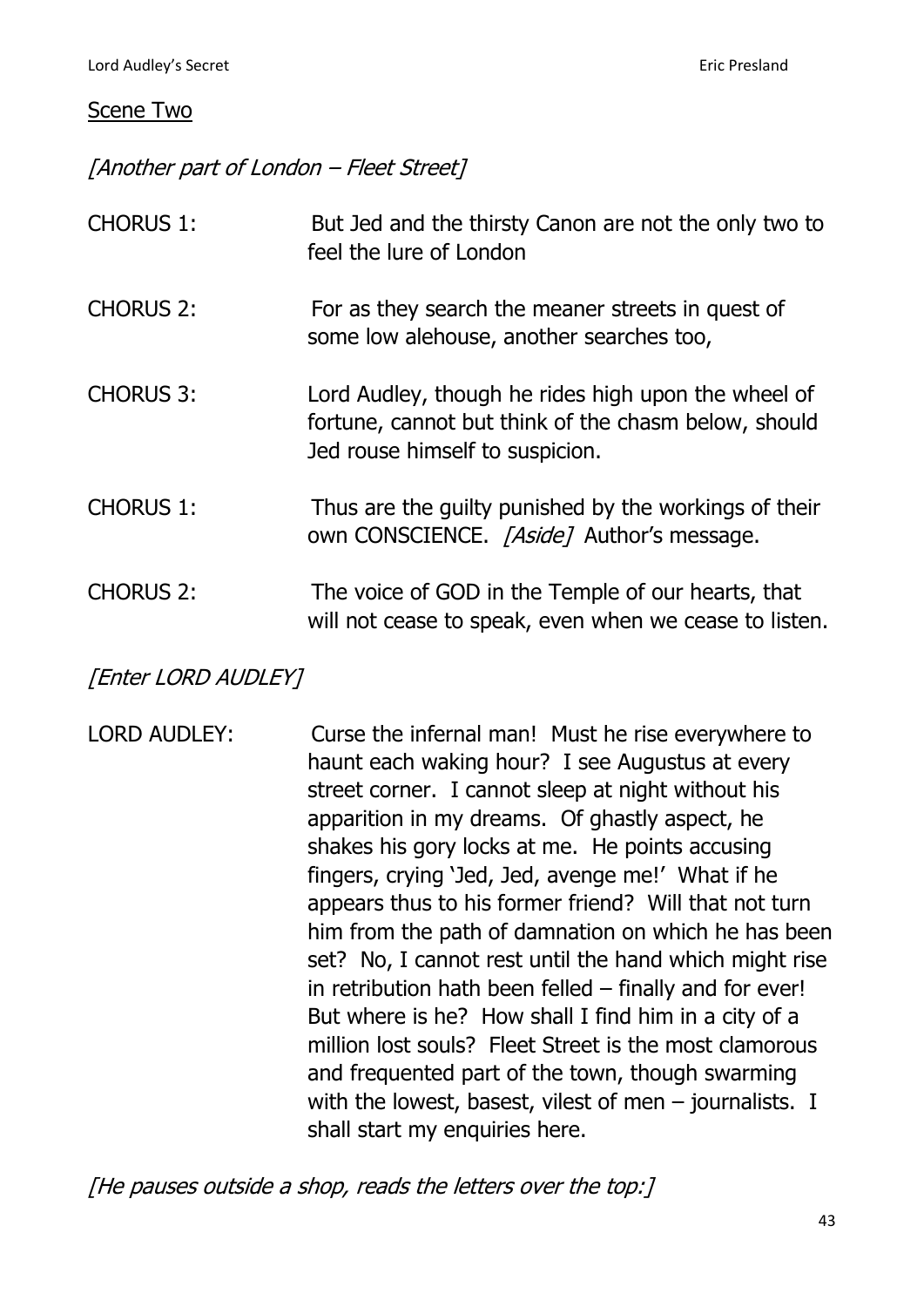<u>Scene Two</u>

*[Another part of London – Fleet Street]*

CHORUS 1: But Jed and the thirsty Canon are not the only two to feel the lure of London

CHORUS 2: For as they search the meaner streets in quest of some low alehouse, another searches too,

CHORUS 3: Lord Audley, though he rides high upon the wheel of fortune, cannot but think of the chasm below, should Jed rouse himself to suspicion.

CHORUS 1: Thus are the guilty punished by the workings of their own CONSCIENCE. *[Aside]* Author's message.

CHORUS 2: The voice of GOD in the Temple of our hearts, that will not cease to speak, even when we cease to listen.

*[Enter LORD AUDLEY]*

LORD AUDLEY: Curse the infernal man! Must he rise everywhere to haunt each waking hour? I see Augustus at every street corner. I cannot sleep at night without his apparition in my dreams. Of ghastly aspect, he shakes his gory locks at me. He points accusing fingers, crying 'Jed, Jed, avenge me!' What if he appears thus to his former friend? Will that not turn him from the path of damnation on which he has been set? No, I cannot rest until the hand which might rise in retribution hath been felled – finally and for ever! But where is he? How shall I find him in a city of a million lost souls? Fleet Street is the most clamorous and frequented part of the town, though swarming with the lowest, basest, vilest of men – journalists. I shall start my enquiries here.

*[He pauses outside a shop, reads the letters over the top:]*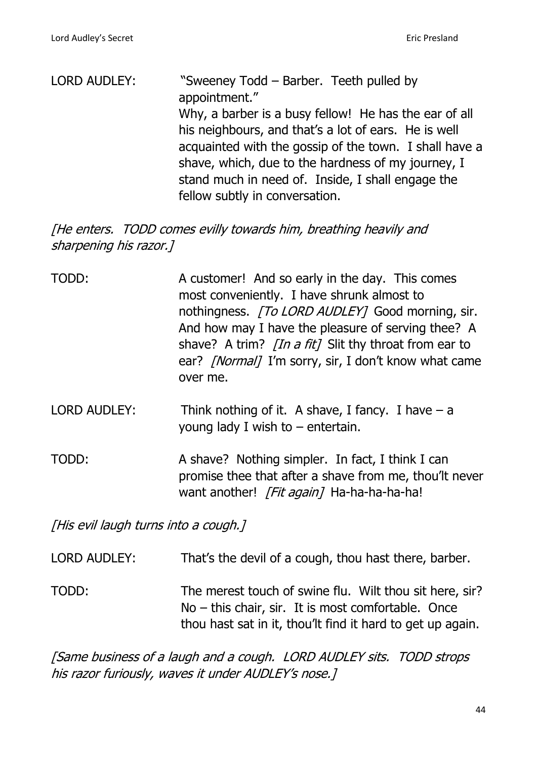LORD AUDLEY: "Sweeney Todd – Barber. Teeth pulled by appointment."
Why, a barber is a busy fellow! He has the ear of all his neighbours, and that's a lot of ears. He is well acquainted with the gossip of the town. I shall have a shave, which, due to the hardness of my journey, I stand much in need of. Inside, I shall engage the fellow subtly in conversation.

*[He enters. TODD comes evilly towards him, breathing heavily and sharpening his razor.]*

TODD: A customer! And so early in the day. This comes most conveniently. I have shrunk almost to nothingness. *[To LORD AUDLEY]* Good morning, sir. And how may I have the pleasure of serving thee? A shave? A trim? *[In a fit]* Slit thy throat from ear to ear? *[Normal]* I'm sorry, sir, I don't know what came over me.

LORD AUDLEY: Think nothing of it. A shave, I fancy. I have – a young lady I wish to – entertain.

TODD: A shave? Nothing simpler. In fact, I think I can promise thee that after a shave from me, thou'lt never want another! *[Fit again]* Ha-ha-ha-ha-ha!

*[His evil laugh turns into a cough.]*

LORD AUDLEY: That's the devil of a cough, thou hast there, barber.

TODD: The merest touch of swine flu. Wilt thou sit here, sir? No – this chair, sir. It is most comfortable. Once thou hast sat in it, thou'lt find it hard to get up again.

*[Same business of a laugh and a cough. LORD AUDLEY sits. TODD strops his razor furiously, waves it under AUDLEY's nose.]*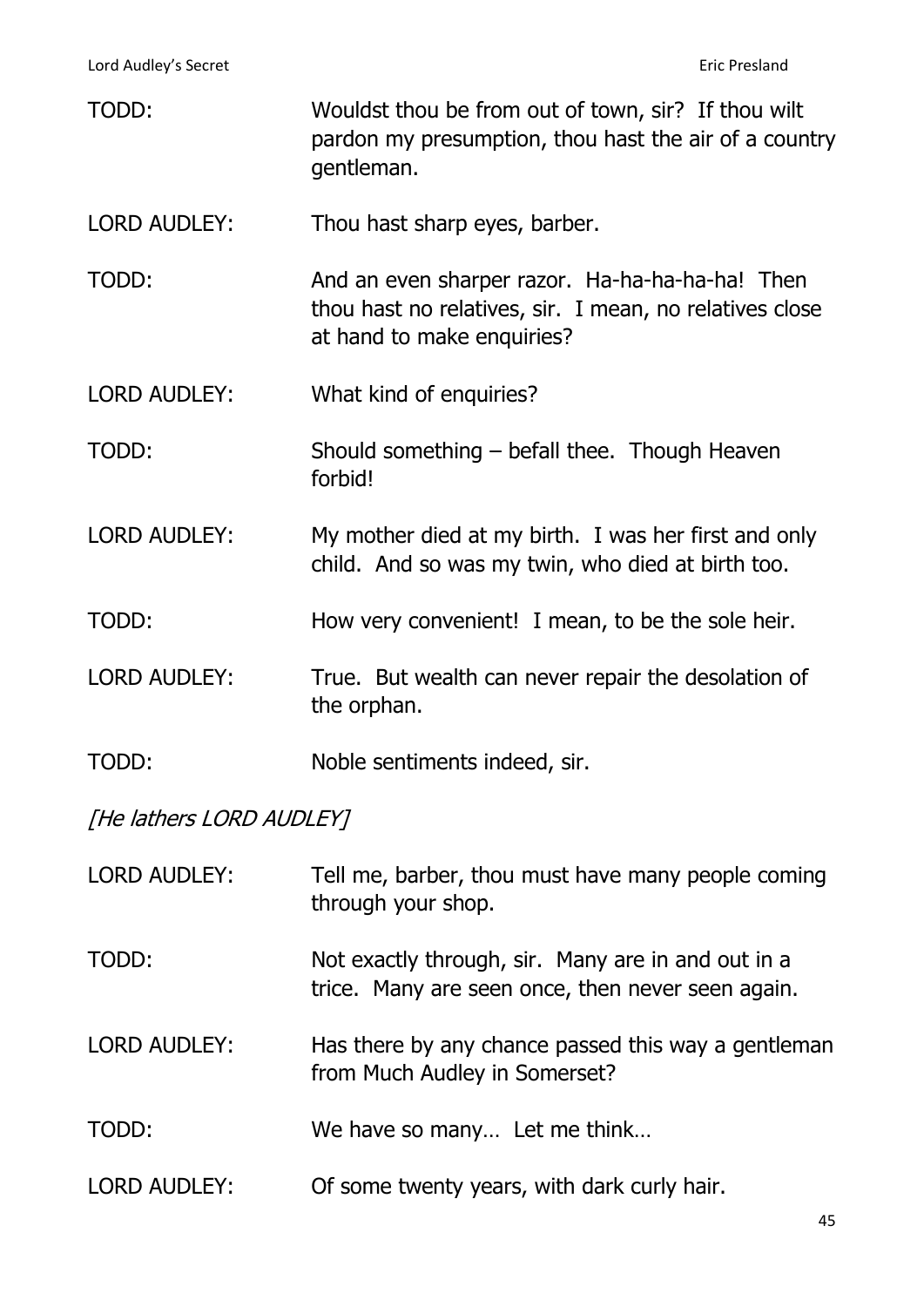TODD: Wouldst thou be from out of town, sir? If thou wilt pardon my presumption, thou hast the air of a country gentleman.

LORD AUDLEY: Thou hast sharp eyes, barber.

TODD: And an even sharper razor. Ha-ha-ha-ha-ha! Then thou hast no relatives, sir. I mean, no relatives close at hand to make enquiries?

LORD AUDLEY: What kind of enquiries?

TODD: Should something – befall thee. Though Heaven forbid!

LORD AUDLEY: My mother died at my birth. I was her first and only child. And so was my twin, who died at birth too.

TODD: How very convenient! I mean, to be the sole heir.

LORD AUDLEY: True. But wealth can never repair the desolation of the orphan.

TODD: Noble sentiments indeed, sir.

*[He lathers LORD AUDLEY]*

LORD AUDLEY: Tell me, barber, thou must have many people coming through your shop.

TODD: Not exactly through, sir. Many are in and out in a trice. Many are seen once, then never seen again.

LORD AUDLEY: Has there by any chance passed this way a gentleman from Much Audley in Somerset?

TODD: We have so many… Let me think…

LORD AUDLEY: Of some twenty years, with dark curly hair.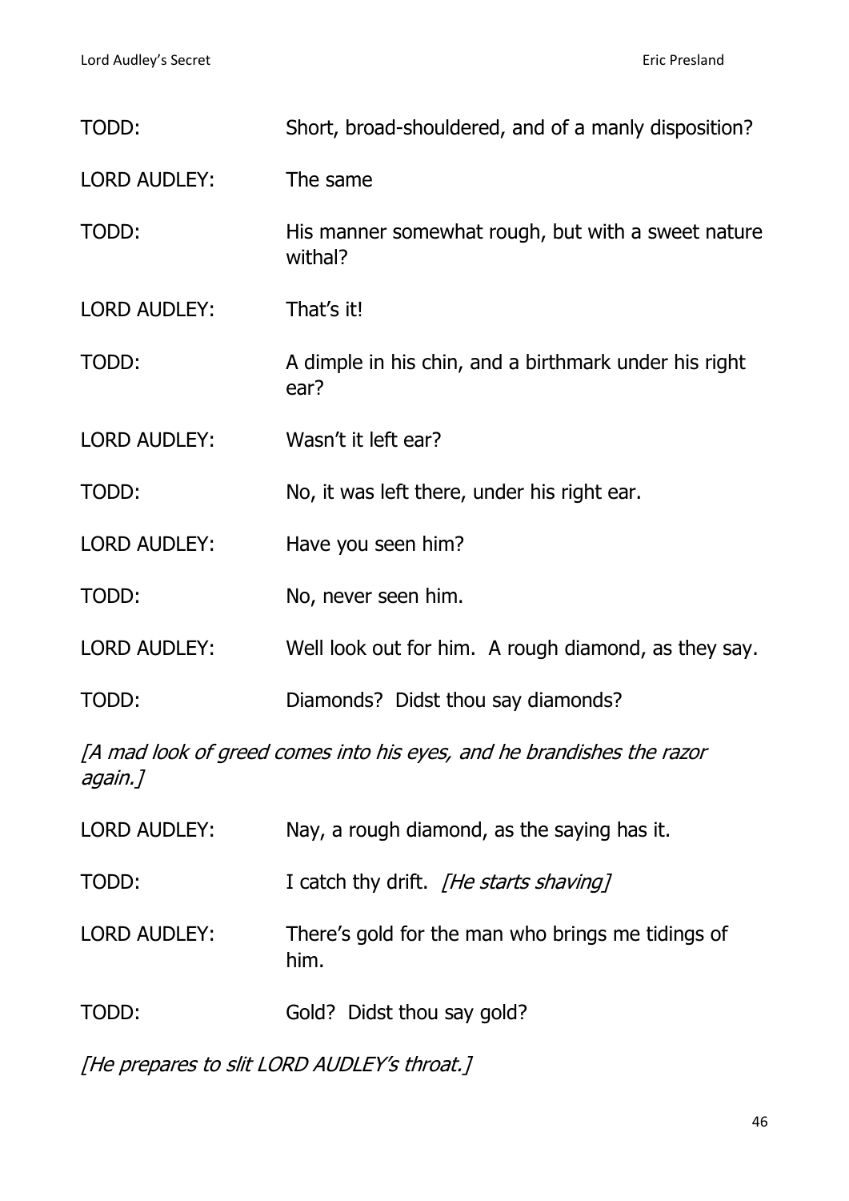TODD: Short, broad-shouldered, and of a manly disposition?

LORD AUDLEY: The same

TODD: His manner somewhat rough, but with a sweet nature withal?

LORD AUDLEY: That's it!

TODD: A dimple in his chin, and a birthmark under his right ear?

LORD AUDLEY: Wasn't it left ear?

TODD: No, it was left there, under his right ear.

LORD AUDLEY: Have you seen him?

TODD: No, never seen him.

LORD AUDLEY: Well look out for him. A rough diamond, as they say.

TODD: Diamonds? Didst thou say diamonds?

*[A mad look of greed comes into his eyes, and he brandishes the razor again.]*

LORD AUDLEY: Nay, a rough diamond, as the saying has it.

TODD: I catch thy drift. *[He starts shaving]*

LORD AUDLEY: There's gold for the man who brings me tidings of him.

TODD: Gold? Didst thou say gold?

*[He prepares to slit LORD AUDLEY's throat.]*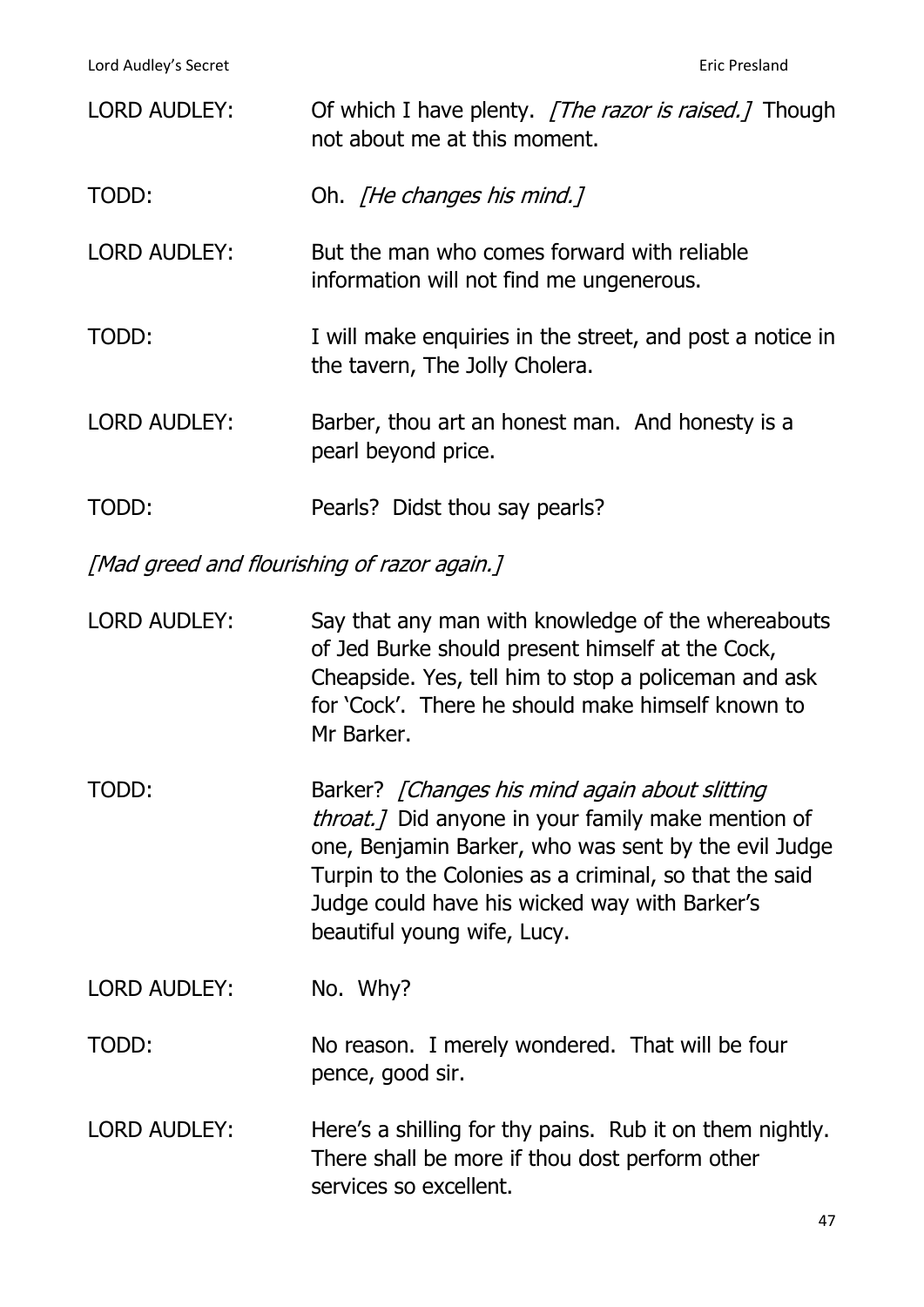LORD AUDLEY: Of which I have plenty. *[The razor is raised.]* Though not about me at this moment.

TODD: Oh. *[He changes his mind.]*

LORD AUDLEY: But the man who comes forward with reliable information will not find me ungenerous.

TODD: I will make enquiries in the street, and post a notice in the tavern, The Jolly Cholera.

LORD AUDLEY: Barber, thou art an honest man. And honesty is a pearl beyond price.

TODD: Pearls? Didst thou say pearls?

*[Mad greed and flourishing of razor again.]*

LORD AUDLEY: Say that any man with knowledge of the whereabouts of Jed Burke should present himself at the Cock, Cheapside. Yes, tell him to stop a policeman and ask for 'Cock'. There he should make himself known to Mr Barker.

TODD: Barker? *[Changes his mind again about slitting throat.]* Did anyone in your family make mention of one, Benjamin Barker, who was sent by the evil Judge Turpin to the Colonies as a criminal, so that the said Judge could have his wicked way with Barker's beautiful young wife, Lucy.

LORD AUDLEY: No. Why?

TODD: No reason. I merely wondered. That will be four pence, good sir.

LORD AUDLEY: Here's a shilling for thy pains. Rub it on them nightly. There shall be more if thou dost perform other services so excellent.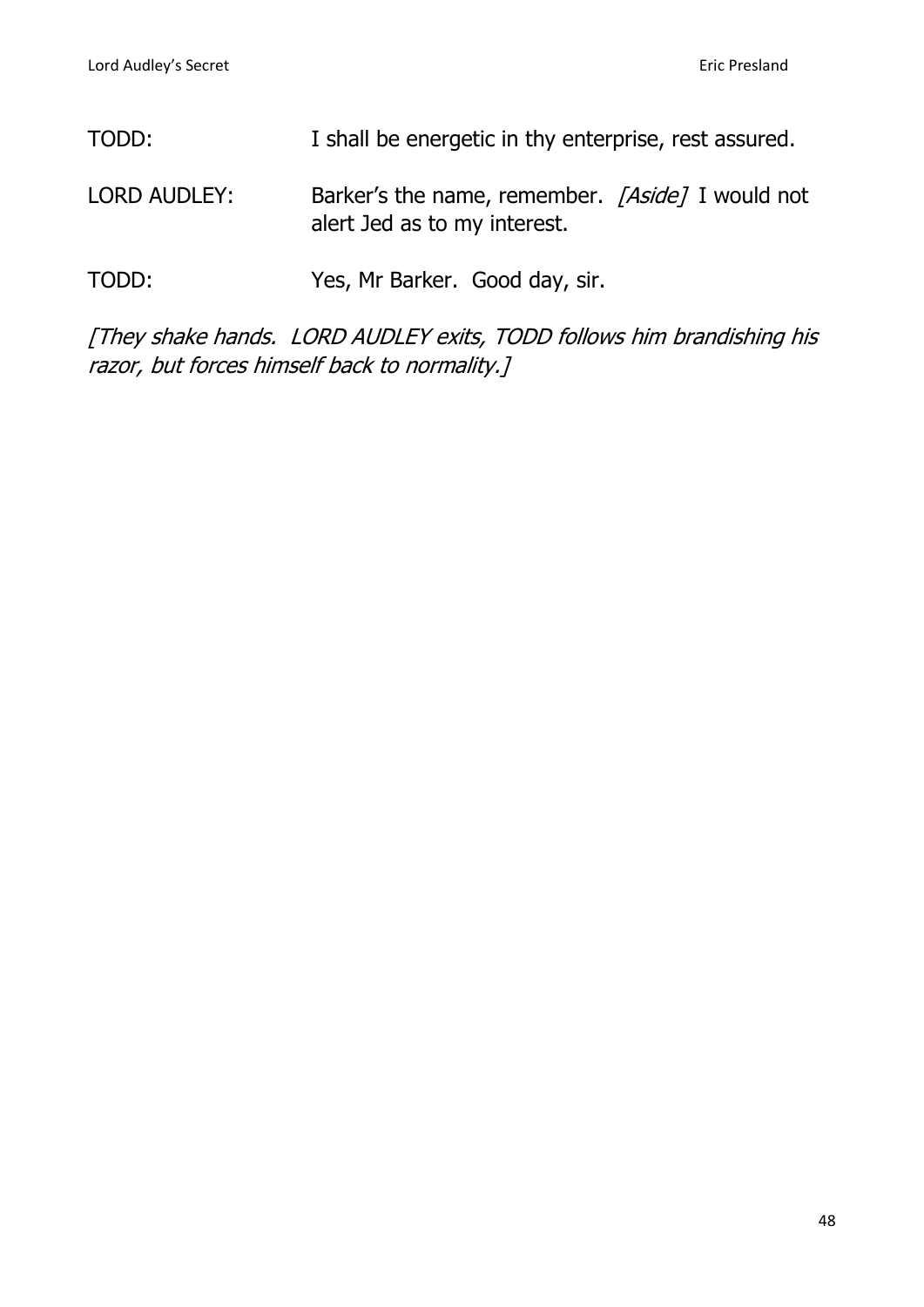TODD: I shall be energetic in thy enterprise, rest assured.

LORD AUDLEY: Barker's the name, remember. *[Aside]* I would not alert Jed as to my interest.

TODD: Yes, Mr Barker. Good day, sir.

*[They shake hands. LORD AUDLEY exits, TODD follows him brandishing his razor, but forces himself back to normality.]*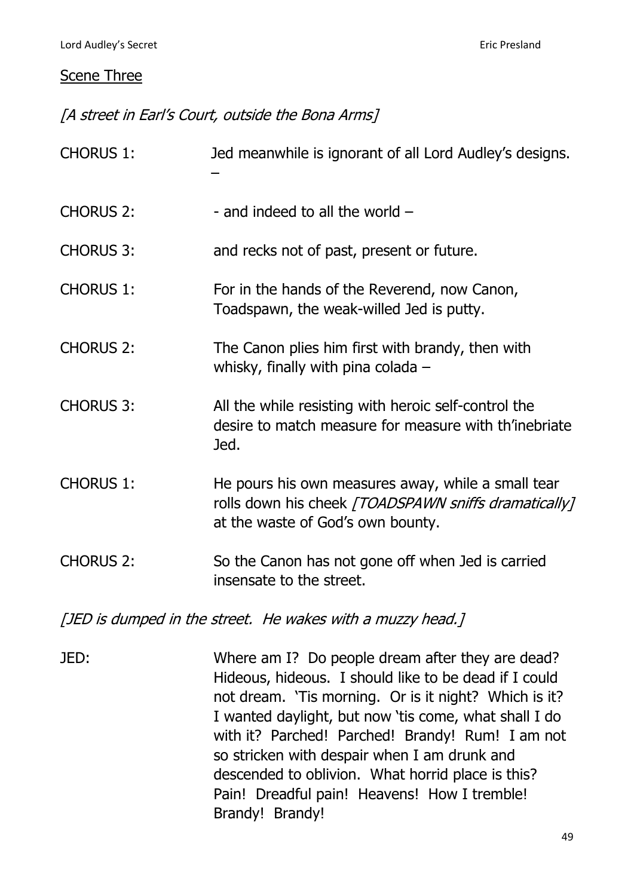<u>Scene Three</u>

*[A street in Earl's Court, outside the Bona Arms]*

CHORUS 1: Jed meanwhile is ignorant of all Lord Audley's designs. –

CHORUS 2: - and indeed to all the world –

CHORUS 3: and recks not of past, present or future.

CHORUS 1: For in the hands of the Reverend, now Canon, Toadspawn, the weak-willed Jed is putty.

CHORUS 2: The Canon plies him first with brandy, then with whisky, finally with pina colada –

CHORUS 3: All the while resisting with heroic self-control the desire to match measure for measure with th'inebriate Jed.

CHORUS 1: He pours his own measures away, while a small tear rolls down his cheek *[TOADSPAWN sniffs dramatically]* at the waste of God's own bounty.

CHORUS 2: So the Canon has not gone off when Jed is carried insensate to the street.

*[JED is dumped in the street. He wakes with a muzzy head.]*

JED: Where am I? Do people dream after they are dead? Hideous, hideous. I should like to be dead if I could not dream. 'Tis morning. Or is it night? Which is it? I wanted daylight, but now 'tis come, what shall I do with it? Parched! Parched! Brandy! Rum! I am not so stricken with despair when I am drunk and descended to oblivion. What horrid place is this? Pain! Dreadful pain! Heavens! How I tremble! Brandy! Brandy!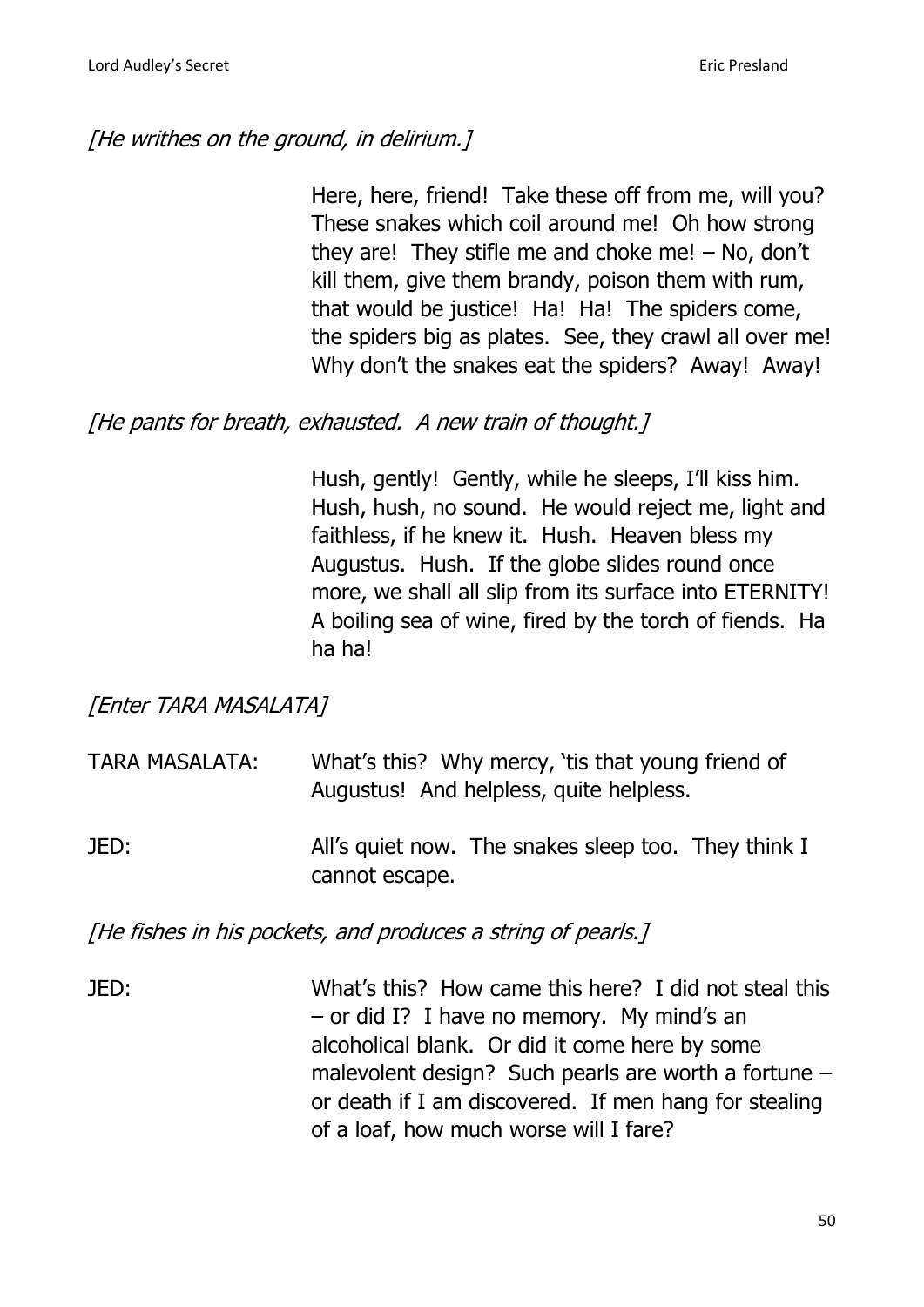*[He writes on the ground, in delirium.]*

Here, here, friend! Take these off from me, will you? These snakes which coil around me! Oh how strong they are! They stifle me and choke me! – No, don't kill them, give them brandy, poison them with rum, that would be justice! Ha! Ha! The spiders come, the spiders big as plates. See, they crawl all over me! Why don't the snakes eat the spiders? Away! Away!

*[He pants for breath, exhausted. A new train of thought.]*

Hush, gently! Gently, while he sleeps, I'll kiss him. Hush, hush, no sound. He would reject me, light and faithless, if he knew it. Hush. Heaven bless my Augustus. Hush. If the globe slides round once more, we shall all slip from its surface into ETERNITY! A boiling sea of wine, fired by the torch of fiends. Ha ha ha!

*[Enter TARA MASALATA]*

TARA MASALATA: What's this? Why mercy, 'tis that young friend of Augustus! And helpless, quite helpless.

JED: All's quiet now. The snakes sleep too. They think I cannot escape.

*[He fishes in his pockets, and produces a string of pearls.]*

JED: What's this? How came this here? I did not steal this – or did I? I have no memory. My mind's an alcoholical blank. Or did it come here by some malevolent design? Such pearls are worth a fortune – or death if I am discovered. If men hang for stealing of a loaf, how much worse will I fare?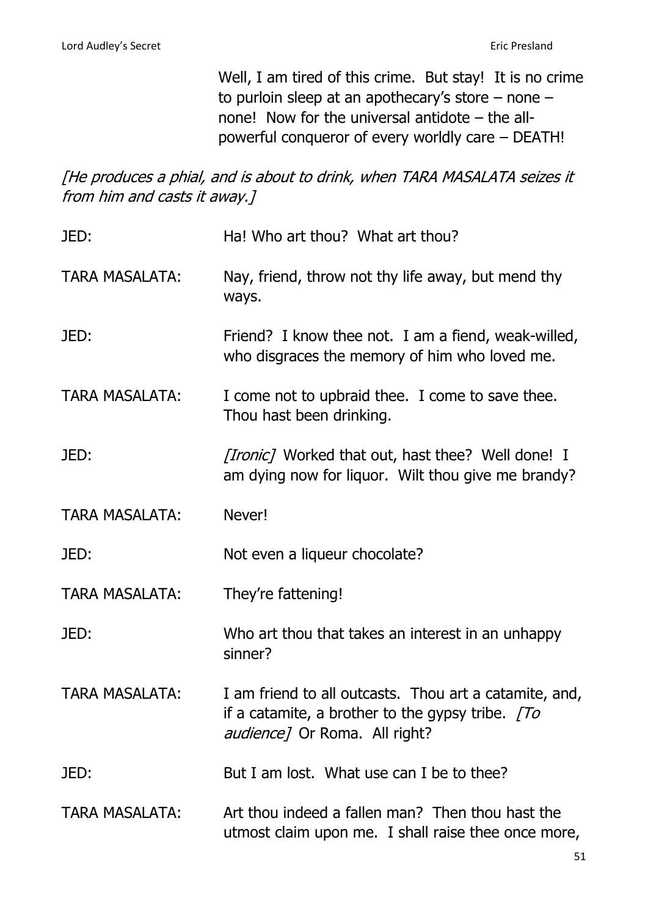Well, I am tired of this crime. But stay! It is no crime to purloin sleep at an apothecary's store – none – none! Now for the universal antidote – the all-powerful conqueror of every worldly care – DEATH!

*[He produces a phial, and is about to drink, when TARA MASALATA seizes it from him and casts it away.]*

JED: Ha! Who art thou? What art thou?

TARA MASALATA: Nay, friend, throw not thy life away, but mend thy ways.

JED: Friend? I know thee not. I am a fiend, weak-willed, who disgraces the memory of him who loved me.

TARA MASALATA: I come not to upbraid thee. I come to save thee. Thou hast been drinking.

JED: *[Ironic]* Worked that out, hast thee? Well done! I am dying now for liquor. Wilt thou give me brandy?

TARA MASALATA: Never!

JED: Not even a liqueur chocolate?

TARA MASALATA: They're fattening!

JED: Who art thou that takes an interest in an unhappy sinner?

TARA MASALATA: I am friend to all outcasts. Thou art a catamite, and, if a catamite, a brother to the gypsy tribe. *[To audience]* Or Roma. All right?

JED: But I am lost. What use can I be to thee?

TARA MASALATA: Art thou indeed a fallen man? Then thou hast the utmost claim upon me. I shall raise thee once more,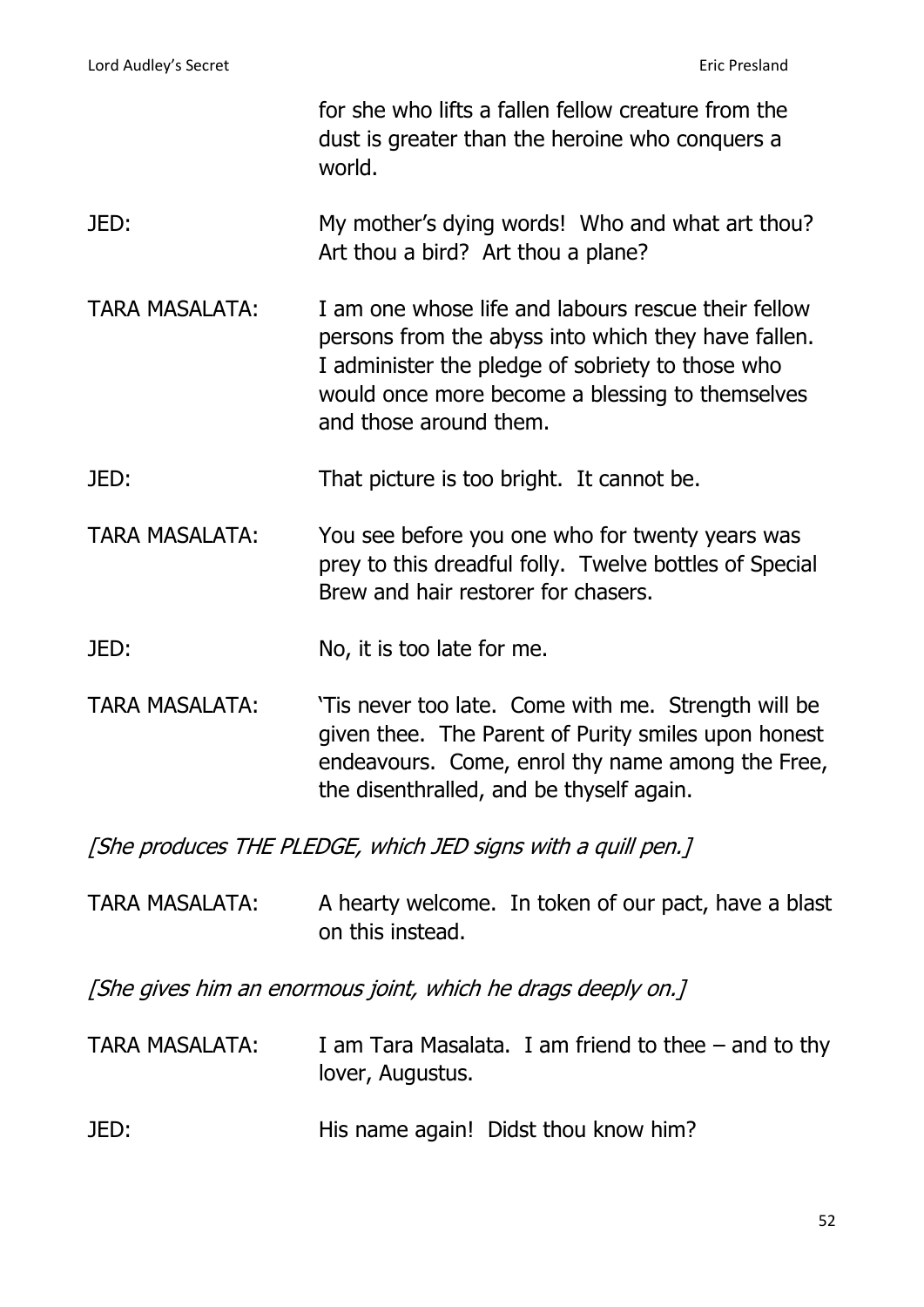for she who lifts a fallen fellow creature from the dust is greater than the heroine who conquers a world.

JED: My mother's dying words! Who and what art thou? Art thou a bird? Art thou a plane?

TARA MASALATA: I am one whose life and labours rescue their fellow persons from the abyss into which they have fallen. I administer the pledge of sobriety to those who would once more become a blessing to themselves and those around them.

JED: That picture is too bright. It cannot be.

TARA MASALATA: You see before you one who for twenty years was prey to this dreadful folly. Twelve bottles of Special Brew and hair restorer for chasers.

JED: No, it is too late for me.

TARA MASALATA: 'Tis never too late. Come with me. Strength will be given thee. The Parent of Purity smiles upon honest endeavours. Come, enrol thy name among the Free, the disenthralled, and be thyself again.

*[She produces THE PLEDGE, which JED signs with a quill pen.]*

TARA MASALATA: A hearty welcome. In token of our pact, have a blast on this instead.

*[She gives him an enormous joint, which he drags deeply on.]*

TARA MASALATA: I am Tara Masalata. I am friend to thee – and to thy lover, Augustus.

JED: His name again! Didst thou know him?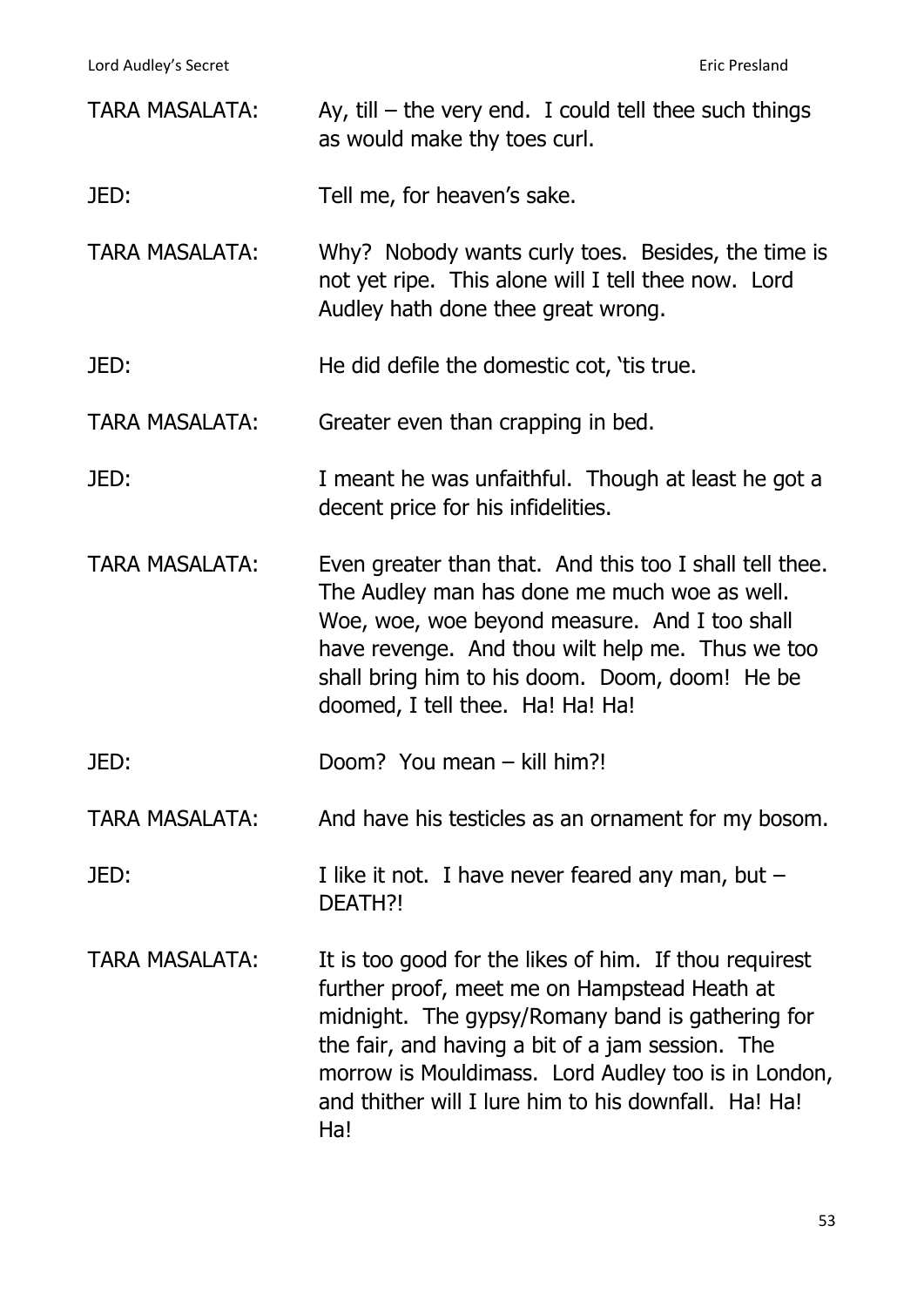TARA MASALATA: Ay, till – the very end. I could tell thee such things as would make thy toes curl.

JED: Tell me, for heaven's sake.

TARA MASALATA: Why? Nobody wants curly toes. Besides, the time is not yet ripe. This alone will I tell thee now. Lord Audley hath done thee great wrong.

JED: He did defile the domestic cot, 'tis true.

TARA MASALATA: Greater even than crapping in bed.

JED: I meant he was unfaithful. Though at least he got a decent price for his infidelities.

TARA MASALATA: Even greater than that. And this too I shall tell thee. The Audley man has done me much woe as well. Woe, woe, woe beyond measure. And I too shall have revenge. And thou wilt help me. Thus we too shall bring him to his doom. Doom, doom! He be doomed, I tell thee. Ha! Ha! Ha!

JED: Doom? You mean – kill him?!

TARA MASALATA: And have his testicles as an ornament for my bosom.

JED: I like it not. I have never feared any man, but – DEATH?!

TARA MASALATA: It is too good for the likes of him. If thou requirest further proof, meet me on Hampstead Heath at midnight. The gypsy/Romany band is gathering for the fair, and having a bit of a jam session. The morrow is Mouldimass. Lord Audley too is in London, and thither will I lure him to his downfall. Ha! Ha! Ha!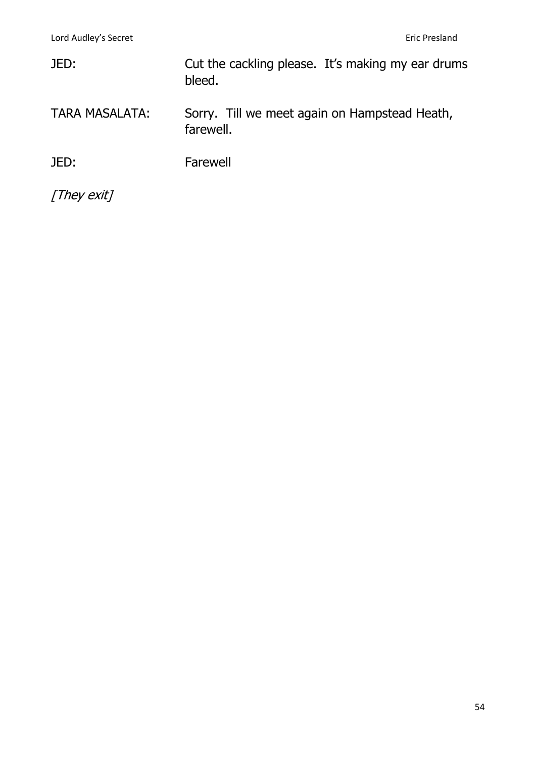JED: Cut the cackling please.  It's making my ear drums bleed.

TARA MASALATA: Sorry.  Till we meet again on Hampstead Heath, farewell.

JED: Farewell

*[They exit]*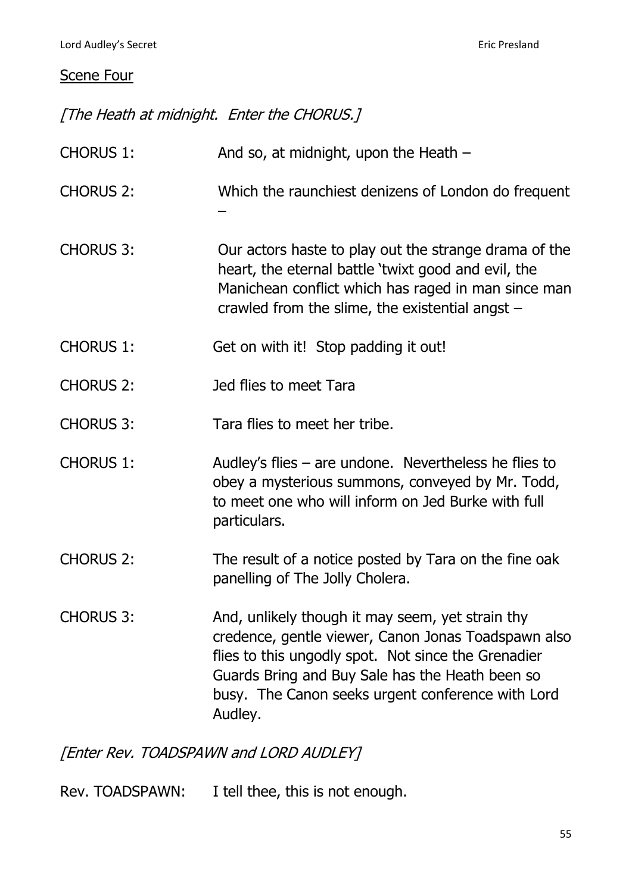Scene Four

*[The Heath at midnight. Enter the CHORUS.]*

CHORUS 1: And so, at midnight, upon the Heath –

CHORUS 2: Which the raunchiest denizens of London do frequent –

CHORUS 3: Our actors haste to play out the strange drama of the heart, the eternal battle 'twixt good and evil, the Manichean conflict which has raged in man since man crawled from the slime, the existential angst –

CHORUS 1: Get on with it! Stop padding it out!

CHORUS 2: Jed flies to meet Tara

CHORUS 3: Tara flies to meet her tribe.

CHORUS 1: Audley's flies – are undone. Nevertheless he flies to obey a mysterious summons, conveyed by Mr. Todd, to meet one who will inform on Jed Burke with full particulars.

CHORUS 2: The result of a notice posted by Tara on the fine oak panelling of The Jolly Cholera.

CHORUS 3: And, unlikely though it may seem, yet strain thy credence, gentle viewer, Canon Jonas Toadspawn also flies to this ungodly spot. Not since the Grenadier Guards Bring and Buy Sale has the Heath been so busy. The Canon seeks urgent conference with Lord Audley.

*[Enter Rev. TOADSPAWN and LORD AUDLEY]*

Rev. TOADSPAWN: I tell thee, this is not enough.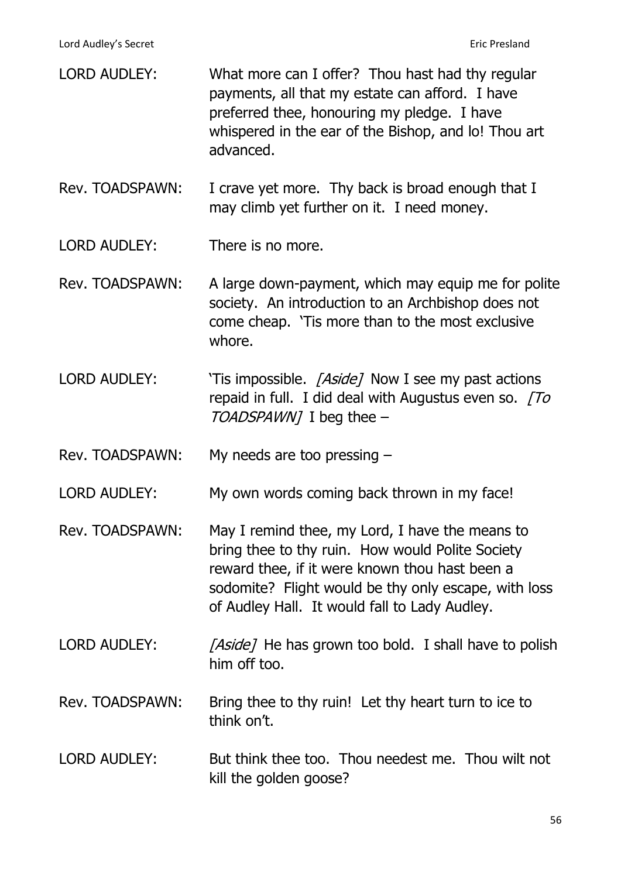LORD AUDLEY: What more can I offer? Thou hast had thy regular payments, all that my estate can afford. I have preferred thee, honouring my pledge. I have whispered in the ear of the Bishop, and lo! Thou art advanced.

Rev. TOADSPAWN: I crave yet more. Thy back is broad enough that I may climb yet further on it. I need money.

LORD AUDLEY: There is no more.

Rev. TOADSPAWN: A large down-payment, which may equip me for polite society. An introduction to an Archbishop does not come cheap. 'Tis more than to the most exclusive whore.

LORD AUDLEY: 'Tis impossible. *[Aside]* Now I see my past actions repaid in full. I did deal with Augustus even so. *[To TOADSPAWN]* I beg thee –

Rev. TOADSPAWN: My needs are too pressing –

LORD AUDLEY: My own words coming back thrown in my face!

Rev. TOADSPAWN: May I remind thee, my Lord, I have the means to bring thee to thy ruin. How would Polite Society reward thee, if it were known thou hast been a sodomite? Flight would be thy only escape, with loss of Audley Hall. It would fall to Lady Audley.

LORD AUDLEY: *[Aside]* He has grown too bold. I shall have to polish him off too.

Rev. TOADSPAWN: Bring thee to thy ruin! Let thy heart turn to ice to think on't.

LORD AUDLEY: But think thee too. Thou needest me. Thou wilt not kill the golden goose?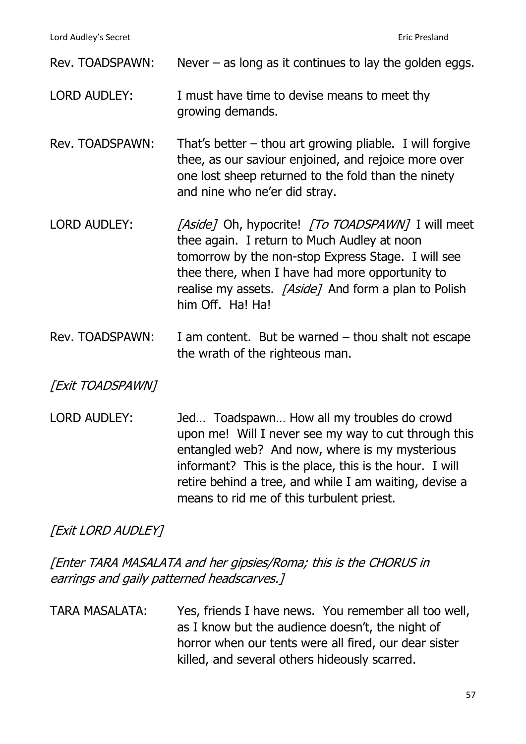Rev. TOADSPAWN: Never – as long as it continues to lay the golden eggs.

LORD AUDLEY: I must have time to devise means to meet thy growing demands.

Rev. TOADSPAWN: That's better – thou art growing pliable. I will forgive thee, as our saviour enjoined, and rejoice more over one lost sheep returned to the fold than the ninety and nine who ne'er did stray.

LORD AUDLEY: *[Aside]* Oh, hypocrite! *[To TOADSPAWN]* I will meet thee again. I return to Much Audley at noon tomorrow by the non-stop Express Stage. I will see thee there, when I have had more opportunity to realise my assets. *[Aside]* And form a plan to Polish him Off. Ha! Ha!

Rev. TOADSPAWN: I am content. But be warned – thou shalt not escape the wrath of the righteous man.

*[Exit TOADSPAWN]*

LORD AUDLEY: Jed… Toadspawn… How all my troubles do crowd upon me! Will I never see my way to cut through this entangled web? And now, where is my mysterious informant? This is the place, this is the hour. I will retire behind a tree, and while I am waiting, devise a means to rid me of this turbulent priest.

*[Exit LORD AUDLEY]*

*[Enter TARA MASALATA and her gipsies/Roma; this is the CHORUS in earrings and gaily patterned headscarves.]*

TARA MASALATA: Yes, friends I have news. You remember all too well, as I know but the audience doesn't, the night of horror when our tents were all fired, our dear sister killed, and several others hideously scarred.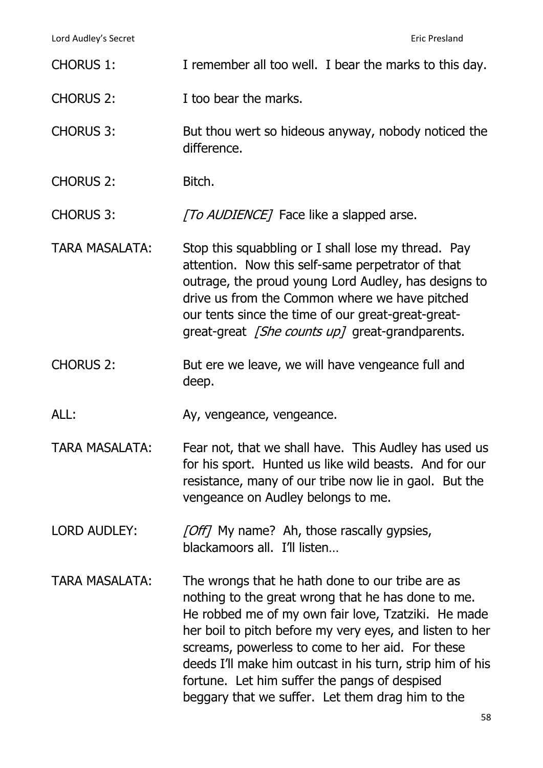CHORUS 1: I remember all too well. I bear the marks to this day.

CHORUS 2: I too bear the marks.

CHORUS 3: But thou wert so hideous anyway, nobody noticed the difference.

CHORUS 2: Bitch.

CHORUS 3: *[To AUDIENCE]* Face like a slapped arse.

TARA MASALATA: Stop this squabbling or I shall lose my thread. Pay attention. Now this self-same perpetrator of that outrage, the proud young Lord Audley, has designs to drive us from the Common where we have pitched our tents since the time of our great-great-great-great-great *[She counts up]* great-grandparents.

CHORUS 2: But ere we leave, we will have vengeance full and deep.

ALL: Ay, vengeance, vengeance.

TARA MASALATA: Fear not, that we shall have. This Audley has used us for his sport. Hunted us like wild beasts. And for our resistance, many of our tribe now lie in gaol. But the vengeance on Audley belongs to me.

LORD AUDLEY: *[Off]* My name? Ah, those rascally gypsies, blackamoors all. I'll listen…

TARA MASALATA: The wrongs that he hath done to our tribe are as nothing to the great wrong that he has done to me. He robbed me of my own fair love, Tzatziki. He made her boil to pitch before my very eyes, and listen to her screams, powerless to come to her aid. For these deeds I'll make him outcast in his turn, strip him of his fortune. Let him suffer the pangs of despised beggary that we suffer. Let them drag him to the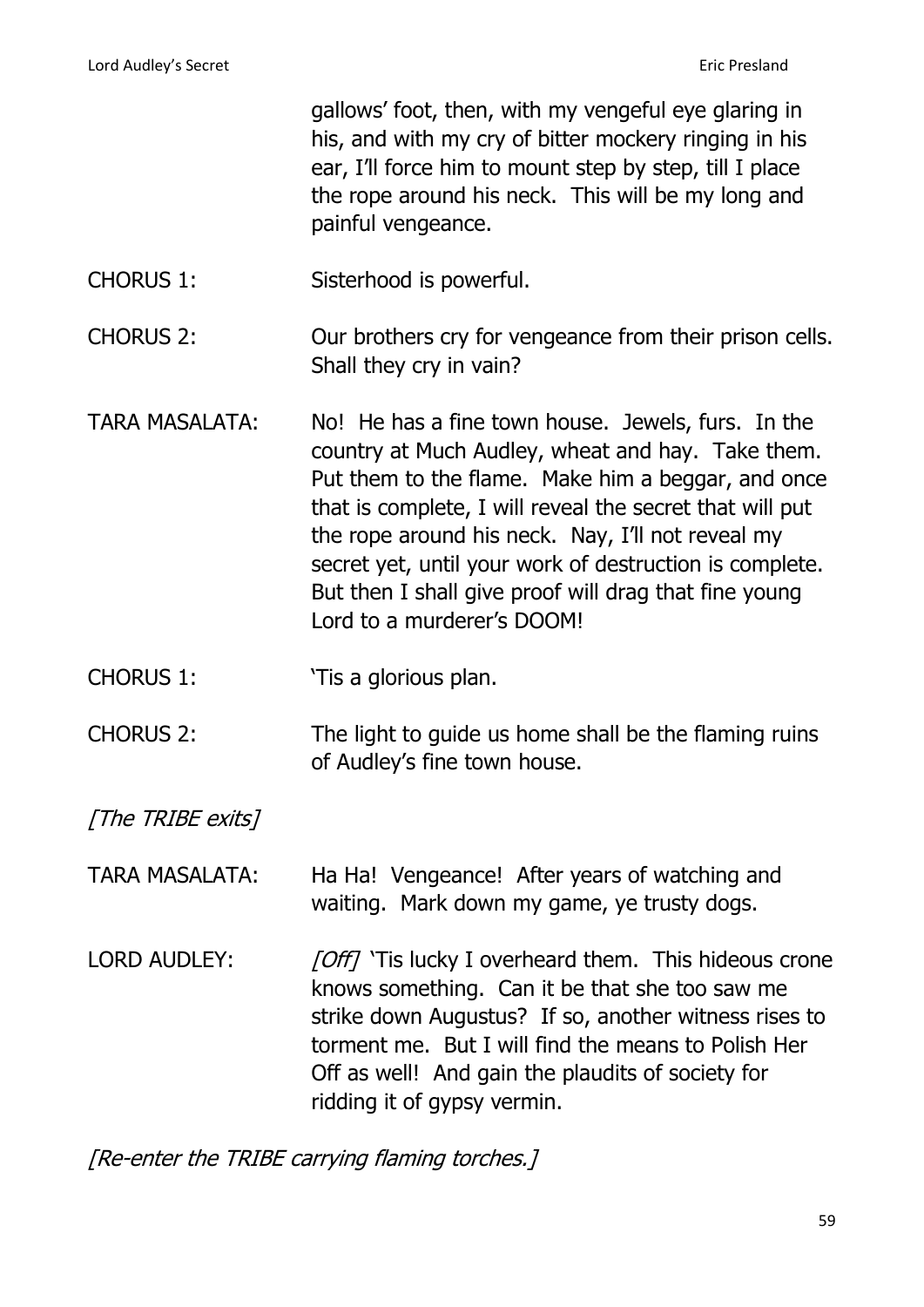gallows' foot, then, with my vengeful eye glaring in his, and with my cry of bitter mockery ringing in his ear, I'll force him to mount step by step, till I place the rope around his neck. This will be my long and painful vengeance.

CHORUS 1: Sisterhood is powerful.

CHORUS 2: Our brothers cry for vengeance from their prison cells. Shall they cry in vain?

TARA MASALATA: No! He has a fine town house. Jewels, furs. In the country at Much Audley, wheat and hay. Take them. Put them to the flame. Make him a beggar, and once that is complete, I will reveal the secret that will put the rope around his neck. Nay, I'll not reveal my secret yet, until your work of destruction is complete. But then I shall give proof will drag that fine young Lord to a murderer's DOOM!

CHORUS 1: 'Tis a glorious plan.

CHORUS 2: The light to guide us home shall be the flaming ruins of Audley's fine town house.

*[The TRIBE exits]*

TARA MASALATA: Ha Ha! Vengeance! After years of watching and waiting. Mark down my game, ye trusty dogs.

LORD AUDLEY: *[Off]* 'Tis lucky I overheard them. This hideous crone knows something. Can it be that she too saw me strike down Augustus? If so, another witness rises to torment me. But I will find the means to Polish Her Off as well! And gain the plaudits of society for ridding it of gypsy vermin.

*[Re-enter the TRIBE carrying flaming torches.]*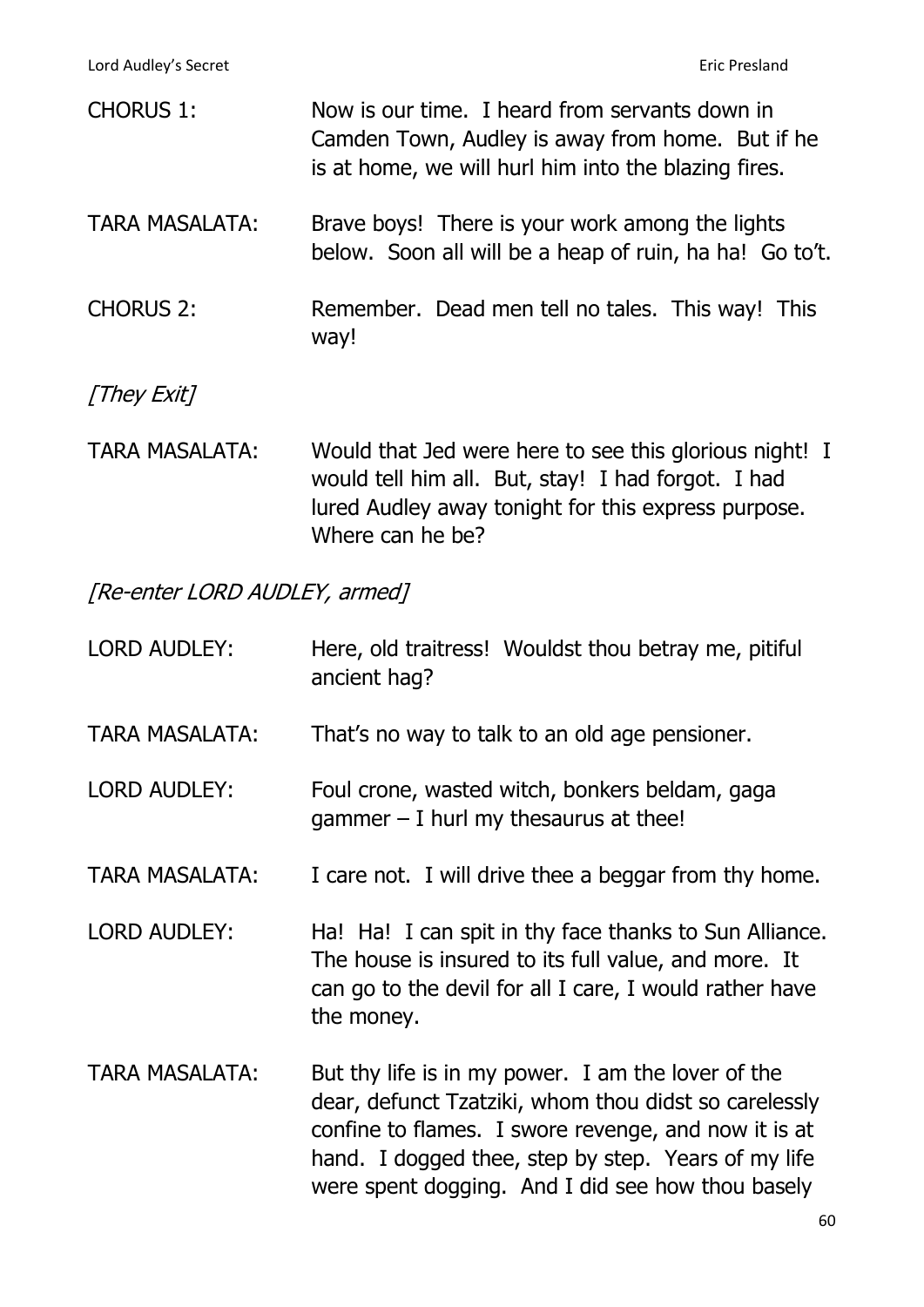CHORUS 1: Now is our time. I heard from servants down in Camden Town, Audley is away from home. But if he is at home, we will hurl him into the blazing fires.

TARA MASALATA: Brave boys! There is your work among the lights below. Soon all will be a heap of ruin, ha ha! Go to't.

CHORUS 2: Remember. Dead men tell no tales. This way! This way!

*[They Exit]*

TARA MASALATA: Would that Jed were here to see this glorious night! I would tell him all. But, stay! I had forgot. I had lured Audley away tonight for this express purpose. Where can he be?

*[Re-enter LORD AUDLEY, armed]*

LORD AUDLEY: Here, old traitress! Wouldst thou betray me, pitiful ancient hag?

TARA MASALATA: That's no way to talk to an old age pensioner.

LORD AUDLEY: Foul crone, wasted witch, bonkers beldam, gaga gammer – I hurl my thesaurus at thee!

TARA MASALATA: I care not. I will drive thee a beggar from thy home.

LORD AUDLEY: Ha! Ha! I can spit in thy face thanks to Sun Alliance. The house is insured to its full value, and more. It can go to the devil for all I care, I would rather have the money.

TARA MASALATA: But thy life is in my power. I am the lover of the dear, defunct Tzatziki, whom thou didst so carelessly confine to flames. I swore revenge, and now it is at hand. I dogged thee, step by step. Years of my life were spent dogging. And I did see how thou basely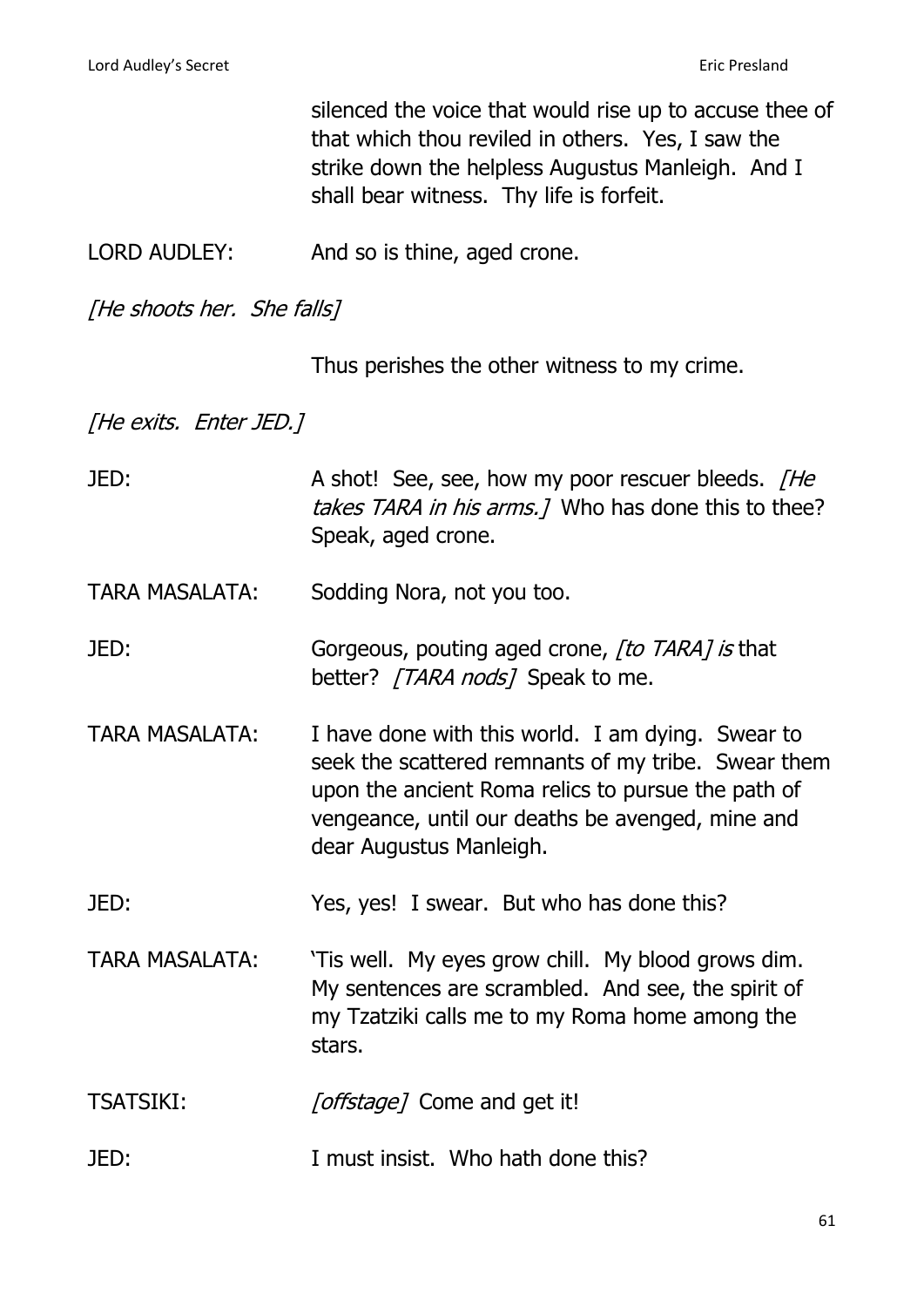silenced the voice that would rise up to accuse thee of that which thou reviled in others. Yes, I saw the strike down the helpless Augustus Manleigh. And I shall bear witness. Thy life is forfeit.

LORD AUDLEY: And so is thine, aged crone.

*[He shoots her. She falls]*

Thus perishes the other witness to my crime.

*[He exits. Enter JED.]*

JED: A shot! See, see, how my poor rescuer bleeds. *[He takes TARA in his arms.]* Who has done this to thee? Speak, aged crone.

TARA MASALATA: Sodding Nora, not you too.

JED: Gorgeous, pouting aged crone, *[to TARA] is* that better? *[TARA nods]* Speak to me.

TARA MASALATA: I have done with this world. I am dying. Swear to seek the scattered remnants of my tribe. Swear them upon the ancient Roma relics to pursue the path of vengeance, until our deaths be avenged, mine and dear Augustus Manleigh.

JED: Yes, yes! I swear. But who has done this?

TARA MASALATA: 'Tis well. My eyes grow chill. My blood grows dim. My sentences are scrambled. And see, the spirit of my Tzatziki calls me to my Roma home among the stars.

TSATSIKI: *[offstage]* Come and get it!

JED: I must insist. Who hath done this?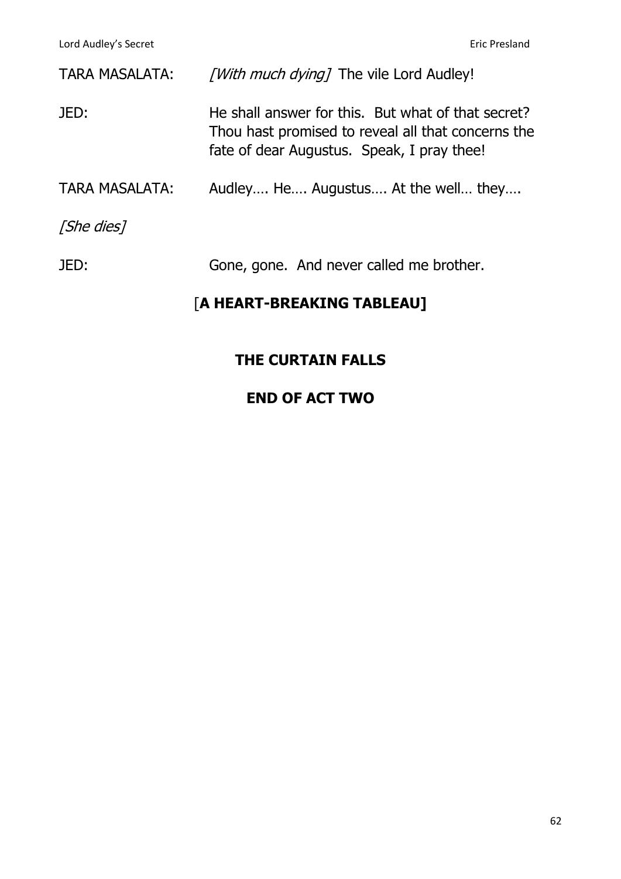TARA MASALATA: *[With much dying]* The vile Lord Audley!

JED: He shall answer for this. But what of that secret? Thou hast promised to reveal all that concerns the fate of dear Augustus. Speak, I pray thee!

TARA MASALATA: Audley…. He…. Augustus…. At the well… they….

*[She dies]*

JED: Gone, gone. And never called me brother.

[**A HEART-BREAKING TABLEAU]**

**THE CURTAIN FALLS**

**END OF ACT TWO**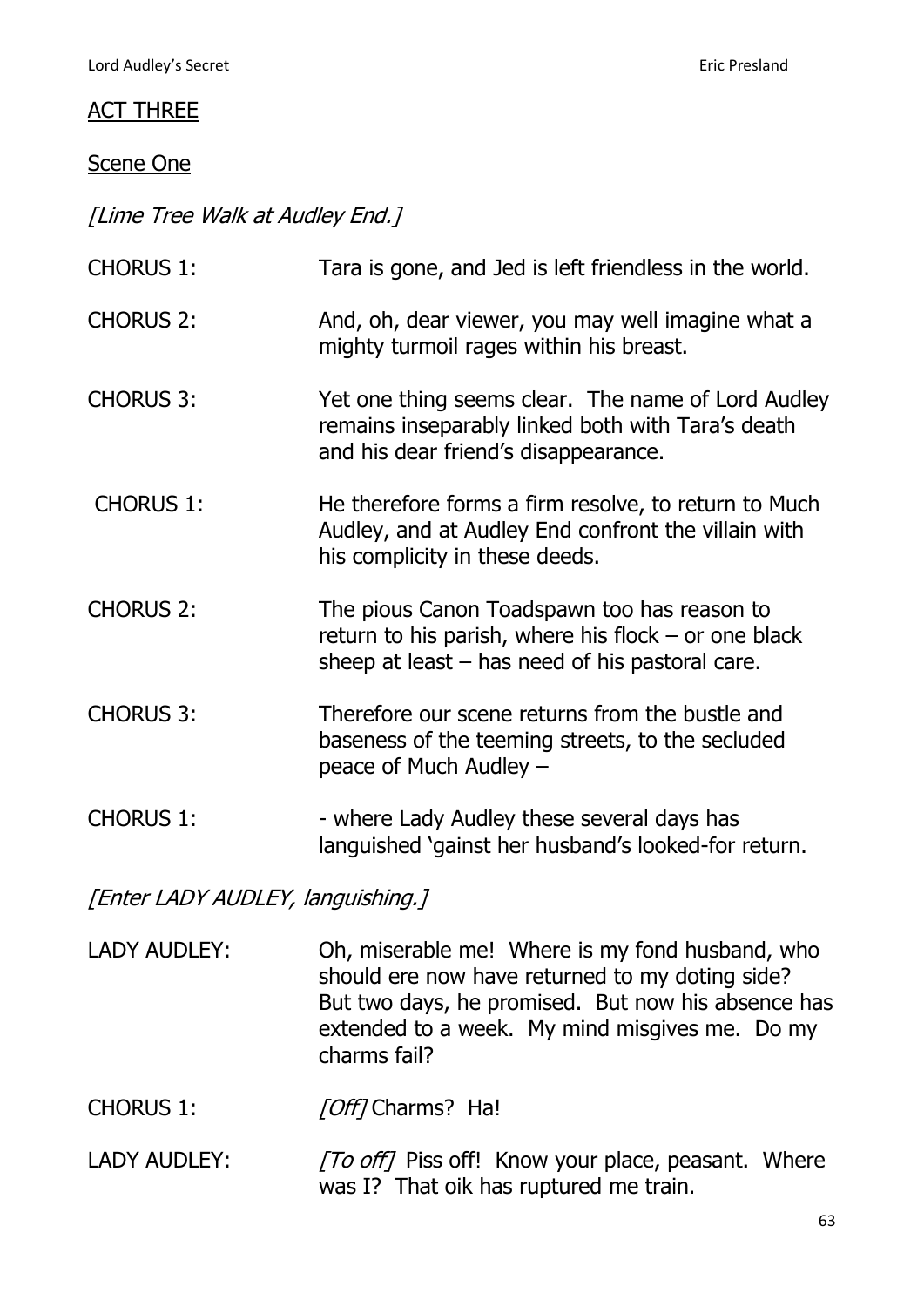## ACT THREE

### Scene One

*[Lime Tree Walk at Audley End.]*

CHORUS 1: Tara is gone, and Jed is left friendless in the world.

CHORUS 2: And, oh, dear viewer, you may well imagine what a mighty turmoil rages within his breast.

CHORUS 3: Yet one thing seems clear. The name of Lord Audley remains inseparably linked both with Tara's death and his dear friend's disappearance.

CHORUS 1: He therefore forms a firm resolve, to return to Much Audley, and at Audley End confront the villain with his complicity in these deeds.

CHORUS 2: The pious Canon Toadspawn too has reason to return to his parish, where his flock – or one black sheep at least – has need of his pastoral care.

CHORUS 3: Therefore our scene returns from the bustle and baseness of the teeming streets, to the secluded peace of Much Audley –

CHORUS 1: - where Lady Audley these several days has languished 'gainst her husband's looked-for return.

*[Enter LADY AUDLEY, languishing.]*

LADY AUDLEY: Oh, miserable me! Where is my fond husband, who should ere now have returned to my doting side? But two days, he promised. But now his absence has extended to a week. My mind misgives me. Do my charms fail?

CHORUS 1: *[Off]* Charms? Ha!

LADY AUDLEY: *[To off]* Piss off! Know your place, peasant. Where was I? That oik has ruptured me train.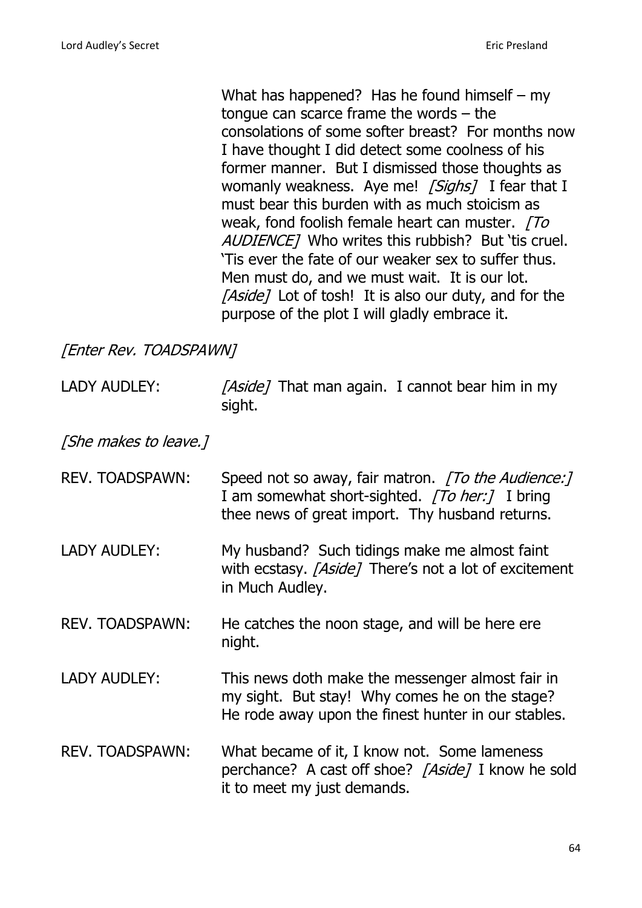What has happened? Has he found himself – my tongue can scarce frame the words – the consolations of some softer breast? For months now I have thought I did detect some coolness of his former manner. But I dismissed those thoughts as womanly weakness. Aye me! *[Sighs]* I fear that I must bear this burden with as much stoicism as weak, fond foolish female heart can muster. *[To AUDIENCE]* Who writes this rubbish? But 'tis cruel. 'Tis ever the fate of our weaker sex to suffer thus. Men must do, and we must wait. It is our lot. *[Aside]* Lot of tosh! It is also our duty, and for the purpose of the plot I will gladly embrace it.

*[Enter Rev. TOADSPAWN]*

LADY AUDLEY: *[Aside]* That man again. I cannot bear him in my sight.

*[She makes to leave.]*

REV. TOADSPAWN: Speed not so away, fair matron. *[To the Audience:]* I am somewhat short-sighted. *[To her:]* I bring thee news of great import. Thy husband returns.

LADY AUDLEY: My husband? Such tidings make me almost faint with ecstasy. *[Aside]* There's not a lot of excitement in Much Audley.

REV. TOADSPAWN: He catches the noon stage, and will be here ere night.

LADY AUDLEY: This news doth make the messenger almost fair in my sight. But stay! Why comes he on the stage? He rode away upon the finest hunter in our stables.

REV. TOADSPAWN: What became of it, I know not. Some lameness perchance? A cast off shoe? *[Aside]* I know he sold it to meet my just demands.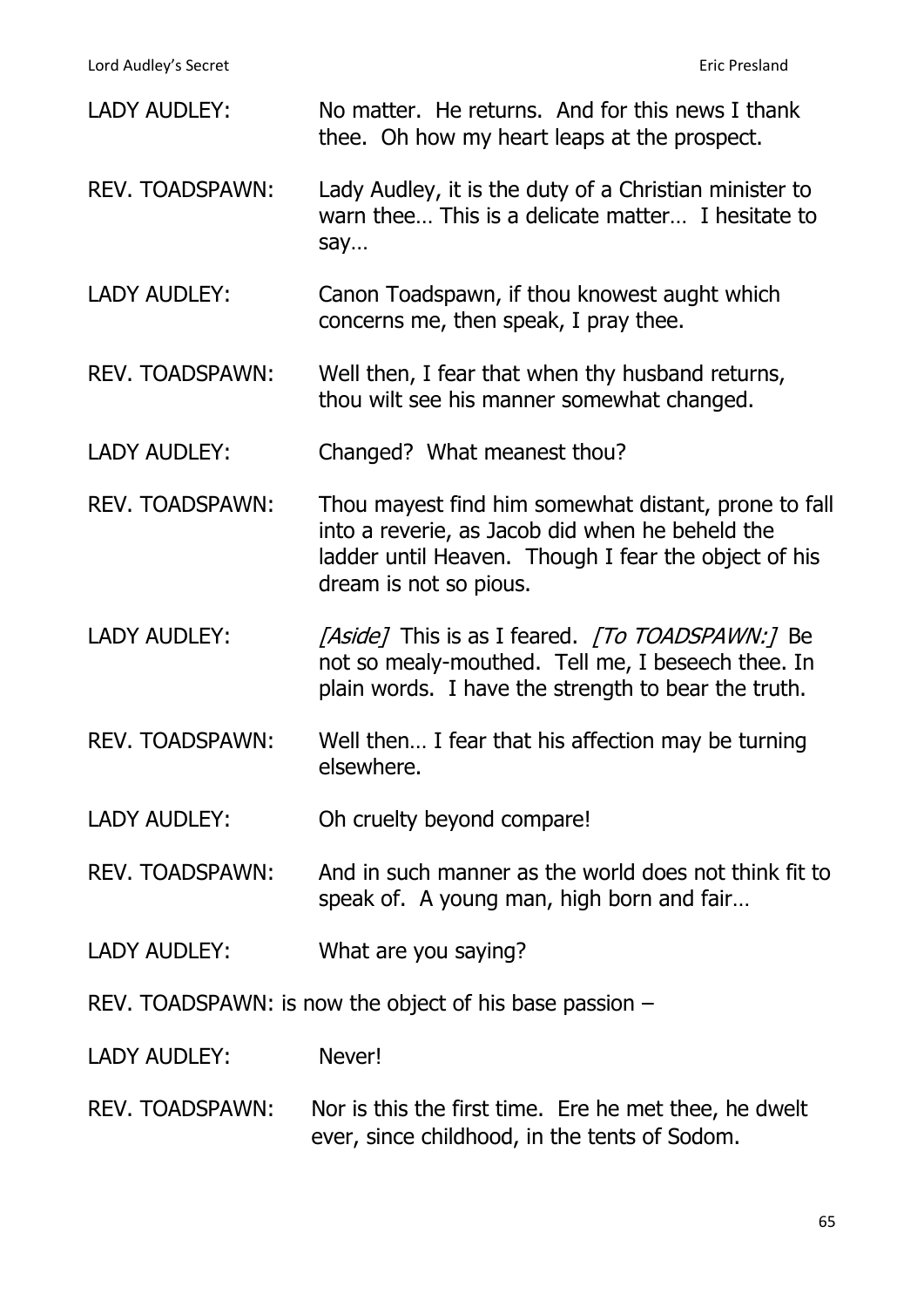LADY AUDLEY: No matter. He returns. And for this news I thank thee. Oh how my heart leaps at the prospect.

REV. TOADSPAWN: Lady Audley, it is the duty of a Christian minister to warn thee… This is a delicate matter… I hesitate to say…

LADY AUDLEY: Canon Toadspawn, if thou knowest aught which concerns me, then speak, I pray thee.

REV. TOADSPAWN: Well then, I fear that when thy husband returns, thou wilt see his manner somewhat changed.

LADY AUDLEY: Changed? What meanest thou?

REV. TOADSPAWN: Thou mayest find him somewhat distant, prone to fall into a reverie, as Jacob did when he beheld the ladder until Heaven. Though I fear the object of his dream is not so pious.

LADY AUDLEY: *[Aside]* This is as I feared. *[To TOADSPAWN:]* Be not so mealy-mouthed. Tell me, I beseech thee. In plain words. I have the strength to bear the truth.

REV. TOADSPAWN: Well then… I fear that his affection may be turning elsewhere.

LADY AUDLEY: Oh cruelty beyond compare!

REV. TOADSPAWN: And in such manner as the world does not think fit to speak of. A young man, high born and fair…

LADY AUDLEY: What are you saying?

REV. TOADSPAWN: is now the object of his base passion –

LADY AUDLEY: Never!

REV. TOADSPAWN: Nor is this the first time. Ere he met thee, he dwelt ever, since childhood, in the tents of Sodom.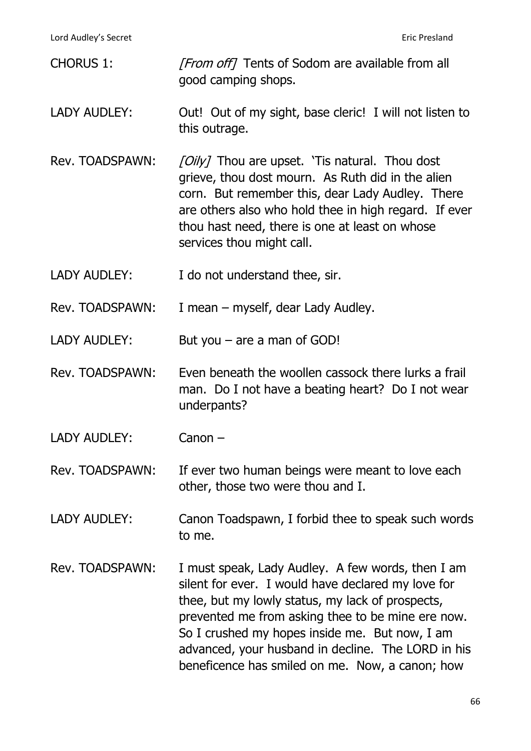CHORUS 1: *[From off]* Tents of Sodom are available from all good camping shops.

LADY AUDLEY: Out! Out of my sight, base cleric! I will not listen to this outrage.

Rev. TOADSPAWN: *[Oily]* Thou are upset. 'Tis natural. Thou dost grieve, thou dost mourn. As Ruth did in the alien corn. But remember this, dear Lady Audley. There are others also who hold thee in high regard. If ever thou hast need, there is one at least on whose services thou might call.

LADY AUDLEY: I do not understand thee, sir.

Rev. TOADSPAWN: I mean – myself, dear Lady Audley.

LADY AUDLEY: But you – are a man of GOD!

Rev. TOADSPAWN: Even beneath the woollen cassock there lurks a frail man. Do I not have a beating heart? Do I not wear underpants?

LADY AUDLEY: Canon –

Rev. TOADSPAWN: If ever two human beings were meant to love each other, those two were thou and I.

LADY AUDLEY: Canon Toadspawn, I forbid thee to speak such words to me.

Rev. TOADSPAWN: I must speak, Lady Audley. A few words, then I am silent for ever. I would have declared my love for thee, but my lowly status, my lack of prospects, prevented me from asking thee to be mine ere now. So I crushed my hopes inside me. But now, I am advanced, your husband in decline. The LORD in his beneficence has smiled on me. Now, a canon; how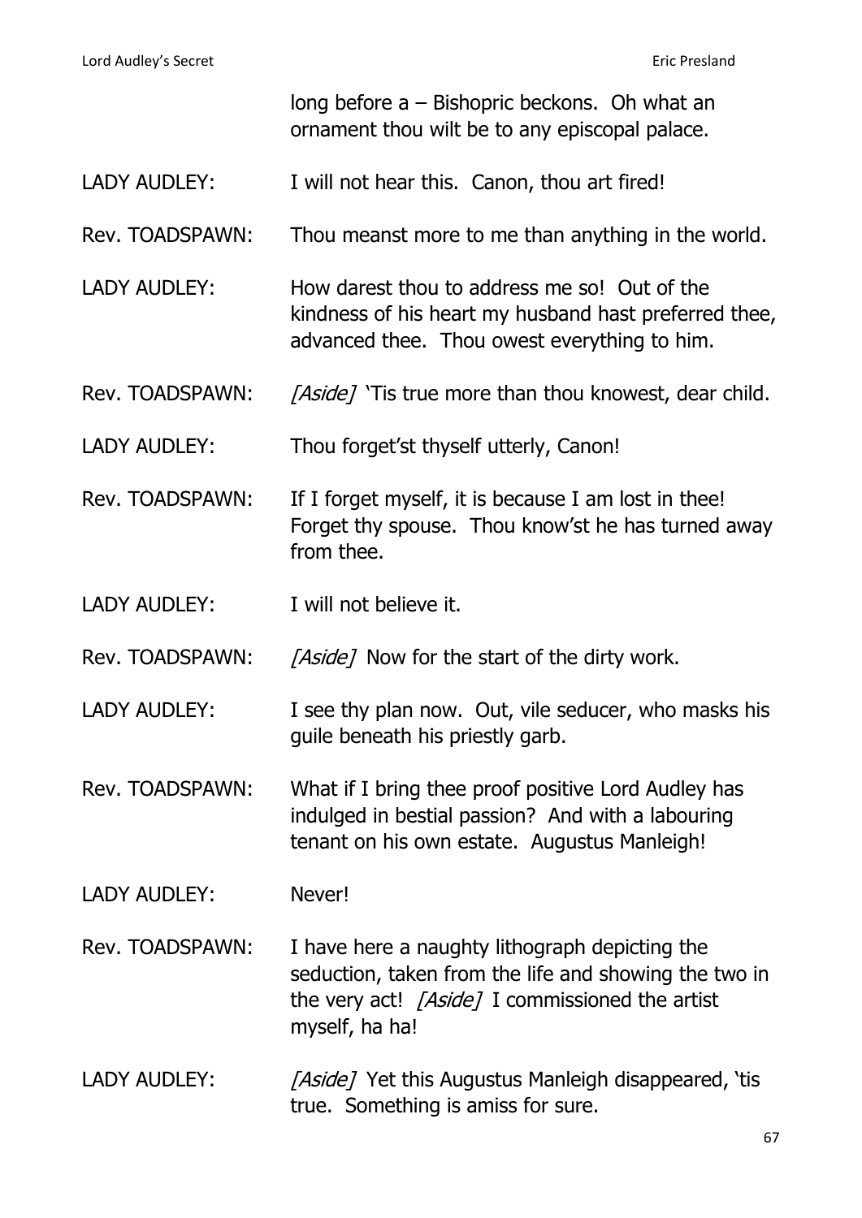long before a – Bishopric beckons. Oh what an ornament thou wilt be to any episcopal palace.

LADY AUDLEY: I will not hear this. Canon, thou art fired!

Rev. TOADSPAWN: Thou meanst more to me than anything in the world.

LADY AUDLEY: How darest thou to address me so! Out of the kindness of his heart my husband hast preferred thee, advanced thee. Thou owest everything to him.

Rev. TOADSPAWN: *[Aside]* 'Tis true more than thou knowest, dear child.

LADY AUDLEY: Thou forget'st thyself utterly, Canon!

Rev. TOADSPAWN: If I forget myself, it is because I am lost in thee! Forget thy spouse. Thou know'st he has turned away from thee.

LADY AUDLEY: I will not believe it.

Rev. TOADSPAWN: *[Aside]* Now for the start of the dirty work.

LADY AUDLEY: I see thy plan now. Out, vile seducer, who masks his guile beneath his priestly garb.

Rev. TOADSPAWN: What if I bring thee proof positive Lord Audley has indulged in bestial passion? And with a labouring tenant on his own estate. Augustus Manleigh!

LADY AUDLEY: Never!

Rev. TOADSPAWN: I have here a naughty lithograph depicting the seduction, taken from the life and showing the two in the very act! *[Aside]* I commissioned the artist myself, ha ha!

LADY AUDLEY: *[Aside]* Yet this Augustus Manleigh disappeared, 'tis true. Something is amiss for sure.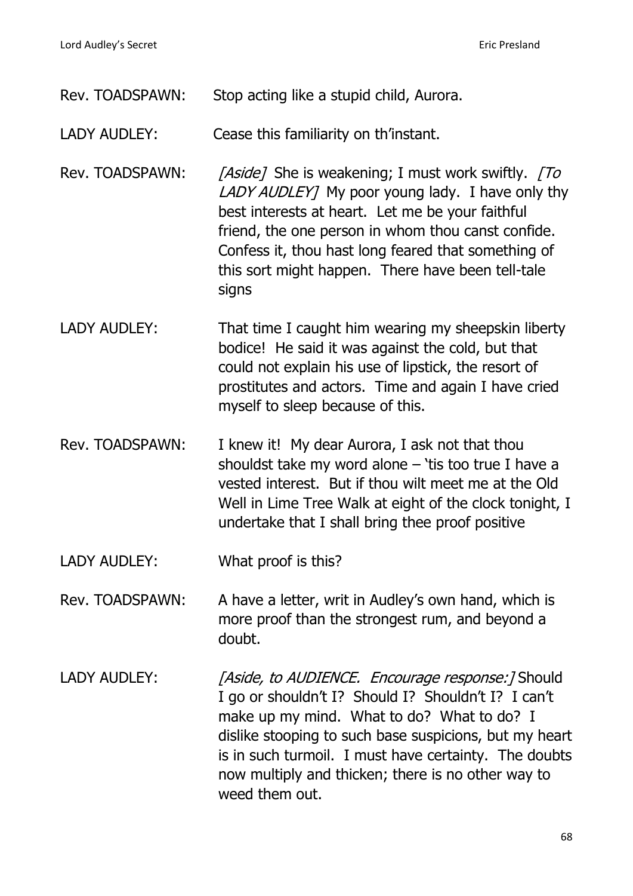Rev. TOADSPAWN: Stop acting like a stupid child, Aurora.

LADY AUDLEY: Cease this familiarity on th'instant.

Rev. TOADSPAWN: *[Aside]* She is weakening; I must work swiftly. *[To LADY AUDLEY]* My poor young lady. I have only thy best interests at heart. Let me be your faithful friend, the one person in whom thou canst confide. Confess it, thou hast long feared that something of this sort might happen. There have been tell-tale signs

LADY AUDLEY: That time I caught him wearing my sheepskin liberty bodice! He said it was against the cold, but that could not explain his use of lipstick, the resort of prostitutes and actors. Time and again I have cried myself to sleep because of this.

Rev. TOADSPAWN: I knew it! My dear Aurora, I ask not that thou shouldst take my word alone – 'tis too true I have a vested interest. But if thou wilt meet me at the Old Well in Lime Tree Walk at eight of the clock tonight, I undertake that I shall bring thee proof positive

LADY AUDLEY: What proof is this?

Rev. TOADSPAWN: A have a letter, writ in Audley's own hand, which is more proof than the strongest rum, and beyond a doubt.

LADY AUDLEY: *[Aside, to AUDIENCE. Encourage response:]* Should I go or shouldn't I? Should I? Shouldn't I? I can't make up my mind. What to do? What to do? I dislike stooping to such base suspicions, but my heart is in such turmoil. I must have certainty. The doubts now multiply and thicken; there is no other way to weed them out.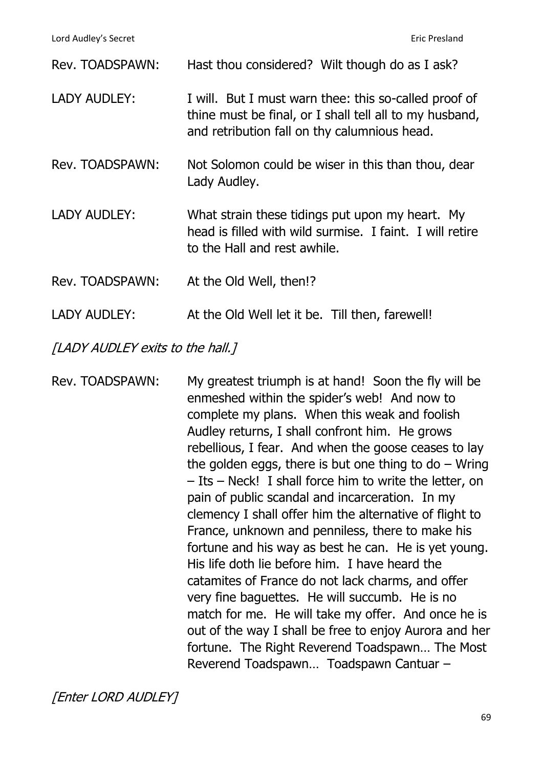Rev. TOADSPAWN: Hast thou considered? Wilt though do as I ask?

LADY AUDLEY: I will. But I must warn thee: this so-called proof of thine must be final, or I shall tell all to my husband, and retribution fall on thy calumnious head.

Rev. TOADSPAWN: Not Solomon could be wiser in this than thou, dear Lady Audley.

LADY AUDLEY: What strain these tidings put upon my heart. My head is filled with wild surmise. I faint. I will retire to the Hall and rest awhile.

Rev. TOADSPAWN: At the Old Well, then!?

LADY AUDLEY: At the Old Well let it be. Till then, farewell!

*[LADY AUDLEY exits to the hall.]*

Rev. TOADSPAWN: My greatest triumph is at hand! Soon the fly will be enmeshed within the spider's web! And now to complete my plans. When this weak and foolish Audley returns, I shall confront him. He grows rebellious, I fear. And when the goose ceases to lay the golden eggs, there is but one thing to do – Wring – Its – Neck! I shall force him to write the letter, on pain of public scandal and incarceration. In my clemency I shall offer him the alternative of flight to France, unknown and penniless, there to make his fortune and his way as best he can. He is yet young. His life doth lie before him. I have heard the catamites of France do not lack charms, and offer very fine baguettes. He will succumb. He is no match for me. He will take my offer. And once he is out of the way I shall be free to enjoy Aurora and her fortune. The Right Reverend Toadspawn… The Most Reverend Toadspawn… Toadspawn Cantuar –

*[Enter LORD AUDLEY]*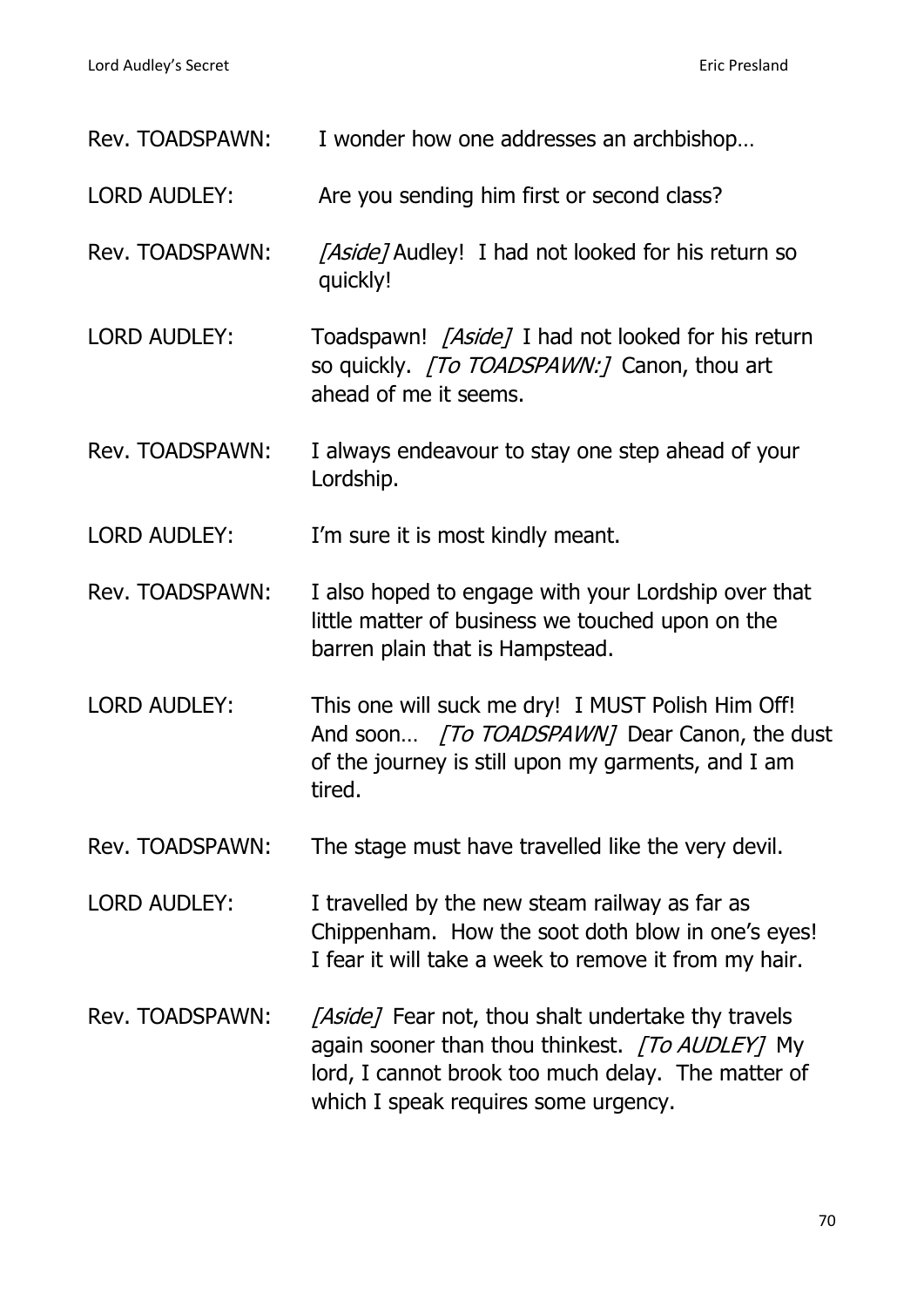Rev. TOADSPAWN: I wonder how one addresses an archbishop…

LORD AUDLEY: Are you sending him first or second class?

Rev. TOADSPAWN: *[Aside]* Audley! I had not looked for his return so quickly!

LORD AUDLEY: Toadspawn! *[Aside]* I had not looked for his return so quickly. *[To TOADSPAWN:]* Canon, thou art ahead of me it seems.

Rev. TOADSPAWN: I always endeavour to stay one step ahead of your Lordship.

LORD AUDLEY: I'm sure it is most kindly meant.

Rev. TOADSPAWN: I also hoped to engage with your Lordship over that little matter of business we touched upon on the barren plain that is Hampstead.

LORD AUDLEY: This one will suck me dry! I MUST Polish Him Off! And soon… *[To TOADSPAWN]* Dear Canon, the dust of the journey is still upon my garments, and I am tired.

Rev. TOADSPAWN: The stage must have travelled like the very devil.

LORD AUDLEY: I travelled by the new steam railway as far as Chippenham. How the soot doth blow in one's eyes! I fear it will take a week to remove it from my hair.

Rev. TOADSPAWN: *[Aside]* Fear not, thou shalt undertake thy travels again sooner than thou thinkest. *[To AUDLEY]* My lord, I cannot brook too much delay. The matter of which I speak requires some urgency.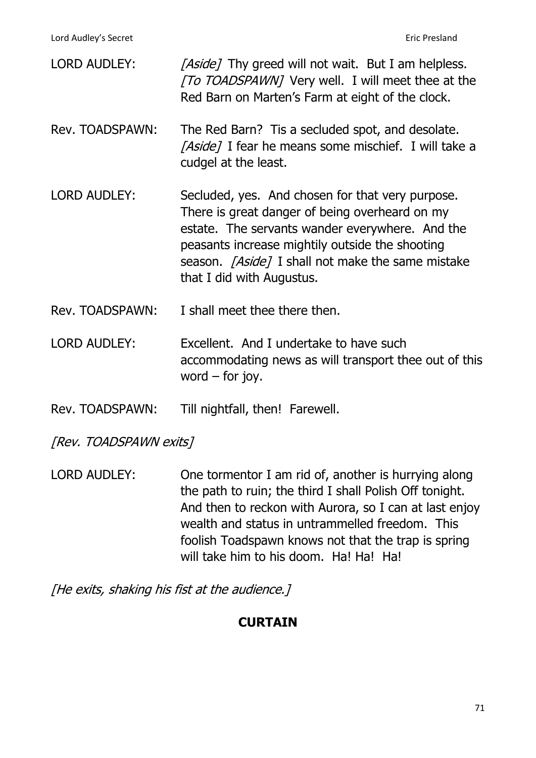LORD AUDLEY: *[Aside]* Thy greed will not wait. But I am helpless. *[To TOADSPAWN]* Very well. I will meet thee at the Red Barn on Marten's Farm at eight of the clock.

Rev. TOADSPAWN: The Red Barn? Tis a secluded spot, and desolate. *[Aside]* I fear he means some mischief. I will take a cudgel at the least.

LORD AUDLEY: Secluded, yes. And chosen for that very purpose. There is great danger of being overheard on my estate. The servants wander everywhere. And the peasants increase mightily outside the shooting season. *[Aside]* I shall not make the same mistake that I did with Augustus.

Rev. TOADSPAWN: I shall meet thee there then.

LORD AUDLEY: Excellent. And I undertake to have such accommodating news as will transport thee out of this word – for joy.

Rev. TOADSPAWN: Till nightfall, then! Farewell.

*[Rev. TOADSPAWN exits]*

LORD AUDLEY: One tormentor I am rid of, another is hurrying along the path to ruin; the third I shall Polish Off tonight. And then to reckon with Aurora, so I can at last enjoy wealth and status in untrammelled freedom. This foolish Toadspawn knows not that the trap is spring will take him to his doom. Ha! Ha! Ha!

*[He exits, shaking his fist at the audience.]*

**CURTAIN**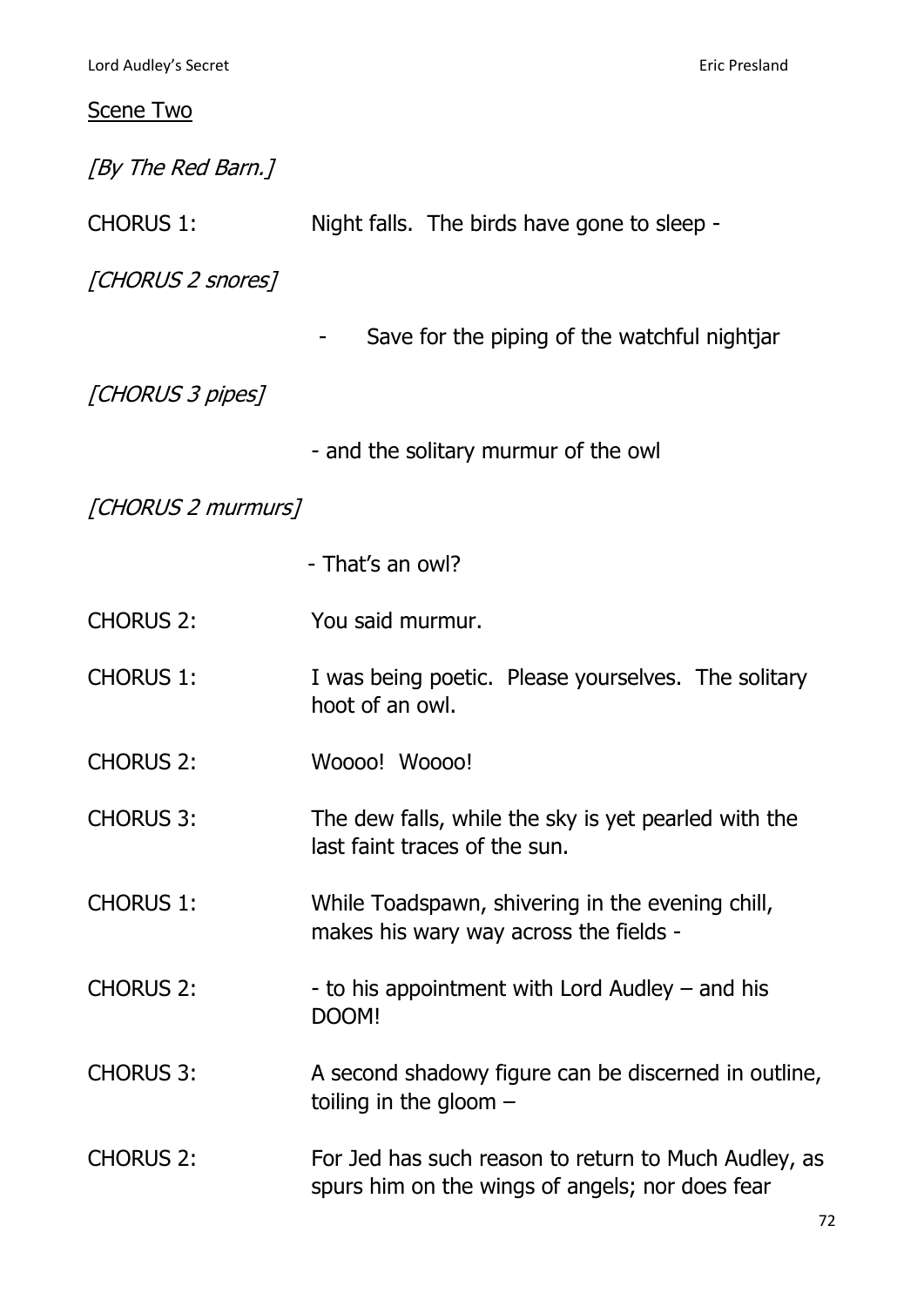<u>Scene Two</u>

*[By The Red Barn.]*

CHORUS 1: Night falls. The birds have gone to sleep -

*[CHORUS 2 snores]*

- Save for the piping of the watchful nightjar

*[CHORUS 3 pipes]*

- and the solitary murmur of the owl

*[CHORUS 2 murmurs]*

- That's an owl?

CHORUS 2: You said murmur.

CHORUS 1: I was being poetic. Please yourselves. The solitary hoot of an owl.

CHORUS 2: Woooo! Woooo!

CHORUS 3: The dew falls, while the sky is yet pearled with the last faint traces of the sun.

CHORUS 1: While Toadspawn, shivering in the evening chill, makes his wary way across the fields -

CHORUS 2: - to his appointment with Lord Audley – and his DOOM!

CHORUS 3: A second shadowy figure can be discerned in outline, toiling in the gloom –

CHORUS 2: For Jed has such reason to return to Much Audley, as spurs him on the wings of angels; nor does fear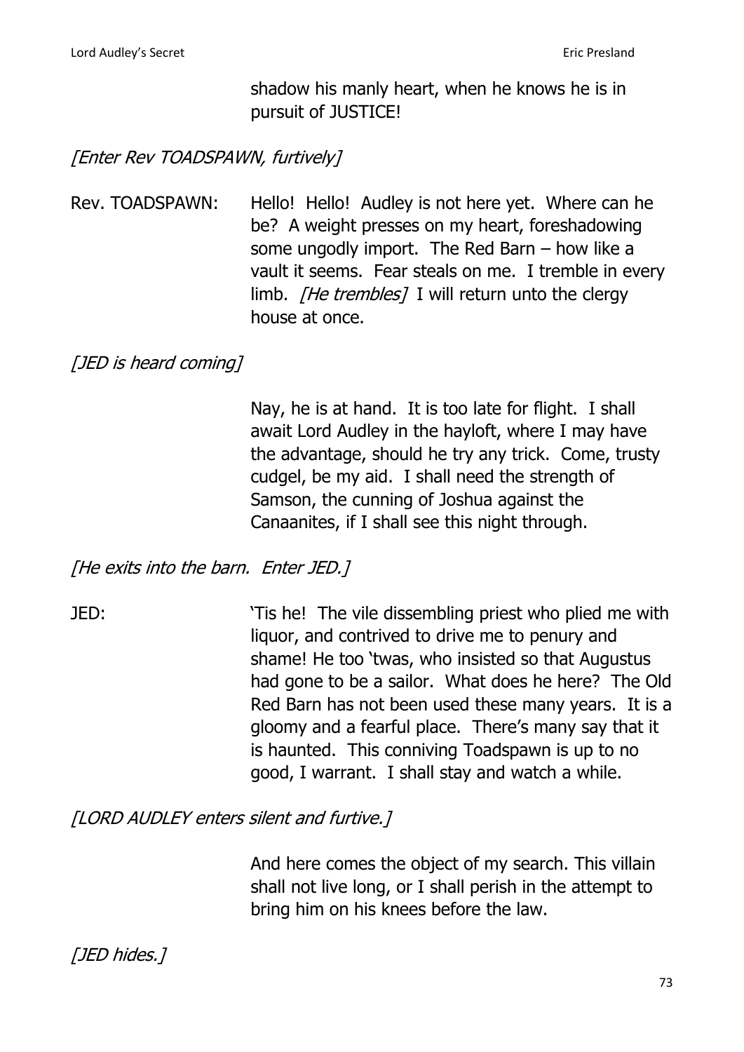shadow his manly heart, when he knows he is in pursuit of JUSTICE!

*[Enter Rev TOADSPAWN, furtively]*

Rev. TOADSPAWN: Hello! Hello! Audley is not here yet. Where can he be? A weight presses on my heart, foreshadowing some ungodly import. The Red Barn – how like a vault it seems. Fear steals on me. I tremble in every limb. *[He trembles]* I will return unto the clergy house at once.

*[JED is heard coming]*

Nay, he is at hand. It is too late for flight. I shall await Lord Audley in the hayloft, where I may have the advantage, should he try any trick. Come, trusty cudgel, be my aid. I shall need the strength of Samson, the cunning of Joshua against the Canaanites, if I shall see this night through.

*[He exits into the barn. Enter JED.]*

JED: 'Tis he! The vile dissembling priest who plied me with liquor, and contrived to drive me to penury and shame! He too 'twas, who insisted so that Augustus had gone to be a sailor. What does he here? The Old Red Barn has not been used these many years. It is a gloomy and a fearful place. There's many say that it is haunted. This conniving Toadspawn is up to no good, I warrant. I shall stay and watch a while.

*[LORD AUDLEY enters silent and furtive.]*

And here comes the object of my search. This villain shall not live long, or I shall perish in the attempt to bring him on his knees before the law.

*[JED hides.]*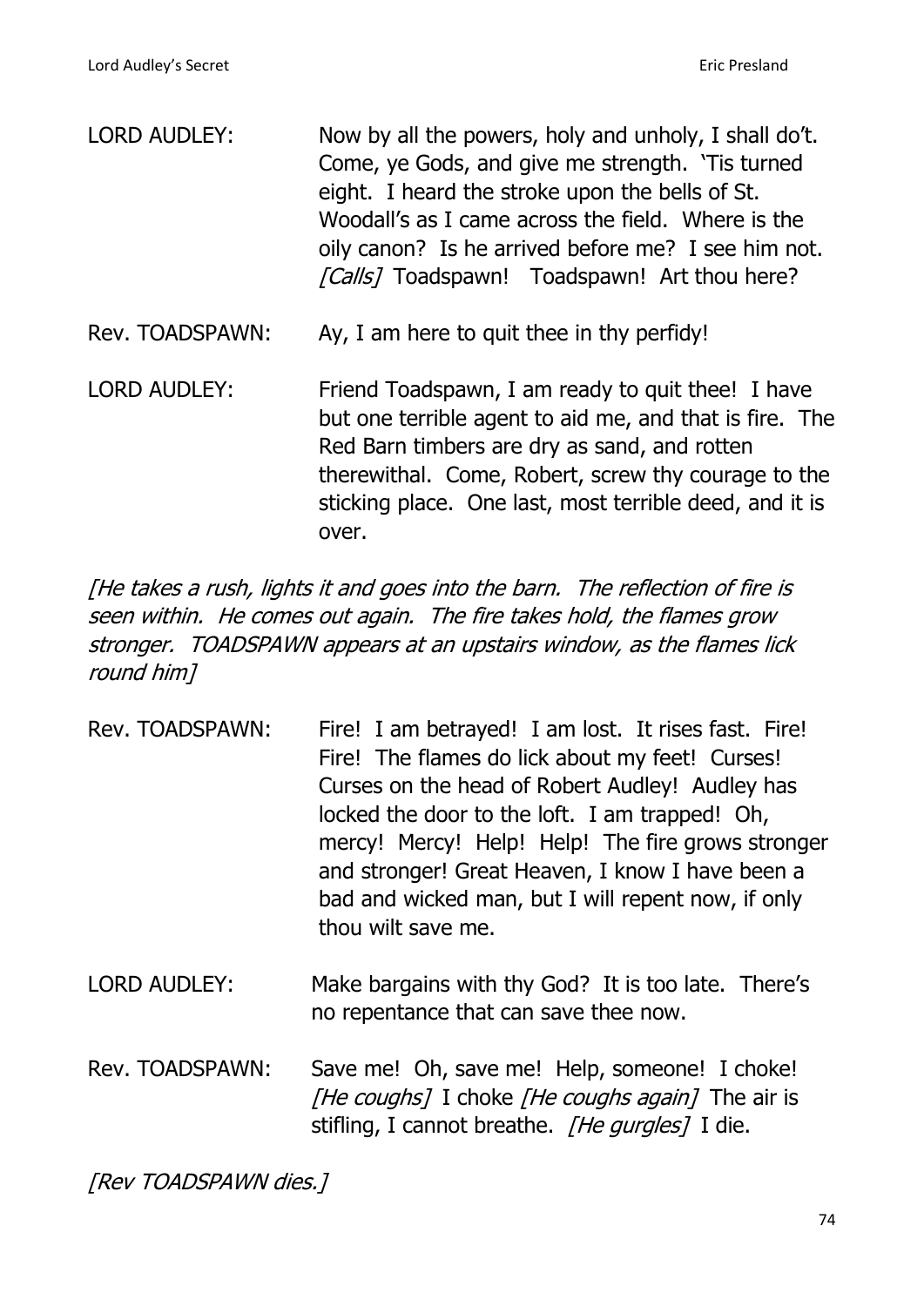LORD AUDLEY: Now by all the powers, holy and unholy, I shall do't. Come, ye Gods, and give me strength. 'Tis turned eight. I heard the stroke upon the bells of St. Woodall's as I came across the field. Where is the oily canon? Is he arrived before me? I see him not. *[Calls]* Toadspawn! Toadspawn! Art thou here?

Rev. TOADSPAWN: Ay, I am here to quit thee in thy perfidy!

LORD AUDLEY: Friend Toadspawn, I am ready to quit thee! I have but one terrible agent to aid me, and that is fire. The Red Barn timbers are dry as sand, and rotten therewithal. Come, Robert, screw thy courage to the sticking place. One last, most terrible deed, and it is over.

*[He takes a rush, lights it and goes into the barn. The reflection of fire is seen within. He comes out again. The fire takes hold, the flames grow stronger. TOADSPAWN appears at an upstairs window, as the flames lick round him]*

Rev. TOADSPAWN: Fire! I am betrayed! I am lost. It rises fast. Fire! Fire! The flames do lick about my feet! Curses! Curses on the head of Robert Audley! Audley has locked the door to the loft. I am trapped! Oh, mercy! Mercy! Help! Help! The fire grows stronger and stronger! Great Heaven, I know I have been a bad and wicked man, but I will repent now, if only thou wilt save me.

LORD AUDLEY: Make bargains with thy God? It is too late. There's no repentance that can save thee now.

Rev. TOADSPAWN: Save me! Oh, save me! Help, someone! I choke! *[He coughs]* I choke *[He coughs again]* The air is stifling, I cannot breathe. *[He gurgles]* I die.

*[Rev TOADSPAWN dies.]*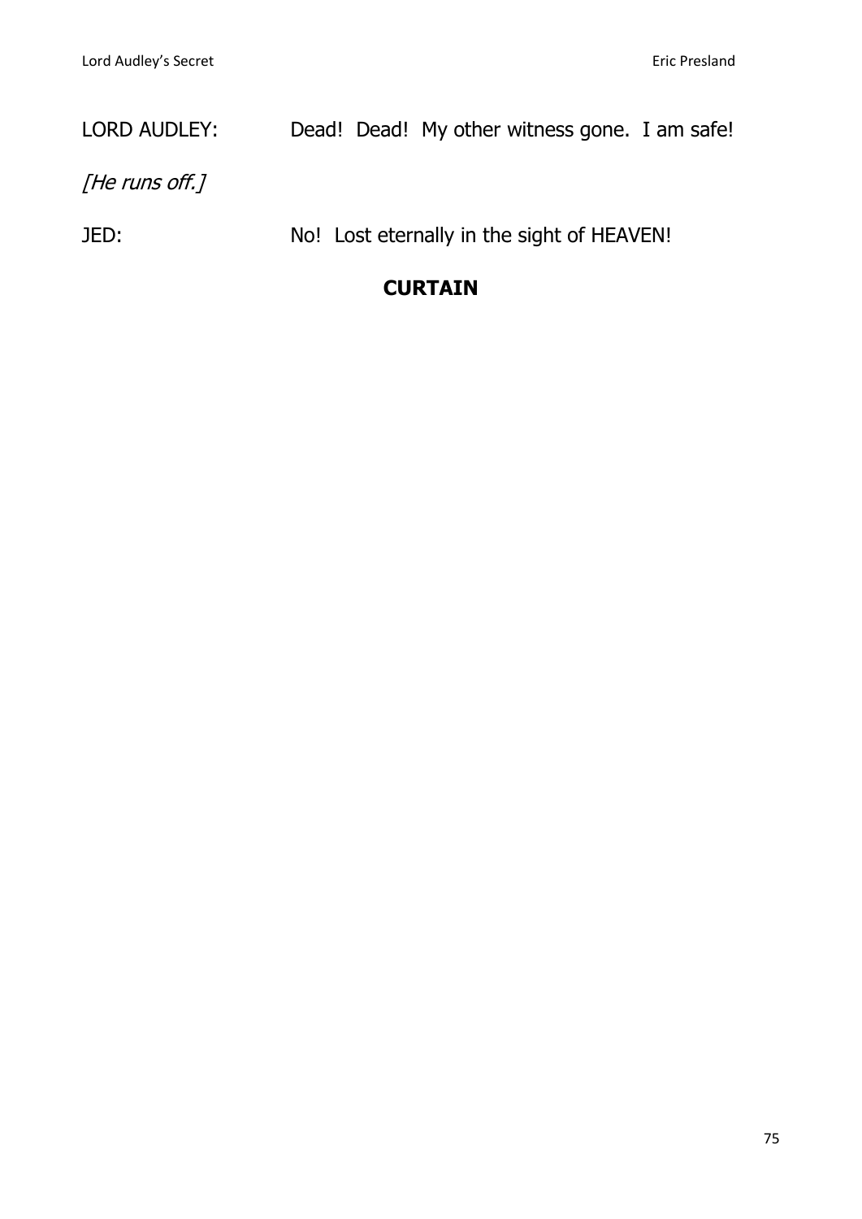LORD AUDLEY: Dead! Dead! My other witness gone. I am safe!

*[He runs off.]*

JED: No! Lost eternally in the sight of HEAVEN!

**CURTAIN**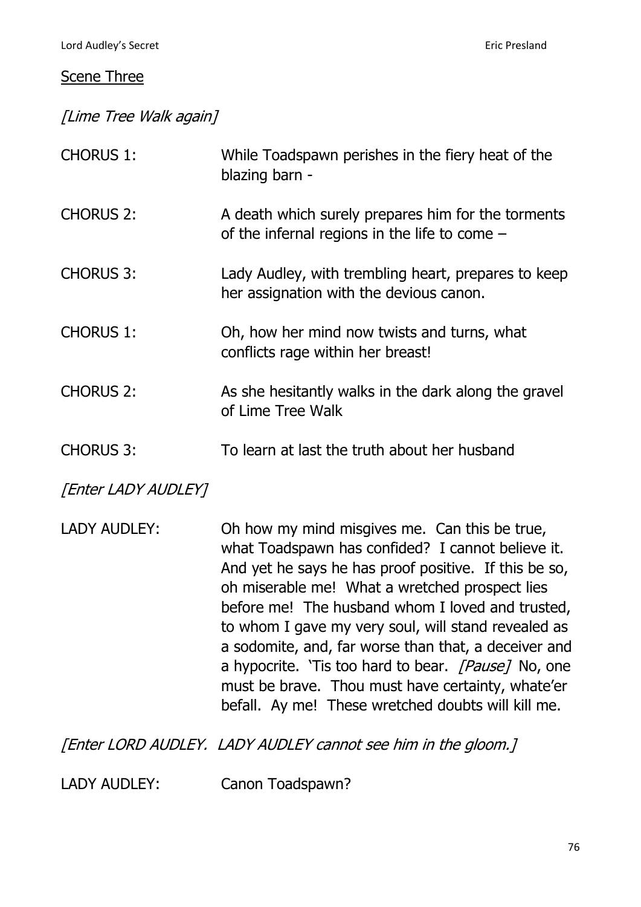## Scene Three

*[Lime Tree Walk again]*

CHORUS 1: While Toadspawn perishes in the fiery heat of the blazing barn -

CHORUS 2: A death which surely prepares him for the torments of the infernal regions in the life to come –

CHORUS 3: Lady Audley, with trembling heart, prepares to keep her assignation with the devious canon.

CHORUS 1: Oh, how her mind now twists and turns, what conflicts rage within her breast!

CHORUS 2: As she hesitantly walks in the dark along the gravel of Lime Tree Walk

CHORUS 3: To learn at last the truth about her husband

*[Enter LADY AUDLEY]*

LADY AUDLEY: Oh how my mind misgives me. Can this be true, what Toadspawn has confided? I cannot believe it. And yet he says he has proof positive. If this be so, oh miserable me! What a wretched prospect lies before me! The husband whom I loved and trusted, to whom I gave my very soul, will stand revealed as a sodomite, and, far worse than that, a deceiver and a hypocrite. 'Tis too hard to bear. *[Pause]* No, one must be brave. Thou must have certainty, whate'er befall. Ay me! These wretched doubts will kill me.

*[Enter LORD AUDLEY. LADY AUDLEY cannot see him in the gloom.]*

LADY AUDLEY: Canon Toadspawn?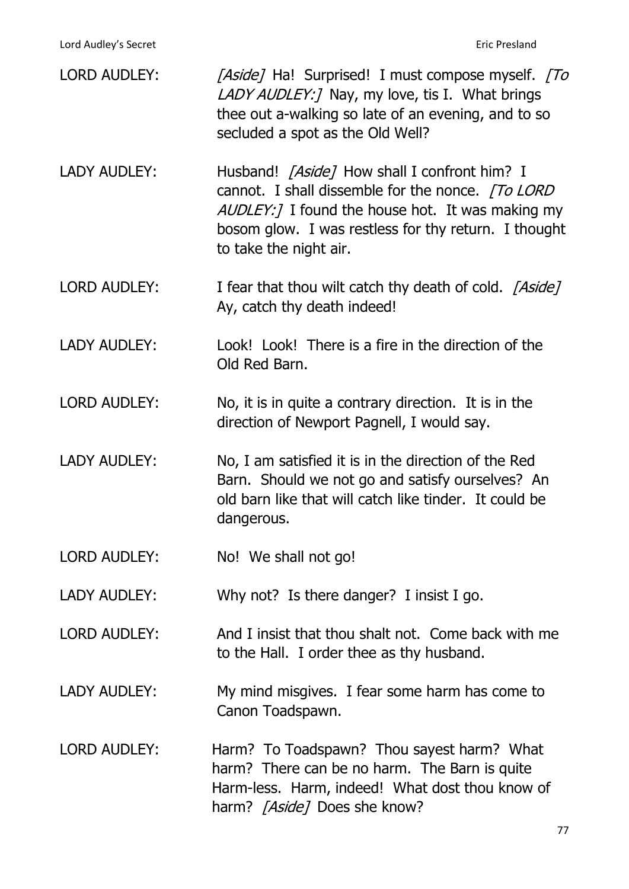LORD AUDLEY: *[Aside]* Ha! Surprised! I must compose myself. *[To LADY AUDLEY:]* Nay, my love, tis I. What brings thee out a-walking so late of an evening, and to so secluded a spot as the Old Well?

LADY AUDLEY: Husband! *[Aside]* How shall I confront him? I cannot. I shall dissemble for the nonce. *[To LORD AUDLEY:]* I found the house hot. It was making my bosom glow. I was restless for thy return. I thought to take the night air.

LORD AUDLEY: I fear that thou wilt catch thy death of cold. *[Aside]* Ay, catch thy death indeed!

LADY AUDLEY: Look! Look! There is a fire in the direction of the Old Red Barn.

LORD AUDLEY: No, it is in quite a contrary direction. It is in the direction of Newport Pagnell, I would say.

LADY AUDLEY: No, I am satisfied it is in the direction of the Red Barn. Should we not go and satisfy ourselves? An old barn like that will catch like tinder. It could be dangerous.

LORD AUDLEY: No! We shall not go!

LADY AUDLEY: Why not? Is there danger? I insist I go.

LORD AUDLEY: And I insist that thou shalt not. Come back with me to the Hall. I order thee as thy husband.

LADY AUDLEY: My mind misgives. I fear some harm has come to Canon Toadspawn.

LORD AUDLEY: Harm? To Toadspawn? Thou sayest harm? What harm? There can be no harm. The Barn is quite Harm-less. Harm, indeed! What dost thou know of harm? *[Aside]* Does she know?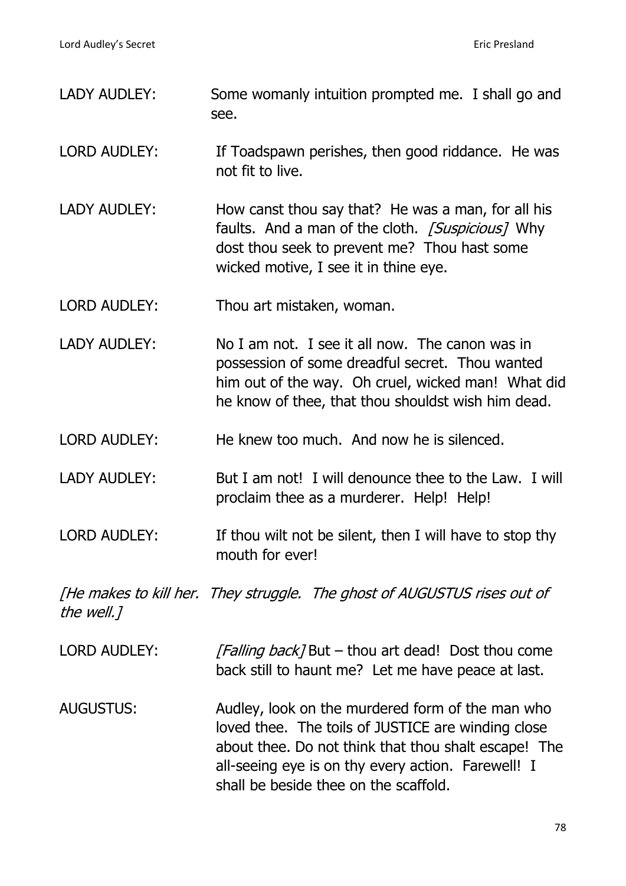LADY AUDLEY: Some womanly intuition prompted me. I shall go and see.

LORD AUDLEY: If Toadspawn perishes, then good riddance. He was not fit to live.

LADY AUDLEY: How canst thou say that? He was a man, for all his faults. And a man of the cloth. *[Suspicious]* Why dost thou seek to prevent me? Thou hast some wicked motive, I see it in thine eye.

LORD AUDLEY: Thou art mistaken, woman.

LADY AUDLEY: No I am not. I see it all now. The canon was in possession of some dreadful secret. Thou wanted him out of the way. Oh cruel, wicked man! What did he know of thee, that thou shouldst wish him dead.

LORD AUDLEY: He knew too much. And now he is silenced.

LADY AUDLEY: But I am not! I will denounce thee to the Law. I will proclaim thee as a murderer. Help! Help!

LORD AUDLEY: If thou wilt not be silent, then I will have to stop thy mouth for ever!

*[He makes to kill her. They struggle. The ghost of AUGUSTUS rises out of the well.]*

LORD AUDLEY: *[Falling back]* But – thou art dead! Dost thou come back still to haunt me? Let me have peace at last.

AUGUSTUS: Audley, look on the murdered form of the man who loved thee. The toils of JUSTICE are winding close about thee. Do not think that thou shalt escape! The all-seeing eye is on thy every action. Farewell! I shall be beside thee on the scaffold.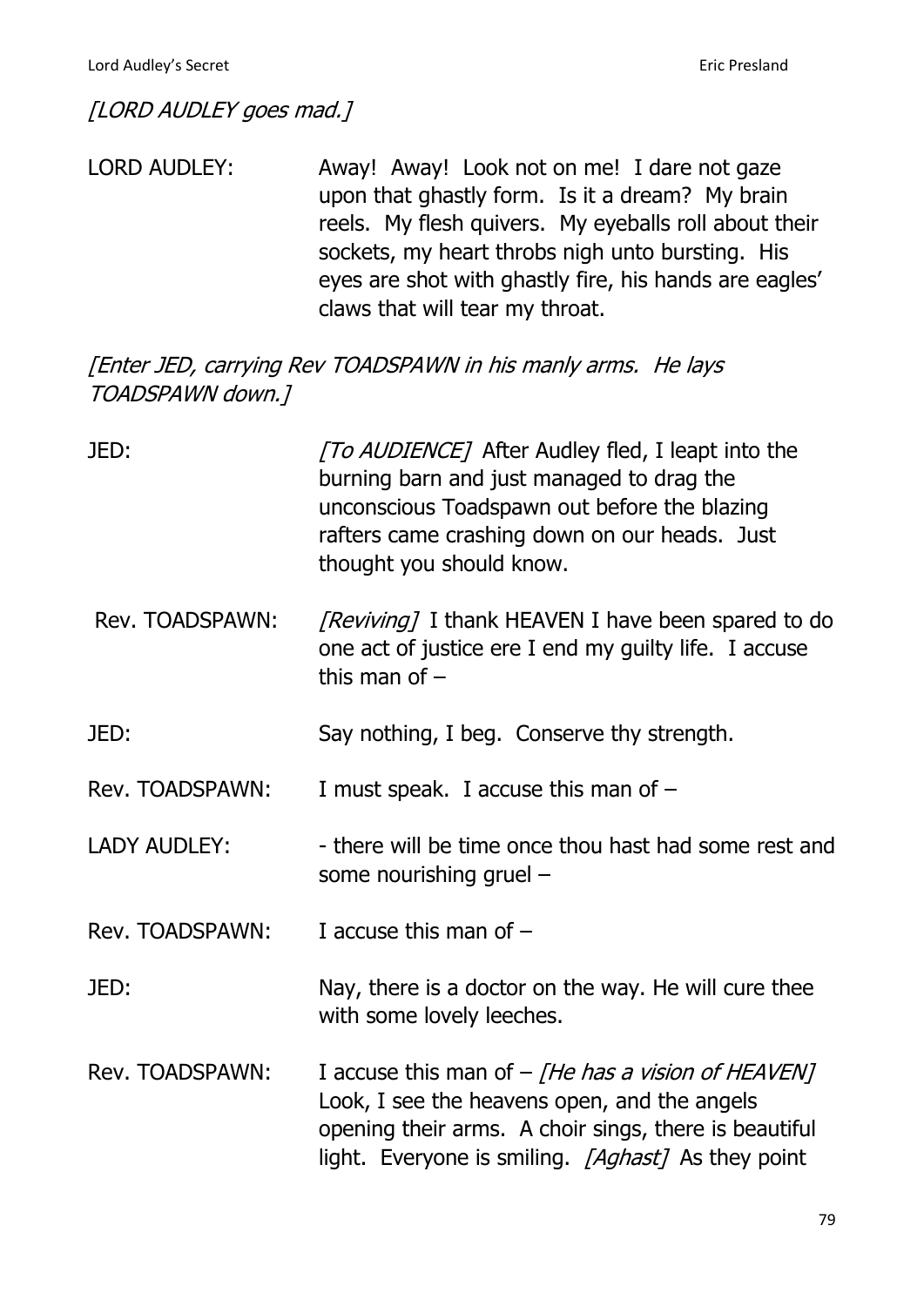*[LORD AUDLEY goes mad.]*

LORD AUDLEY: Away! Away! Look not on me! I dare not gaze upon that ghastly form. Is it a dream? My brain reels. My flesh quivers. My eyeballs roll about their sockets, my heart throbs nigh unto bursting. His eyes are shot with ghastly fire, his hands are eagles' claws that will tear my throat.

*[Enter JED, carrying Rev TOADSPAWN in his manly arms. He lays TOADSPAWN down.]*

JED: *[To AUDIENCE]* After Audley fled, I leapt into the burning barn and just managed to drag the unconscious Toadspawn out before the blazing rafters came crashing down on our heads. Just thought you should know.

Rev. TOADSPAWN: *[Reviving]* I thank HEAVEN I have been spared to do one act of justice ere I end my guilty life. I accuse this man of –

JED: Say nothing, I beg. Conserve thy strength.

Rev. TOADSPAWN: I must speak. I accuse this man of –

LADY AUDLEY: - there will be time once thou hast had some rest and some nourishing gruel –

Rev. TOADSPAWN: I accuse this man of –

JED: Nay, there is a doctor on the way. He will cure thee with some lovely leeches.

Rev. TOADSPAWN: I accuse this man of – *[He has a vision of HEAVEN]* Look, I see the heavens open, and the angels opening their arms. A choir sings, there is beautiful light. Everyone is smiling. *[Aghast]* As they point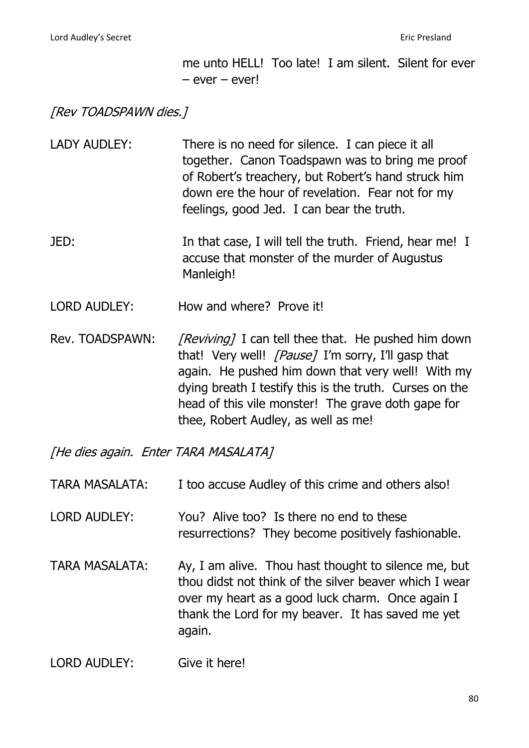me unto HELL! Too late! I am silent. Silent for ever – ever – ever!

*[Rev TOADSPAWN dies.]*

LADY AUDLEY: There is no need for silence. I can piece it all together. Canon Toadspawn was to bring me proof of Robert's treachery, but Robert's hand struck him down ere the hour of revelation. Fear not for my feelings, good Jed. I can bear the truth.

JED: In that case, I will tell the truth. Friend, hear me! I accuse that monster of the murder of Augustus Manleigh!

LORD AUDLEY: How and where? Prove it!

Rev. TOADSPAWN: *[Reviving]* I can tell thee that. He pushed him down that! Very well! *[Pause]* I'm sorry, I'll gasp that again. He pushed him down that very well! With my dying breath I testify this is the truth. Curses on the head of this vile monster! The grave doth gape for thee, Robert Audley, as well as me!

*[He dies again. Enter TARA MASALATA]*

TARA MASALATA: I too accuse Audley of this crime and others also!

LORD AUDLEY: You? Alive too? Is there no end to these resurrections? They become positively fashionable.

TARA MASALATA: Ay, I am alive. Thou hast thought to silence me, but thou didst not think of the silver beaver which I wear over my heart as a good luck charm. Once again I thank the Lord for my beaver. It has saved me yet again.

LORD AUDLEY: Give it here!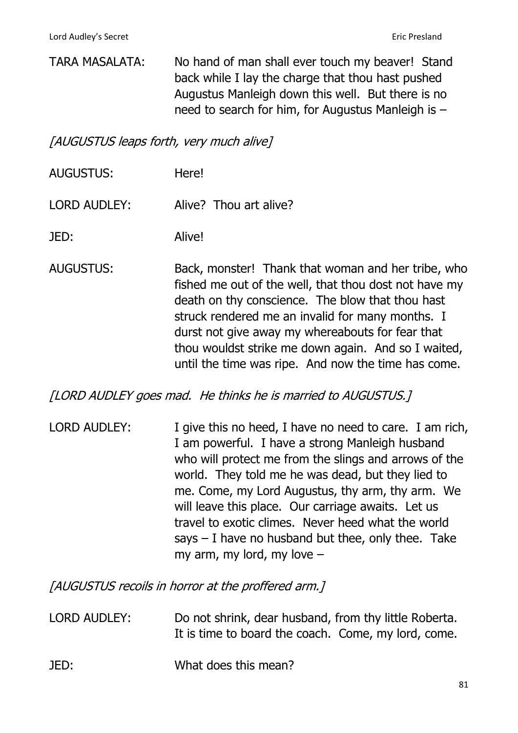TARA MASALATA: No hand of man shall ever touch my beaver! Stand back while I lay the charge that thou hast pushed Augustus Manleigh down this well. But there is no need to search for him, for Augustus Manleigh is –

*[AUGUSTUS leaps forth, very much alive]*

AUGUSTUS: Here!

LORD AUDLEY: Alive? Thou art alive?

JED: Alive!

AUGUSTUS: Back, monster! Thank that woman and her tribe, who fished me out of the well, that thou dost not have my death on thy conscience. The blow that thou hast struck rendered me an invalid for many months. I durst not give away my whereabouts for fear that thou wouldst strike me down again. And so I waited, until the time was ripe. And now the time has come.

*[LORD AUDLEY goes mad. He thinks he is married to AUGUSTUS.]*

LORD AUDLEY: I give this no heed, I have no need to care. I am rich, I am powerful. I have a strong Manleigh husband who will protect me from the slings and arrows of the world. They told me he was dead, but they lied to me. Come, my Lord Augustus, thy arm, thy arm. We will leave this place. Our carriage awaits. Let us travel to exotic climes. Never heed what the world says – I have no husband but thee, only thee. Take my arm, my lord, my love –

*[AUGUSTUS recoils in horror at the proffered arm.]*

LORD AUDLEY: Do not shrink, dear husband, from thy little Roberta. It is time to board the coach. Come, my lord, come.

JED: What does this mean?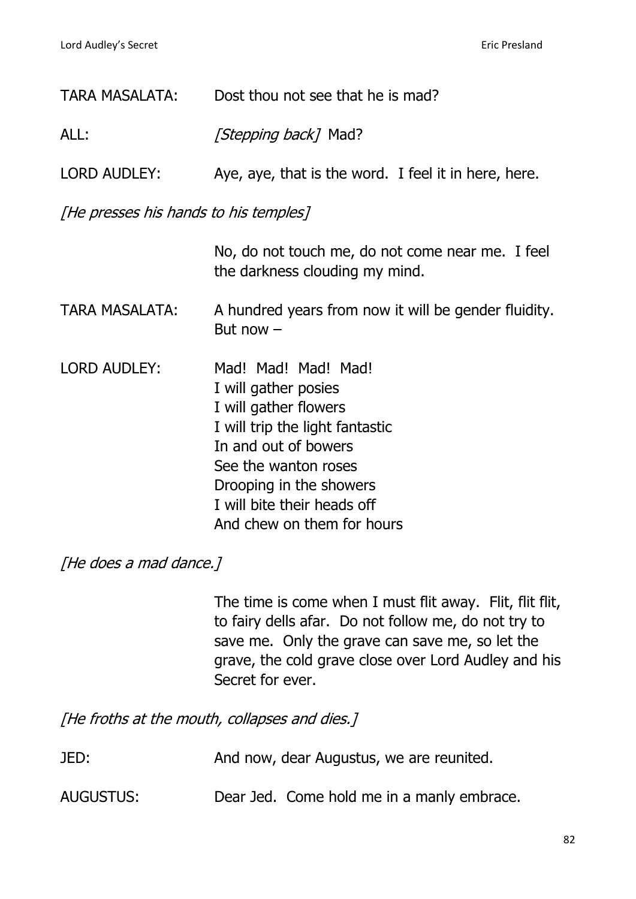TARA MASALATA: Dost thou not see that he is mad?

ALL: *[Stepping back]* Mad?

LORD AUDLEY: Aye, aye, that is the word. I feel it in here, here.

*[He presses his hands to his temples]*

No, do not touch me, do not come near me. I feel the darkness clouding my mind.

TARA MASALATA: A hundred years from now it will be gender fluidity. But now –

LORD AUDLEY: Mad! Mad! Mad! Mad!
I will gather posies
I will gather flowers
I will trip the light fantastic
In and out of bowers
See the wanton roses
Drooping in the showers
I will bite their heads off
And chew on them for hours

*[He does a mad dance.]*

The time is come when I must flit away. Flit, flit flit, to fairy dells afar. Do not follow me, do not try to save me. Only the grave can save me, so let the grave, the cold grave close over Lord Audley and his Secret for ever.

*[He froths at the mouth, collapses and dies.]*

JED: And now, dear Augustus, we are reunited.

AUGUSTUS: Dear Jed. Come hold me in a manly embrace.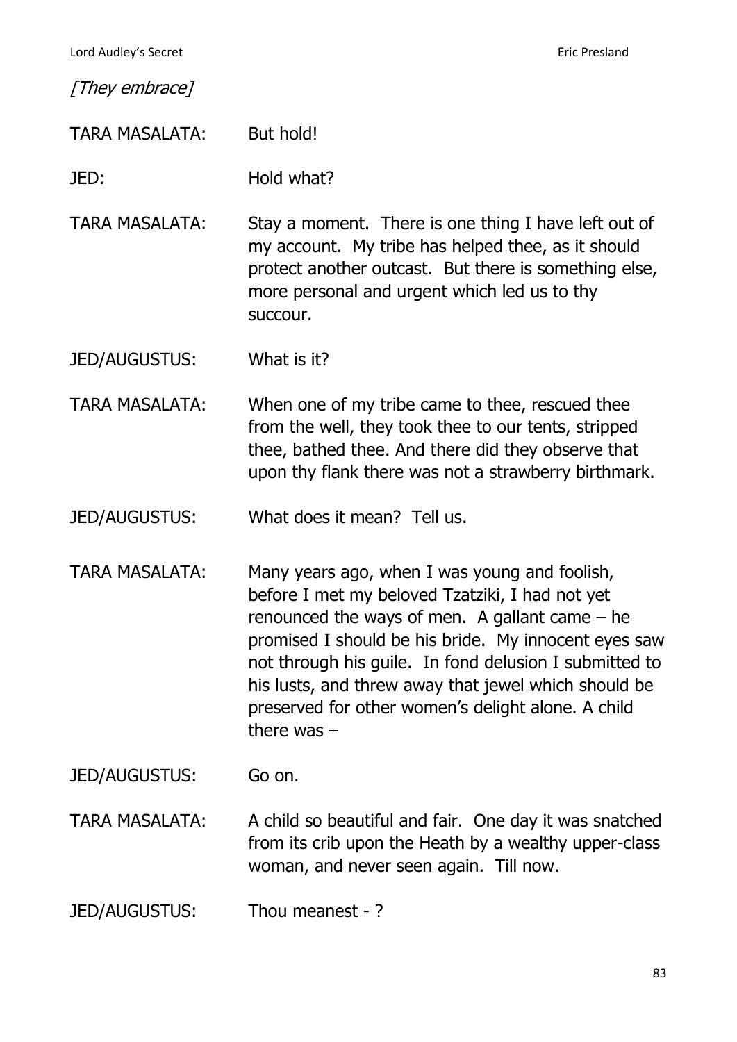*[They embrace]*

TARA MASALATA: But hold!

JED: Hold what?

TARA MASALATA: Stay a moment. There is one thing I have left out of my account. My tribe has helped thee, as it should protect another outcast. But there is something else, more personal and urgent which led us to thy succour.

JED/AUGUSTUS: What is it?

TARA MASALATA: When one of my tribe came to thee, rescued thee from the well, they took thee to our tents, stripped thee, bathed thee. And there did they observe that upon thy flank there was not a strawberry birthmark.

JED/AUGUSTUS: What does it mean? Tell us.

TARA MASALATA: Many years ago, when I was young and foolish, before I met my beloved Tzatziki, I had not yet renounced the ways of men. A gallant came – he promised I should be his bride. My innocent eyes saw not through his guile. In fond delusion I submitted to his lusts, and threw away that jewel which should be preserved for other women's delight alone. A child there was –

JED/AUGUSTUS: Go on.

TARA MASALATA: A child so beautiful and fair. One day it was snatched from its crib upon the Heath by a wealthy upper-class woman, and never seen again. Till now.

JED/AUGUSTUS: Thou meanest - ?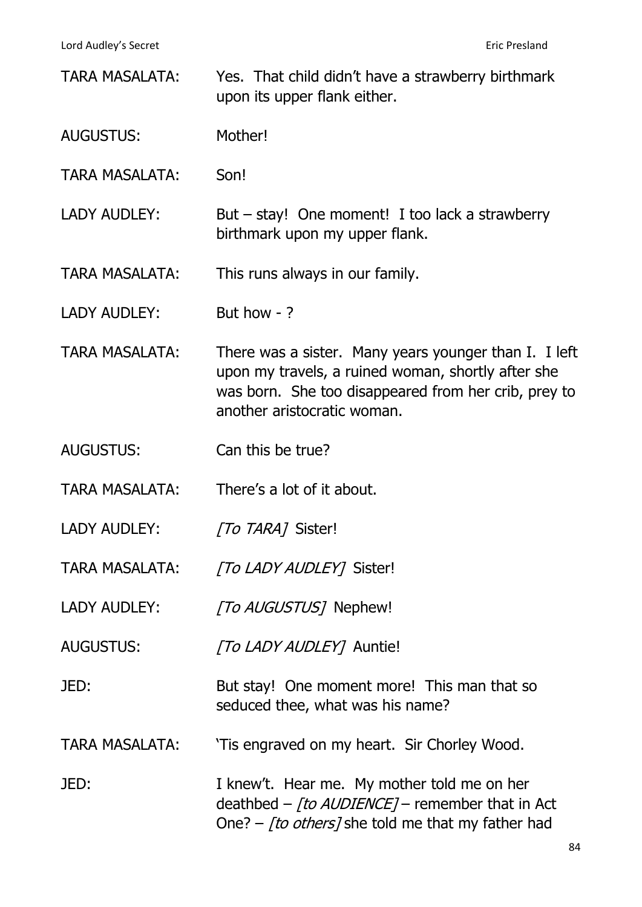TARA MASALATA: Yes. That child didn't have a strawberry birthmark upon its upper flank either.

AUGUSTUS: Mother!

TARA MASALATA: Son!

LADY AUDLEY: But – stay! One moment! I too lack a strawberry birthmark upon my upper flank.

TARA MASALATA: This runs always in our family.

LADY AUDLEY: But how - ?

TARA MASALATA: There was a sister. Many years younger than I. I left upon my travels, a ruined woman, shortly after she was born. She too disappeared from her crib, prey to another aristocratic woman.

AUGUSTUS: Can this be true?

TARA MASALATA: There's a lot of it about.

LADY AUDLEY: *[To TARA]* Sister!

TARA MASALATA: *[To LADY AUDLEY]* Sister!

LADY AUDLEY: *[To AUGUSTUS]* Nephew!

AUGUSTUS: *[To LADY AUDLEY]* Auntie!

JED: But stay! One moment more! This man that so seduced thee, what was his name?

TARA MASALATA: 'Tis engraved on my heart. Sir Chorley Wood.

JED: I knew't. Hear me. My mother told me on her deathbed – *[to AUDIENCE]* – remember that in Act One? – *[to others]* she told me that my father had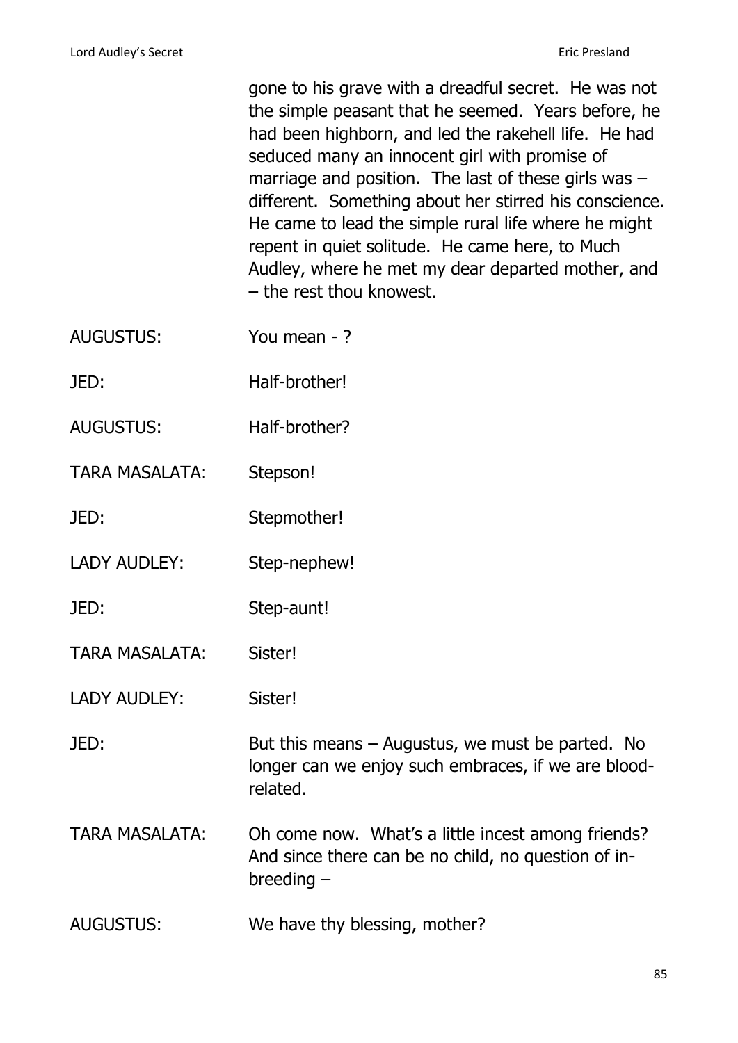gone to his grave with a dreadful secret. He was not the simple peasant that he seemed. Years before, he had been highborn, and led the rakehell life. He had seduced many an innocent girl with promise of marriage and position. The last of these girls was – different. Something about her stirred his conscience. He came to lead the simple rural life where he might repent in quiet solitude. He came here, to Much Audley, where he met my dear departed mother, and – the rest thou knowest.

AUGUSTUS: You mean - ?

JED: Half-brother!

AUGUSTUS: Half-brother?

TARA MASALATA: Stepson!

JED: Stepmother!

LADY AUDLEY: Step-nephew!

JED: Step-aunt!

TARA MASALATA: Sister!

LADY AUDLEY: Sister!

JED: But this means – Augustus, we must be parted. No longer can we enjoy such embraces, if we are blood-related.

TARA MASALATA: Oh come now. What's a little incest among friends? And since there can be no child, no question of in-breeding –

AUGUSTUS: We have thy blessing, mother?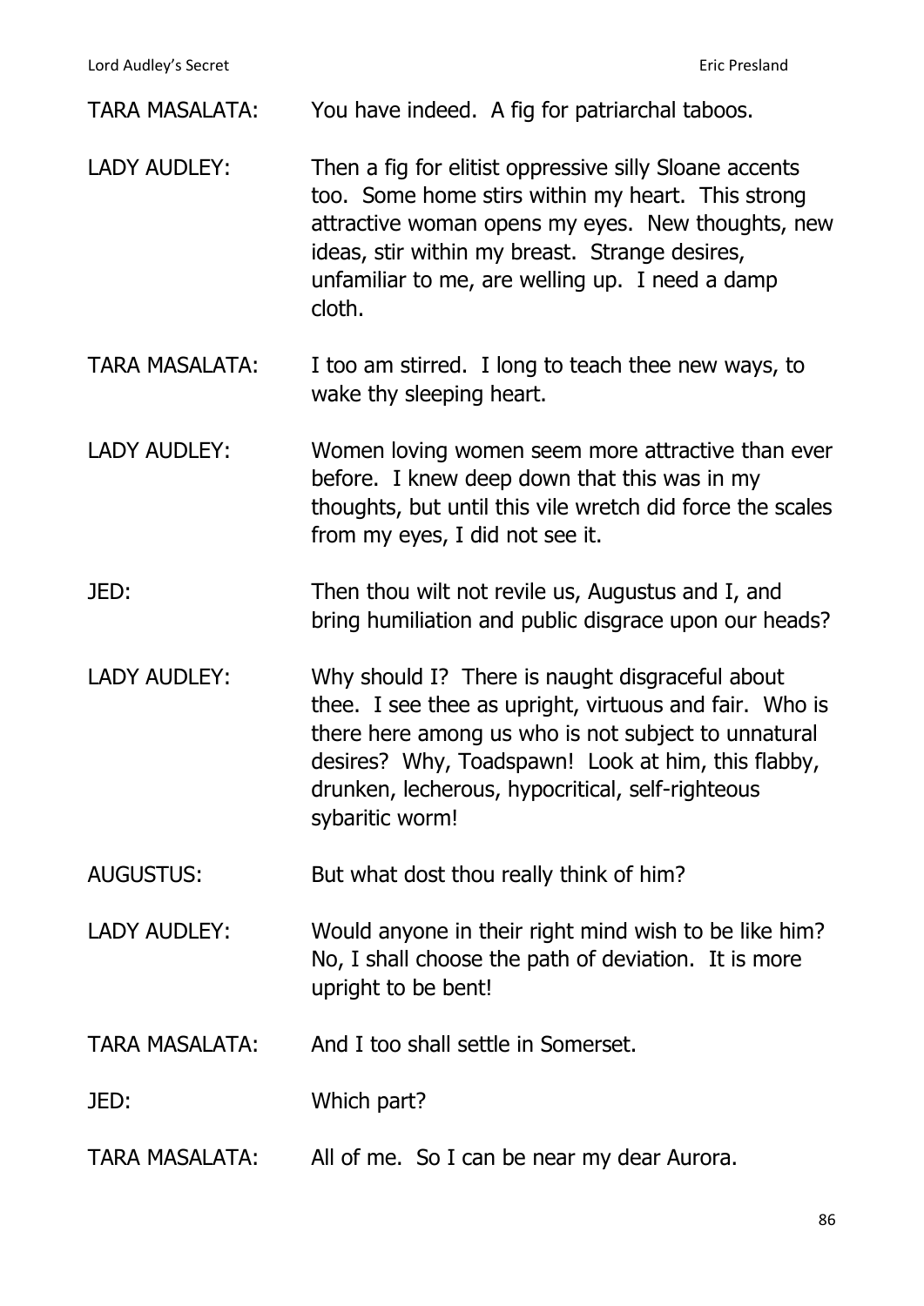TARA MASALATA: You have indeed. A fig for patriarchal taboos.

LADY AUDLEY: Then a fig for elitist oppressive silly Sloane accents too. Some home stirs within my heart. This strong attractive woman opens my eyes. New thoughts, new ideas, stir within my breast. Strange desires, unfamiliar to me, are welling up. I need a damp cloth.

TARA MASALATA: I too am stirred. I long to teach thee new ways, to wake thy sleeping heart.

LADY AUDLEY: Women loving women seem more attractive than ever before. I knew deep down that this was in my thoughts, but until this vile wretch did force the scales from my eyes, I did not see it.

JED: Then thou wilt not revile us, Augustus and I, and bring humiliation and public disgrace upon our heads?

LADY AUDLEY: Why should I? There is naught disgraceful about thee. I see thee as upright, virtuous and fair. Who is there here among us who is not subject to unnatural desires? Why, Toadspawn! Look at him, this flabby, drunken, lecherous, hypocritical, self-righteous sybaritic worm!

AUGUSTUS: But what dost thou really think of him?

LADY AUDLEY: Would anyone in their right mind wish to be like him? No, I shall choose the path of deviation. It is more upright to be bent!

TARA MASALATA: And I too shall settle in Somerset.

JED: Which part?

TARA MASALATA: All of me. So I can be near my dear Aurora.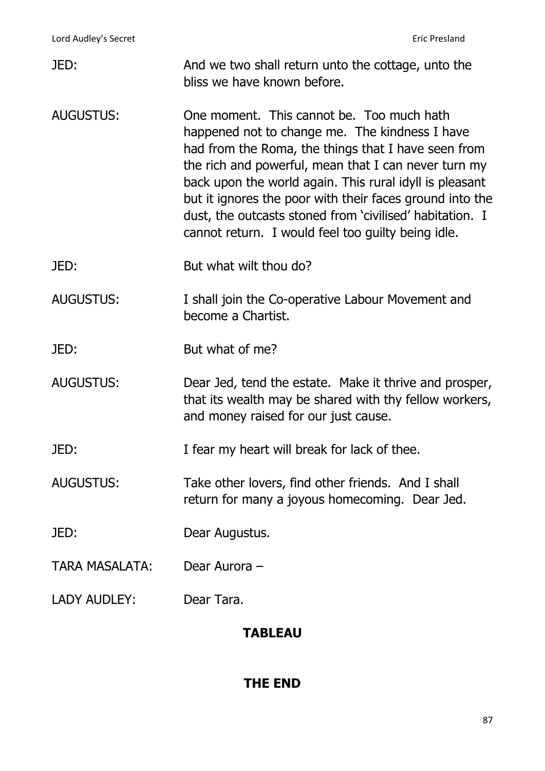JED: And we two shall return unto the cottage, unto the bliss we have known before.

AUGUSTUS: One moment. This cannot be. Too much hath happened not to change me. The kindness I have had from the Roma, the things that I have seen from the rich and powerful, mean that I can never turn my back upon the world again. This rural idyll is pleasant but it ignores the poor with their faces ground into the dust, the outcasts stoned from 'civilised' habitation. I cannot return. I would feel too guilty being idle.

JED: But what wilt thou do?

AUGUSTUS: I shall join the Co-operative Labour Movement and become a Chartist.

JED: But what of me?

AUGUSTUS: Dear Jed, tend the estate. Make it thrive and prosper, that its wealth may be shared with thy fellow workers, and money raised for our just cause.

JED: I fear my heart will break for lack of thee.

AUGUSTUS: Take other lovers, find other friends. And I shall return for many a joyous homecoming. Dear Jed.

JED: Dear Augustus.

TARA MASALATA: Dear Aurora –

LADY AUDLEY: Dear Tara.

**TABLEAU**

**THE END**